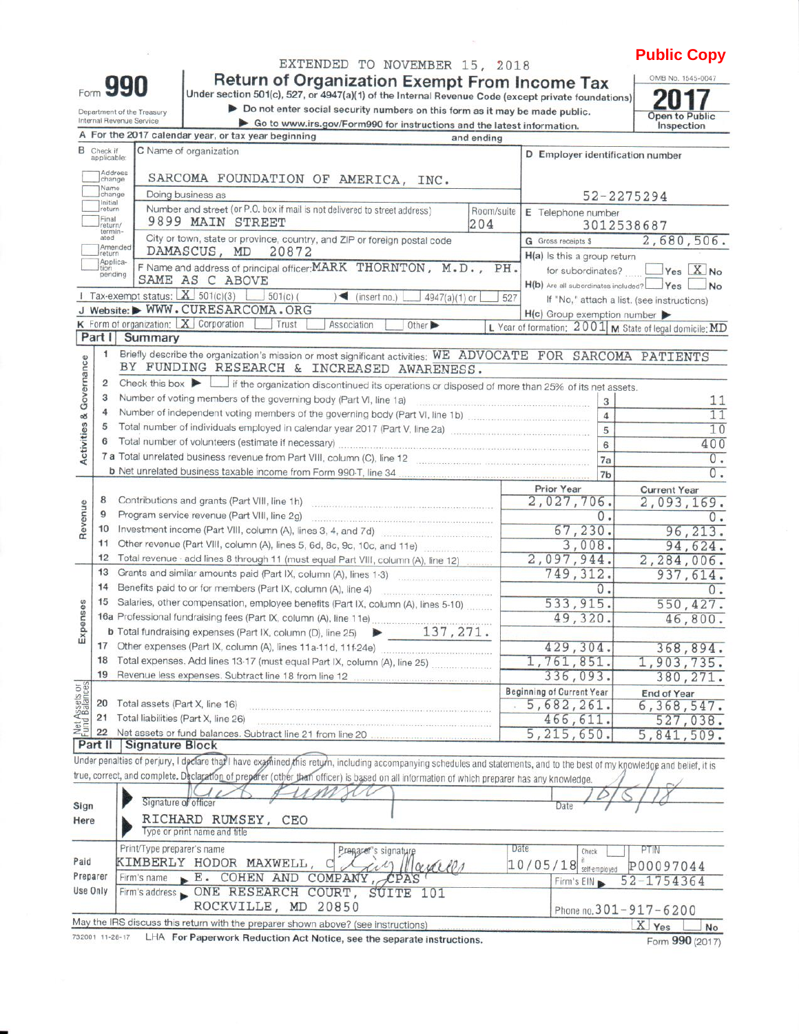EXTENDED TO NOVEMBER 15, 2018

**Public Copy**

# Form 990 — Return of Organization Exempt From Income Tax

Under section 501(c), 527, or 4947(a)(1) of the Internal Revenue Code (except private foundations)

▶ Do not enter social security numbers on this form as it may be made public.

▶ Go to www.irs.gov/Form990 for instructions and the latest information.

Department of the Treasury
Internal Revenue Service

OMB No. 1545-0047

**2017**

Open to Public Inspection

**A** For the 2017 calendar year, or tax year beginning and ending

**B** Check if applicable: Address change, Name change, Initial return, Final return/terminated, Amended return, Application pending

**C** Name of organization: SARCOMA FOUNDATION OF AMERICA, INC.

Doing business as

Number and street (or P.O. box if mail is not delivered to street address): 9899 MAIN STREET — Room/suite: 204

City or town, state or province, country, and ZIP or foreign postal code: DAMASCUS, MD 20872

**D** Employer identification number: 52-2275294

**E** Telephone number: 3012538687

**G** Gross receipts $ 2,680,506.

**F** Name and address of principal officer: MARK THORNTON, M.D., PH. SAME AS C ABOVE

**H(a)** Is this a group return for subordinates? Yes [ ] No [X]

**H(b)** Are all subordinates included? Yes [ ] No [ ]

If "No," attach a list. (see instructions)

**H(c)** Group exemption number ▶

**I** Tax-exempt status: [X] 501(c)(3) [ ] 501(c) ( ) ◀ (insert no.) [ ] 4947(a)(1) or [ ] 527

**J** Website: ▶ WWW.CURESARCOMA.ORG

**K** Form of organization: [X] Corporation [ ] Trust [ ] Association [ ] Other ▶

**L** Year of formation: 2001 **M** State of legal domicile: MD

## Part I Summary

### Activities & Governance

1. Briefly describe the organization's mission or most significant activities: WE ADVOCATE FOR SARCOMA PATIENTS BY FUNDING RESEARCH & INCREASED AWARENESS.
2. Check this box ▶ [ ] if the organization discontinued its operations or disposed of more than 25% of its net assets.

| Line | Description | No. | Value |
|---|---|---|---|
| 3 | Number of voting members of the governing body (Part VI, line 1a) | 3 | 11 |
| 4 | Number of independent voting members of the governing body (Part VI, line 1b) | 4 | 11 |
| 5 | Total number of individuals employed in calendar year 2017 (Part V, line 2a) | 5 | 10 |
| 6 | Total number of volunteers (estimate if necessary) | 6 | 400 |
| 7a | Total unrelated business revenue from Part VIII, column (C), line 12 | 7a | 0. |
| 7b | Net unrelated business taxable income from Form 990-T, line 34 | 7b | 0. |

### Revenue / Expenses

| Line | Description | Prior Year | Current Year |
|---|---|---|---|
| 8 | Contributions and grants (Part VIII, line 1h) | 2,027,706. | 2,093,169. |
| 9 | Program service revenue (Part VIII, line 2g) | 0. | 0. |
| 10 | Investment income (Part VIII, column (A), lines 3, 4, and 7d) | 67,230. | 96,213. |
| 11 | Other revenue (Part VIII, column (A), lines 5, 6d, 8c, 9c, 10c, and 11e) | 3,008. | 94,624. |
| 12 | Total revenue - add lines 8 through 11 (must equal Part VIII, column (A), line 12) | 2,097,944. | 2,284,006. |
| 13 | Grants and similar amounts paid (Part IX, column (A), lines 1-3) | 749,312. | 937,614. |
| 14 | Benefits paid to or for members (Part IX, column (A), line 4) | 0. | 0. |
| 15 | Salaries, other compensation, employee benefits (Part IX, column (A), lines 5-10) | 533,915. | 550,427. |
| 16a | Professional fundraising fees (Part IX, column (A), line 11e) | 49,320. | 46,800. |
| b | Total fundraising expenses (Part IX, column (D), line 25) ▶ 137,271. | | |
| 17 | Other expenses (Part IX, column (A), lines 11a-11d, 11f-24e) | 429,304. | 368,894. |
| 18 | Total expenses. Add lines 13-17 (must equal Part IX, column (A), line 25) | 1,761,851. | 1,903,735. |
| 19 | Revenue less expenses. Subtract line 18 from line 12 | 336,093. | 380,271. |

### Net Assets or Fund Balances

| Line | Description | Beginning of Current Year | End of Year |
|---|---|---|---|
| 20 | Total assets (Part X, line 16) | 5,682,261. | 6,368,547. |
| 21 | Total liabilities (Part X, line 26) | 466,611. | 527,038. |
| 22 | Net assets or fund balances. Subtract line 21 from line 20 | 5,215,650. | 5,841,509. |

## Part II Signature Block

Under penalties of perjury, I declare that I have examined this return, including accompanying schedules and statements, and to the best of my knowledge and belief, it is true, correct, and complete. Declaration of preparer (other than officer) is based on all information of which preparer has any knowledge.

**Sign Here**

Signature of officer — Date: 10/5/18

RICHARD RUMSEY, CEO
Type or print name and title

**Paid Preparer Use Only**

| Print/Type preparer's name | Preparer's signature | Date | Check if self-employed | PTIN |
|---|---|---|---|---|
| KIMBERLY HODOR MAXWELL, C | | 10/05/18 | [ ] | P00097044 |

Firm's name ▶ E. COHEN AND COMPANY, CPAS — Firm's EIN ▶ 52-1754364

Firm's address ▶ ONE RESEARCH COURT, SUITE 101, ROCKVILLE, MD 20850 — Phone no. 301-917-6200

May the IRS discuss this return with the preparer shown above? (see instructions) [X] Yes [ ] No

732001 11-28-17 LHA For Paperwork Reduction Act Notice, see the separate instructions. Form **990** (2017)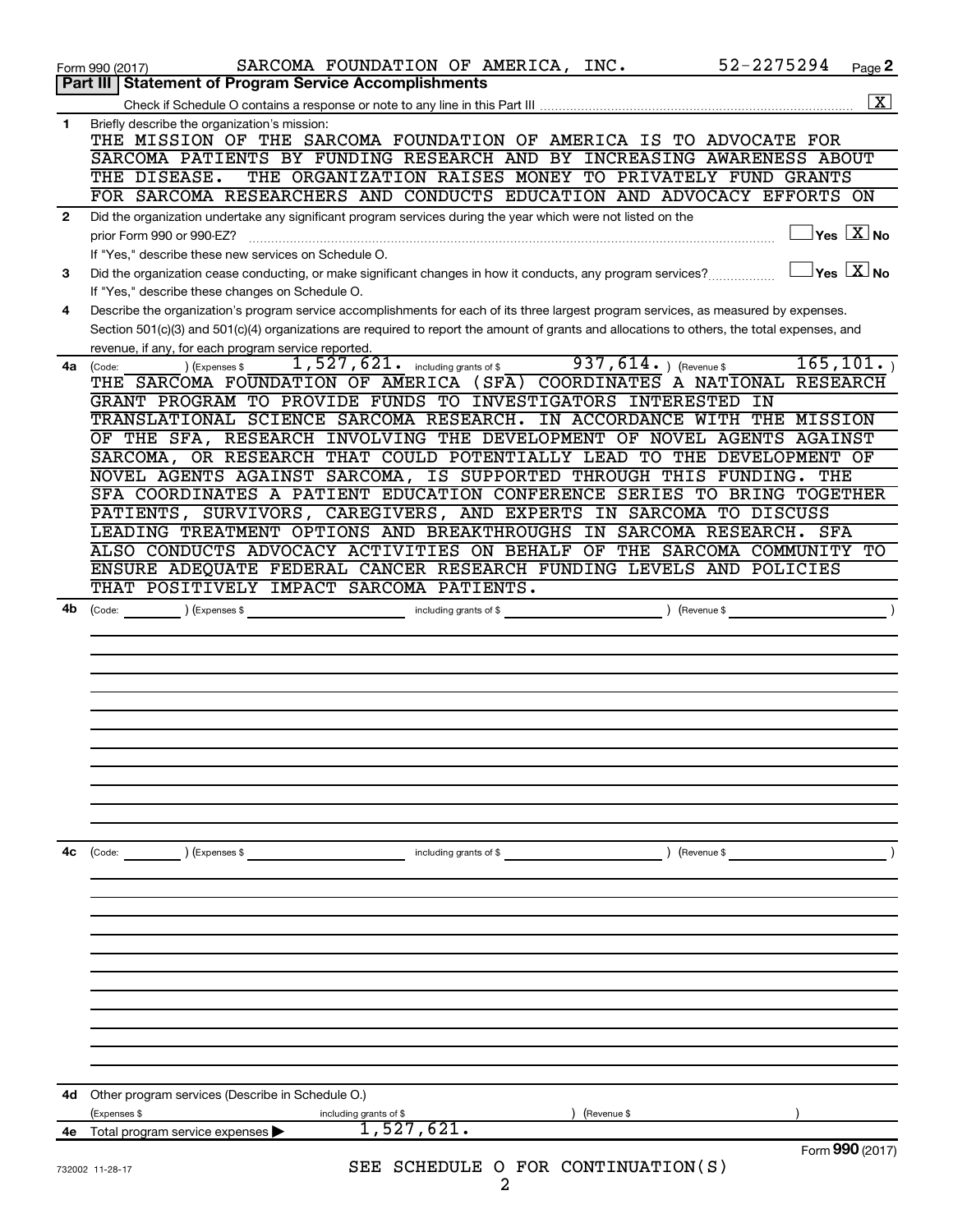Form 990 (2017) SARCOMA FOUNDATION OF AMERICA, INC. 52-2275294 Page **2**

## Part III | Statement of Program Service Accomplishments

Check if Schedule O contains a response or note to any line in this Part III .......... [X]

**1** Briefly describe the organization's mission:

THE MISSION OF THE SARCOMA FOUNDATION OF AMERICA IS TO ADVOCATE FOR SARCOMA PATIENTS BY FUNDING RESEARCH AND BY INCREASING AWARENESS ABOUT THE DISEASE. THE ORGANIZATION RAISES MONEY TO PRIVATELY FUND GRANTS FOR SARCOMA RESEARCHERS AND CONDUCTS EDUCATION AND ADVOCACY EFFORTS ON

**2** Did the organization undertake any significant program services during the year which were not listed on the prior Form 990 or 990-EZ? .......... [ ] Yes [X] No

If "Yes," describe these new services on Schedule O.

**3** Did the organization cease conducting, or make significant changes in how it conducts, any program services? .......... [ ] Yes [X] No

If "Yes," describe these changes on Schedule O.

**4** Describe the organization's program service accomplishments for each of its three largest program services, as measured by expenses. Section 501(c)(3) and 501(c)(4) organizations are required to report the amount of grants and allocations to others, the total expenses, and revenue, if any, for each program service reported.

**4a** (Code: ) (Expenses $ 1,527,621. including grants of $ 937,614. ) (Revenue $ 165,101. )

THE SARCOMA FOUNDATION OF AMERICA (SFA) COORDINATES A NATIONAL RESEARCH GRANT PROGRAM TO PROVIDE FUNDS TO INVESTIGATORS INTERESTED IN TRANSLATIONAL SCIENCE SARCOMA RESEARCH. IN ACCORDANCE WITH THE MISSION OF THE SFA, RESEARCH INVOLVING THE DEVELOPMENT OF NOVEL AGENTS AGAINST SARCOMA, OR RESEARCH THAT COULD POTENTIALLY LEAD TO THE DEVELOPMENT OF NOVEL AGENTS AGAINST SARCOMA, IS SUPPORTED THROUGH THIS FUNDING. THE SFA COORDINATES A PATIENT EDUCATION CONFERENCE SERIES TO BRING TOGETHER PATIENTS, SURVIVORS, CAREGIVERS, AND EXPERTS IN SARCOMA TO DISCUSS LEADING TREATMENT OPTIONS AND BREAKTHROUGHS IN SARCOMA RESEARCH. SFA ALSO CONDUCTS ADVOCACY ACTIVITIES ON BEHALF OF THE SARCOMA COMMUNITY TO ENSURE ADEQUATE FEDERAL CANCER RESEARCH FUNDING LEVELS AND POLICIES THAT POSITIVELY IMPACT SARCOMA PATIENTS.

**4b** (Code: ) (Expenses $ including grants of $ ) (Revenue $ )

**4c** (Code: ) (Expenses $ including grants of $ ) (Revenue $ )

**4d** Other program services (Describe in Schedule O.)

(Expenses $ including grants of $ ) (Revenue $ )

**4e** Total program service expenses ▶ 1,527,621.

Form **990** (2017)

732002 11-28-17

SEE SCHEDULE O FOR CONTINUATION(S)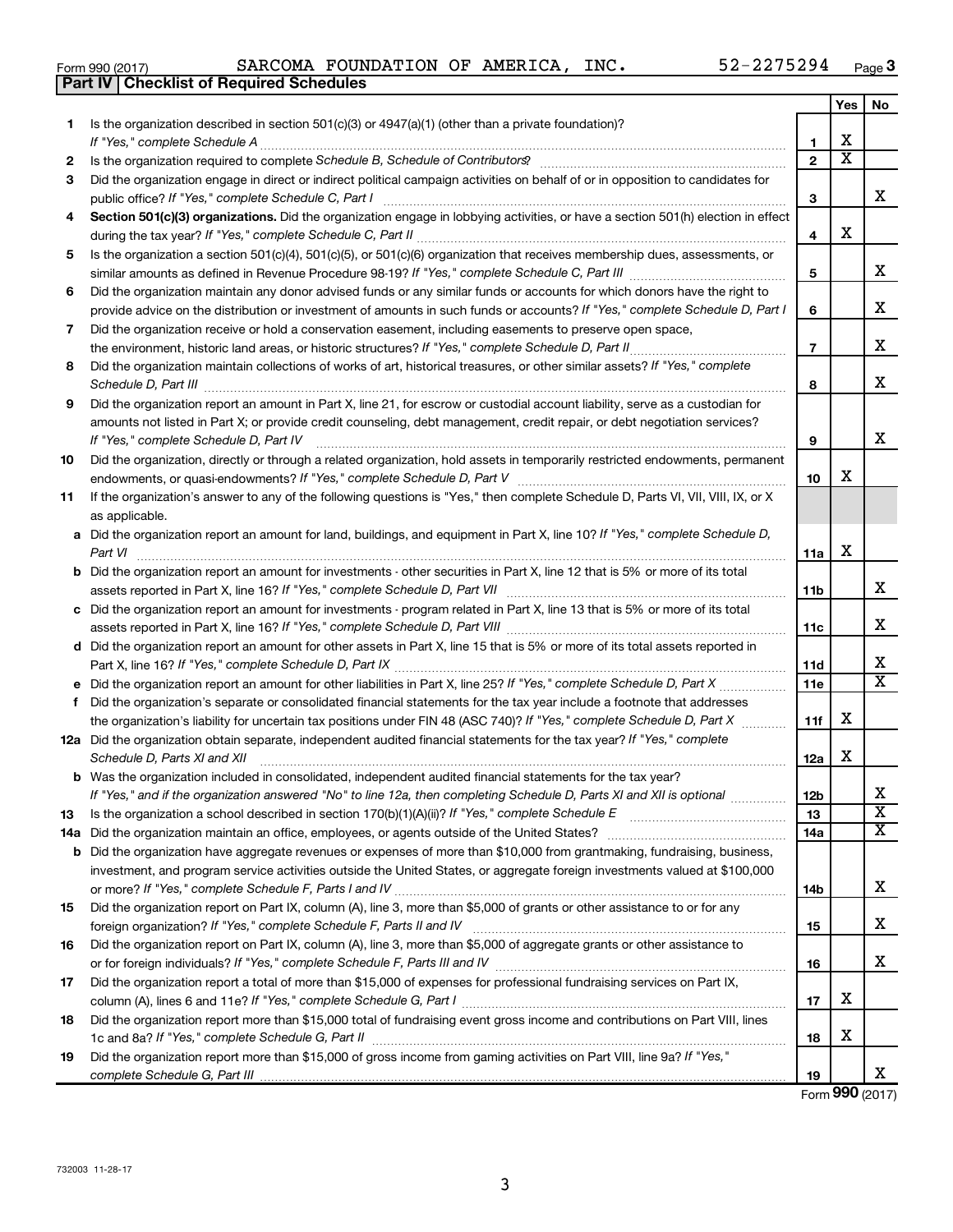Form 990 (2017) SARCOMA FOUNDATION OF AMERICA, INC. 52-2275294 Page 3

**Part IV | Checklist of Required Schedules**

| | | | Yes | No |
|---|---|---|---|---|
| 1 | Is the organization described in section 501(c)(3) or 4947(a)(1) (other than a private foundation)? *If "Yes," complete Schedule A* | 1 | X | |
| 2 | Is the organization required to complete *Schedule B, Schedule of Contributors*? | 2 | X | |
| 3 | Did the organization engage in direct or indirect political campaign activities on behalf of or in opposition to candidates for public office? *If "Yes," complete Schedule C, Part I* | 3 | | X |
| 4 | **Section 501(c)(3) organizations.** Did the organization engage in lobbying activities, or have a section 501(h) election in effect during the tax year? *If "Yes," complete Schedule C, Part II* | 4 | X | |
| 5 | Is the organization a section 501(c)(4), 501(c)(5), or 501(c)(6) organization that receives membership dues, assessments, or similar amounts as defined in Revenue Procedure 98-19? *If "Yes," complete Schedule C, Part III* | 5 | | X |
| 6 | Did the organization maintain any donor advised funds or any similar funds or accounts for which donors have the right to provide advice on the distribution or investment of amounts in such funds or accounts? *If "Yes," complete Schedule D, Part I* | 6 | | X |
| 7 | Did the organization receive or hold a conservation easement, including easements to preserve open space, the environment, historic land areas, or historic structures? *If "Yes," complete Schedule D, Part II* | 7 | | X |
| 8 | Did the organization maintain collections of works of art, historical treasures, or other similar assets? *If "Yes," complete Schedule D, Part III* | 8 | | X |
| 9 | Did the organization report an amount in Part X, line 21, for escrow or custodial account liability, serve as a custodian for amounts not listed in Part X; or provide credit counseling, debt management, credit repair, or debt negotiation services? *If "Yes," complete Schedule D, Part IV* | 9 | | X |
| 10 | Did the organization, directly or through a related organization, hold assets in temporarily restricted endowments, permanent endowments, or quasi-endowments? *If "Yes," complete Schedule D, Part V* | 10 | X | |
| 11 | If the organization's answer to any of the following questions is "Yes," then complete Schedule D, Parts VI, VII, VIII, IX, or X as applicable. | | | |
| a | Did the organization report an amount for land, buildings, and equipment in Part X, line 10? *If "Yes," complete Schedule D, Part VI* | 11a | X | |
| b | Did the organization report an amount for investments - other securities in Part X, line 12 that is 5% or more of its total assets reported in Part X, line 16? *If "Yes," complete Schedule D, Part VII* | 11b | | X |
| c | Did the organization report an amount for investments - program related in Part X, line 13 that is 5% or more of its total assets reported in Part X, line 16? *If "Yes," complete Schedule D, Part VIII* | 11c | | X |
| d | Did the organization report an amount for other assets in Part X, line 15 that is 5% or more of its total assets reported in Part X, line 16? *If "Yes," complete Schedule D, Part IX* | 11d | | X |
| e | Did the organization report an amount for other liabilities in Part X, line 25? *If "Yes," complete Schedule D, Part X* | 11e | | X |
| f | Did the organization's separate or consolidated financial statements for the tax year include a footnote that addresses the organization's liability for uncertain tax positions under FIN 48 (ASC 740)? *If "Yes," complete Schedule D, Part X* | 11f | X | |
| 12a | Did the organization obtain separate, independent audited financial statements for the tax year? *If "Yes," complete Schedule D, Parts XI and XII* | 12a | X | |
| b | Was the organization included in consolidated, independent audited financial statements for the tax year? *If "Yes," and if the organization answered "No" to line 12a, then completing Schedule D, Parts XI and XII is optional* | 12b | | X |
| 13 | Is the organization a school described in section 170(b)(1)(A)(ii)? *If "Yes," complete Schedule E* | 13 | | X |
| 14a | Did the organization maintain an office, employees, or agents outside of the United States? | 14a | | X |
| b | Did the organization have aggregate revenues or expenses of more than $10,000 from grantmaking, fundraising, business, investment, and program service activities outside the United States, or aggregate foreign investments valued at $100,000 or more? *If "Yes," complete Schedule F, Parts I and IV* | 14b | | X |
| 15 | Did the organization report on Part IX, column (A), line 3, more than $5,000 of grants or other assistance to or for any foreign organization? *If "Yes," complete Schedule F, Parts II and IV* | 15 | | X |
| 16 | Did the organization report on Part IX, column (A), line 3, more than $5,000 of aggregate grants or other assistance to or for foreign individuals? *If "Yes," complete Schedule F, Parts III and IV* | 16 | | X |
| 17 | Did the organization report a total of more than $15,000 of expenses for professional fundraising services on Part IX, column (A), lines 6 and 11e? *If "Yes," complete Schedule G, Part I* | 17 | X | |
| 18 | Did the organization report more than $15,000 total of fundraising event gross income and contributions on Part VIII, lines 1c and 8a? *If "Yes," complete Schedule G, Part II* | 18 | X | |
| 19 | Did the organization report more than $15,000 of gross income from gaming activities on Part VIII, line 9a? *If "Yes," complete Schedule G, Part III* | 19 | | X |

Form **990** (2017)

732003 11-28-17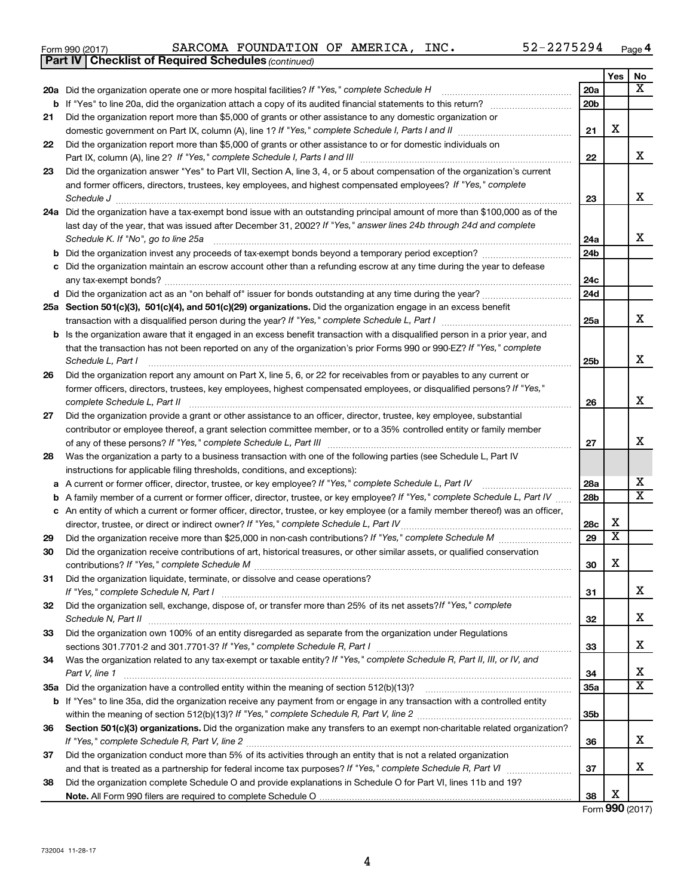Form 990 (2017) SARCOMA FOUNDATION OF AMERICA, INC. 52-2275294 Page 4

**Part IV | Checklist of Required Schedules** *(continued)*

| | | | Yes | No |
|---|---|---|---|---|
| **20a** | Did the organization operate one or more hospital facilities? *If "Yes," complete Schedule H* | 20a | | X |
| **b** | If "Yes" to line 20a, did the organization attach a copy of its audited financial statements to this return? | 20b | | |
| **21** | Did the organization report more than $5,000 of grants or other assistance to any domestic organization or domestic government on Part IX, column (A), line 1? *If "Yes," complete Schedule I, Parts I and II* | 21 | X | |
| **22** | Did the organization report more than $5,000 of grants or other assistance to or for domestic individuals on Part IX, column (A), line 2? *If "Yes," complete Schedule I, Parts I and III* | 22 | | X |
| **23** | Did the organization answer "Yes" to Part VII, Section A, line 3, 4, or 5 about compensation of the organization's current and former officers, directors, trustees, key employees, and highest compensated employees? *If "Yes," complete Schedule J* | 23 | | X |
| **24a** | Did the organization have a tax-exempt bond issue with an outstanding principal amount of more than $100,000 as of the last day of the year, that was issued after December 31, 2002? *If "Yes," answer lines 24b through 24d and complete Schedule K. If "No", go to line 25a* | 24a | | X |
| **b** | Did the organization invest any proceeds of tax-exempt bonds beyond a temporary period exception? | 24b | | |
| **c** | Did the organization maintain an escrow account other than a refunding escrow at any time during the year to defease any tax-exempt bonds? | 24c | | |
| **d** | Did the organization act as an "on behalf of" issuer for bonds outstanding at any time during the year? | 24d | | |
| **25a** | **Section 501(c)(3), 501(c)(4), and 501(c)(29) organizations.** Did the organization engage in an excess benefit transaction with a disqualified person during the year? *If "Yes," complete Schedule L, Part I* | 25a | | X |
| **b** | Is the organization aware that it engaged in an excess benefit transaction with a disqualified person in a prior year, and that the transaction has not been reported on any of the organization's prior Forms 990 or 990-EZ? *If "Yes," complete Schedule L, Part I* | 25b | | X |
| **26** | Did the organization report any amount on Part X, line 5, 6, or 22 for receivables from or payables to any current or former officers, directors, trustees, key employees, highest compensated employees, or disqualified persons? *If "Yes," complete Schedule L, Part II* | 26 | | X |
| **27** | Did the organization provide a grant or other assistance to an officer, director, trustee, key employee, substantial contributor or employee thereof, a grant selection committee member, or to a 35% controlled entity or family member of any of these persons? *If "Yes," complete Schedule L, Part III* | 27 | | X |
| **28** | Was the organization a party to a business transaction with one of the following parties (see Schedule L, Part IV instructions for applicable filing thresholds, conditions, and exceptions): | | | |
| **a** | A current or former officer, director, trustee, or key employee? *If "Yes," complete Schedule L, Part IV* | 28a | | X |
| **b** | A family member of a current or former officer, director, trustee, or key employee? *If "Yes," complete Schedule L, Part IV* | 28b | | X |
| **c** | An entity of which a current or former officer, director, trustee, or key employee (or a family member thereof) was an officer, director, trustee, or direct or indirect owner? *If "Yes," complete Schedule L, Part IV* | 28c | X | |
| **29** | Did the organization receive more than $25,000 in non-cash contributions? *If "Yes," complete Schedule M* | 29 | X | |
| **30** | Did the organization receive contributions of art, historical treasures, or other similar assets, or qualified conservation contributions? *If "Yes," complete Schedule M* | 30 | X | |
| **31** | Did the organization liquidate, terminate, or dissolve and cease operations? *If "Yes," complete Schedule N, Part I* | 31 | | X |
| **32** | Did the organization sell, exchange, dispose of, or transfer more than 25% of its net assets? *If "Yes," complete Schedule N, Part II* | 32 | | X |
| **33** | Did the organization own 100% of an entity disregarded as separate from the organization under Regulations sections 301.7701-2 and 301.7701-3? *If "Yes," complete Schedule R, Part I* | 33 | | X |
| **34** | Was the organization related to any tax-exempt or taxable entity? *If "Yes," complete Schedule R, Part II, III, or IV, and Part V, line 1* | 34 | | X |
| **35a** | Did the organization have a controlled entity within the meaning of section 512(b)(13)? | 35a | | X |
| **b** | If "Yes" to line 35a, did the organization receive any payment from or engage in any transaction with a controlled entity within the meaning of section 512(b)(13)? *If "Yes," complete Schedule R, Part V, line 2* | 35b | | |
| **36** | **Section 501(c)(3) organizations.** Did the organization make any transfers to an exempt non-charitable related organization? *If "Yes," complete Schedule R, Part V, line 2* | 36 | | X |
| **37** | Did the organization conduct more than 5% of its activities through an entity that is not a related organization and that is treated as a partnership for federal income tax purposes? *If "Yes," complete Schedule R, Part VI* | 37 | | X |
| **38** | Did the organization complete Schedule O and provide explanations in Schedule O for Part VI, lines 11b and 19? **Note.** All Form 990 filers are required to complete Schedule O | 38 | X | |

Form **990** (2017)

732004 11-28-17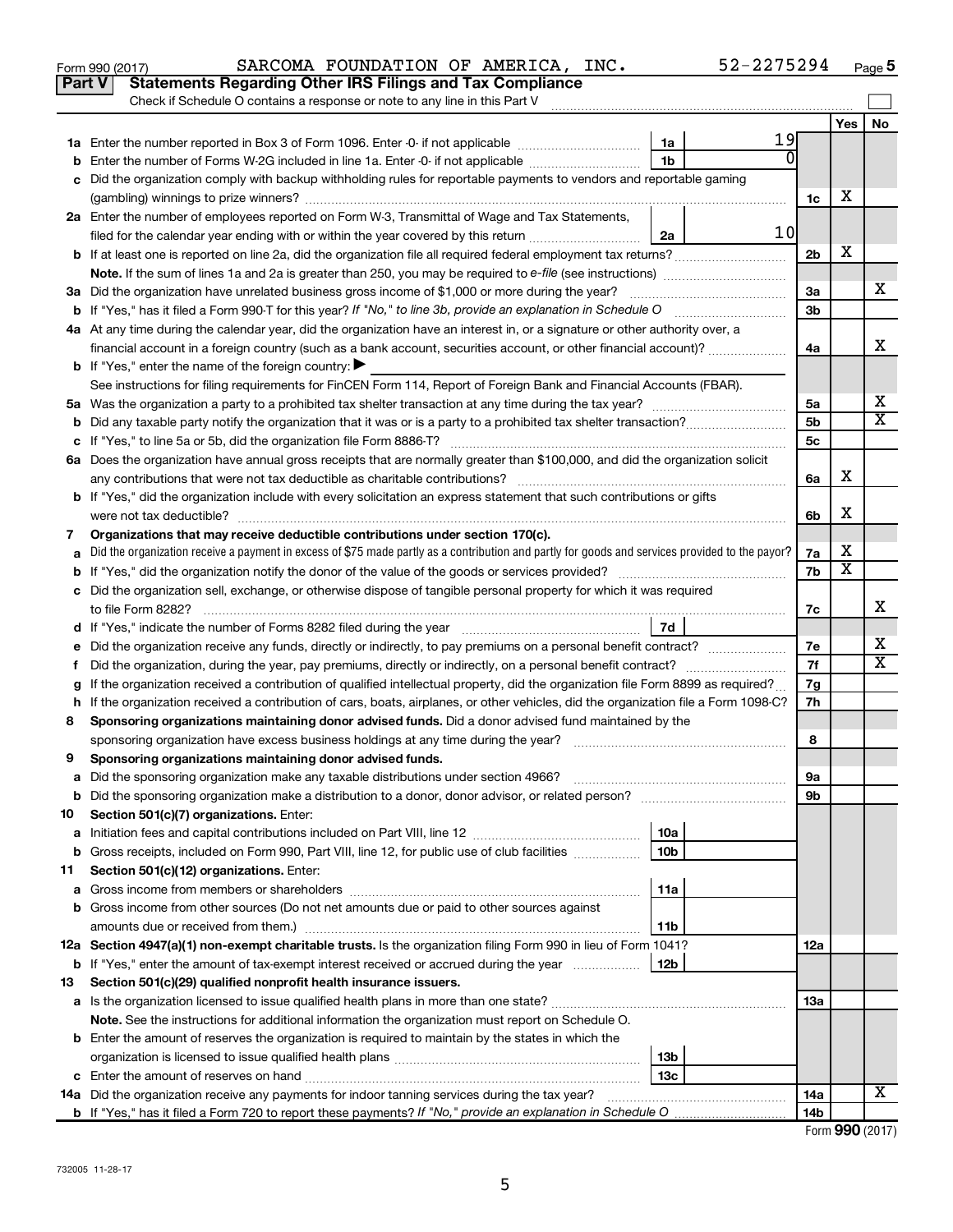Form 990 (2017) SARCOMA FOUNDATION OF AMERICA, INC. 52-2275294 Page 5

**Part V Statements Regarding Other IRS Filings and Tax Compliance**

Check if Schedule O contains a response or note to any line in this Part V

| | | | | | Yes | No |
|---|---|---|---|---|---|---|
| **1a** | Enter the number reported in Box 3 of Form 1096. Enter -0- if not applicable | 1a | 19 | | | |
| **b** | Enter the number of Forms W-2G included in line 1a. Enter -0- if not applicable | 1b | 0 | | | |
| **c** | Did the organization comply with backup withholding rules for reportable payments to vendors and reportable gaming (gambling) winnings to prize winners? | | | 1c | X | |
| **2a** | Enter the number of employees reported on Form W-3, Transmittal of Wage and Tax Statements, filed for the calendar year ending with or within the year covered by this return | 2a | 10 | | | |
| **b** | If at least one is reported on line 2a, did the organization file all required federal employment tax returns? | | | 2b | X | |
| | **Note.** If the sum of lines 1a and 2a is greater than 250, you may be required to *e-file* (see instructions) | | | | | |
| **3a** | Did the organization have unrelated business gross income of $1,000 or more during the year? | | | 3a | | X |
| **b** | If "Yes," has it filed a Form 990-T for this year? *If "No," to line 3b, provide an explanation in Schedule O* | | | 3b | | |
| **4a** | At any time during the calendar year, did the organization have an interest in, or a signature or other authority over, a financial account in a foreign country (such as a bank account, securities account, or other financial account)? | | | 4a | | X |
| **b** | If "Yes," enter the name of the foreign country: ▶ | | | | | |
| | See instructions for filing requirements for FinCEN Form 114, Report of Foreign Bank and Financial Accounts (FBAR). | | | | | |
| **5a** | Was the organization a party to a prohibited tax shelter transaction at any time during the tax year? | | | 5a | | X |
| **b** | Did any taxable party notify the organization that it was or is a party to a prohibited tax shelter transaction? | | | 5b | | X |
| **c** | If "Yes," to line 5a or 5b, did the organization file Form 8886-T? | | | 5c | | |
| **6a** | Does the organization have annual gross receipts that are normally greater than $100,000, and did the organization solicit any contributions that were not tax deductible as charitable contributions? | | | 6a | X | |
| **b** | If "Yes," did the organization include with every solicitation an express statement that such contributions or gifts were not tax deductible? | | | 6b | X | |
| **7** | **Organizations that may receive deductible contributions under section 170(c).** | | | | | |
| **a** | Did the organization receive a payment in excess of $75 made partly as a contribution and partly for goods and services provided to the payor? | | | 7a | X | |
| **b** | If "Yes," did the organization notify the donor of the value of the goods or services provided? | | | 7b | X | |
| **c** | Did the organization sell, exchange, or otherwise dispose of tangible personal property for which it was required to file Form 8282? | | | 7c | | X |
| **d** | If "Yes," indicate the number of Forms 8282 filed during the year | 7d | | | | |
| **e** | Did the organization receive any funds, directly or indirectly, to pay premiums on a personal benefit contract? | | | 7e | | X |
| **f** | Did the organization, during the year, pay premiums, directly or indirectly, on a personal benefit contract? | | | 7f | | X |
| **g** | If the organization received a contribution of qualified intellectual property, did the organization file Form 8899 as required? | | | 7g | | |
| **h** | If the organization received a contribution of cars, boats, airplanes, or other vehicles, did the organization file a Form 1098-C? | | | 7h | | |
| **8** | **Sponsoring organizations maintaining donor advised funds.** Did a donor advised fund maintained by the sponsoring organization have excess business holdings at any time during the year? | | | 8 | | |
| **9** | **Sponsoring organizations maintaining donor advised funds.** | | | | | |
| **a** | Did the sponsoring organization make any taxable distributions under section 4966? | | | 9a | | |
| **b** | Did the sponsoring organization make a distribution to a donor, donor advisor, or related person? | | | 9b | | |
| **10** | **Section 501(c)(7) organizations.** Enter: | | | | | |
| **a** | Initiation fees and capital contributions included on Part VIII, line 12 | 10a | | | | |
| **b** | Gross receipts, included on Form 990, Part VIII, line 12, for public use of club facilities | 10b | | | | |
| **11** | **Section 501(c)(12) organizations.** Enter: | | | | | |
| **a** | Gross income from members or shareholders | 11a | | | | |
| **b** | Gross income from other sources (Do not net amounts due or paid to other sources against amounts due or received from them.) | 11b | | | | |
| **12a** | **Section 4947(a)(1) non-exempt charitable trusts.** Is the organization filing Form 990 in lieu of Form 1041? | | | 12a | | |
| **b** | If "Yes," enter the amount of tax-exempt interest received or accrued during the year | 12b | | | | |
| **13** | **Section 501(c)(29) qualified nonprofit health insurance issuers.** | | | | | |
| **a** | Is the organization licensed to issue qualified health plans in more than one state? | | | 13a | | |
| | **Note.** See the instructions for additional information the organization must report on Schedule O. | | | | | |
| **b** | Enter the amount of reserves the organization is required to maintain by the states in which the organization is licensed to issue qualified health plans | 13b | | | | |
| **c** | Enter the amount of reserves on hand | 13c | | | | |
| **14a** | Did the organization receive any payments for indoor tanning services during the tax year? | | | 14a | | X |
| **b** | If "Yes," has it filed a Form 720 to report these payments? *If "No," provide an explanation in Schedule O* | | | 14b | | |

Form **990** (2017)

732005 11-28-17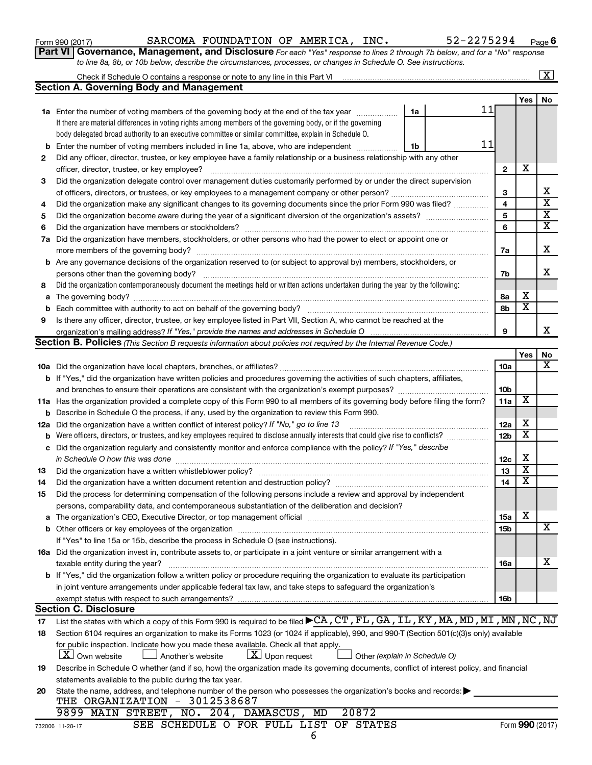Form 990 (2017) SARCOMA FOUNDATION OF AMERICA, INC. 52-2275294 Page 6

**Part VI Governance, Management, and Disclosure** *For each "Yes" response to lines 2 through 7b below, and for a "No" response to line 8a, 8b, or 10b below, describe the circumstances, processes, or changes in Schedule O. See instructions.*

Check if Schedule O contains a response or note to any line in this Part VI ..... [X]

## Section A. Governing Body and Management

| | | | | | Yes | No |
|---|---|---|---|---|---|---|
| **1a** | Enter the number of voting members of the governing body at the end of the tax year. If there are material differences in voting rights among members of the governing body, or if the governing body delegated broad authority to an executive committee or similar committee, explain in Schedule O. | 1a | 11 | | | |
| **b** | Enter the number of voting members included in line 1a, above, who are independent | 1b | 11 | | | |
| **2** | Did any officer, director, trustee, or key employee have a family relationship or a business relationship with any other officer, director, trustee, or key employee? | | | 2 | X | |
| **3** | Did the organization delegate control over management duties customarily performed by or under the direct supervision of officers, directors, or trustees, or key employees to a management company or other person? | | | 3 | | X |
| **4** | Did the organization make any significant changes to its governing documents since the prior Form 990 was filed? | | | 4 | | X |
| **5** | Did the organization become aware during the year of a significant diversion of the organization's assets? | | | 5 | | X |
| **6** | Did the organization have members or stockholders? | | | 6 | | X |
| **7a** | Did the organization have members, stockholders, or other persons who had the power to elect or appoint one or more members of the governing body? | | | 7a | | X |
| **b** | Are any governance decisions of the organization reserved to (or subject to approval by) members, stockholders, or persons other than the governing body? | | | 7b | | X |
| **8** | Did the organization contemporaneously document the meetings held or written actions undertaken during the year by the following: | | | | | |
| **a** | The governing body? | | | 8a | X | |
| **b** | Each committee with authority to act on behalf of the governing body? | | | 8b | X | |
| **9** | Is there any officer, director, trustee, or key employee listed in Part VII, Section A, who cannot be reached at the organization's mailing address? *If "Yes," provide the names and addresses in Schedule O* | | | 9 | | X |

## Section B. Policies *(This Section B requests information about policies not required by the Internal Revenue Code.)*

| | | | Yes | No |
|---|---|---|---|---|
| **10a** | Did the organization have local chapters, branches, or affiliates? | 10a | | X |
| **b** | If "Yes," did the organization have written policies and procedures governing the activities of such chapters, affiliates, and branches to ensure their operations are consistent with the organization's exempt purposes? | 10b | | |
| **11a** | Has the organization provided a complete copy of this Form 990 to all members of its governing body before filing the form? | 11a | X | |
| **b** | Describe in Schedule O the process, if any, used by the organization to review this Form 990. | | | |
| **12a** | Did the organization have a written conflict of interest policy? *If "No," go to line 13* | 12a | X | |
| **b** | Were officers, directors, or trustees, and key employees required to disclose annually interests that could give rise to conflicts? | 12b | X | |
| **c** | Did the organization regularly and consistently monitor and enforce compliance with the policy? *If "Yes," describe in Schedule O how this was done* | 12c | X | |
| **13** | Did the organization have a written whistleblower policy? | 13 | X | |
| **14** | Did the organization have a written document retention and destruction policy? | 14 | X | |
| **15** | Did the process for determining compensation of the following persons include a review and approval by independent persons, comparability data, and contemporaneous substantiation of the deliberation and decision? | | | |
| **a** | The organization's CEO, Executive Director, or top management official | 15a | X | |
| **b** | Other officers or key employees of the organization | 15b | | X |
| | If "Yes" to line 15a or 15b, describe the process in Schedule O (see instructions). | | | |
| **16a** | Did the organization invest in, contribute assets to, or participate in a joint venture or similar arrangement with a taxable entity during the year? | 16a | | X |
| **b** | If "Yes," did the organization follow a written policy or procedure requiring the organization to evaluate its participation in joint venture arrangements under applicable federal tax law, and take steps to safeguard the organization's exempt status with respect to such arrangements? | 16b | | |

## Section C. Disclosure

**17** List the states with which a copy of this Form 990 is required to be filed ▶ CA, CT, FL, GA, IL, KY, MA, MD, MI, MN, NC, NJ

**18** Section 6104 requires an organization to make its Forms 1023 (or 1024 if applicable), 990, and 990-T (Section 501(c)(3)s only) available for public inspection. Indicate how you made these available. Check all that apply.

[X] Own website [ ] Another's website [X] Upon request [ ] Other *(explain in Schedule O)*

**19** Describe in Schedule O whether (and if so, how) the organization made its governing documents, conflict of interest policy, and financial statements available to the public during the tax year.

**20** State the name, address, and telephone number of the person who possesses the organization's books and records: ▶

THE ORGANIZATION - 3012538687

9899 MAIN STREET, NO. 204, DAMASCUS, MD 20872

SEE SCHEDULE O FOR FULL LIST OF STATES

732006 11-28-17 Form **990** (2017)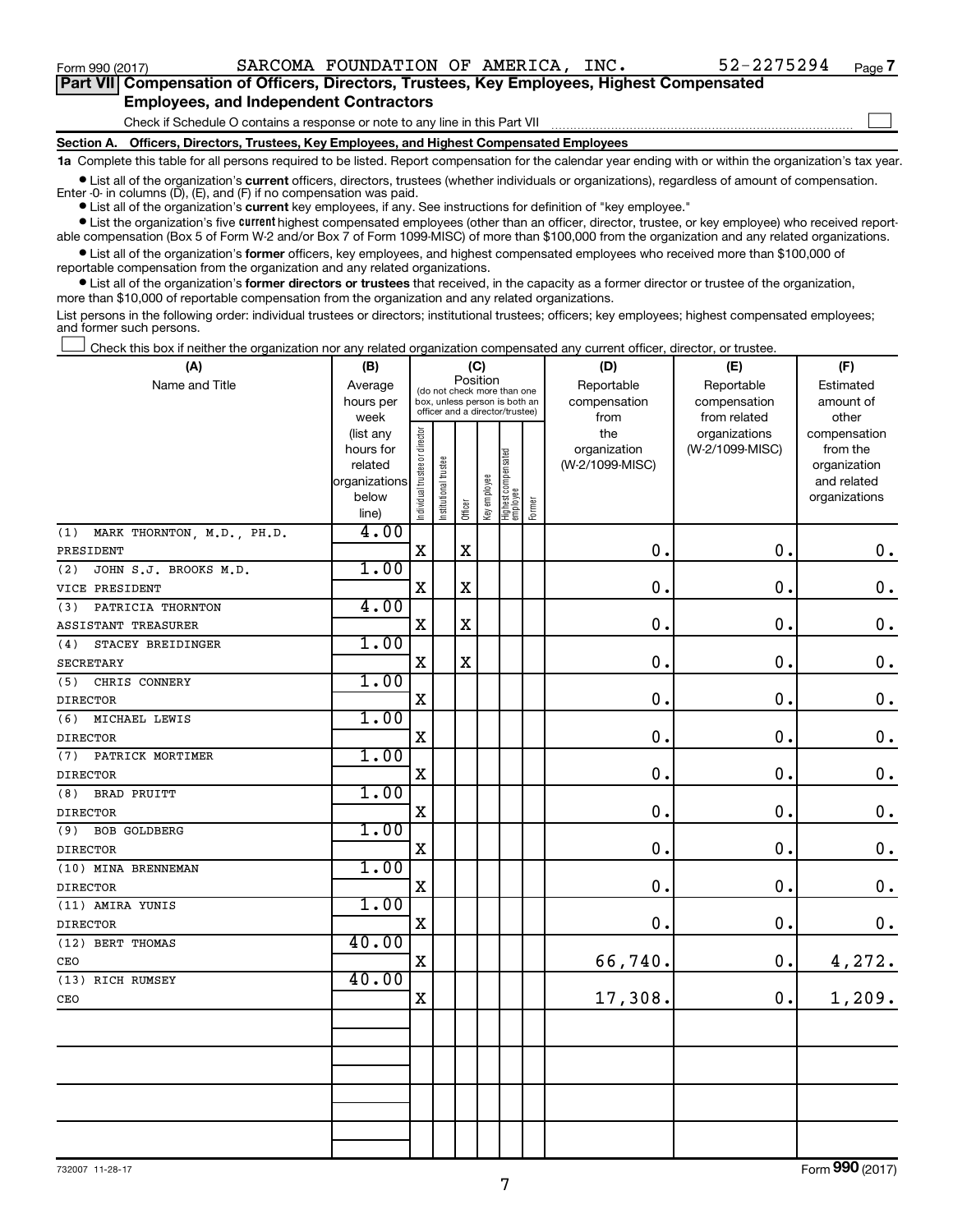Form 990 (2017) SARCOMA FOUNDATION OF AMERICA, INC. 52-2275294 Page 7

**Part VII Compensation of Officers, Directors, Trustees, Key Employees, Highest Compensated Employees, and Independent Contractors**

Check if Schedule O contains a response or note to any line in this Part VII ☐

**Section A. Officers, Directors, Trustees, Key Employees, and Highest Compensated Employees**

**1a** Complete this table for all persons required to be listed. Report compensation for the calendar year ending with or within the organization's tax year.

- List all of the organization's **current** officers, directors, trustees (whether individuals or organizations), regardless of amount of compensation. Enter -0- in columns (D), (E), and (F) if no compensation was paid.
- List all of the organization's **current** key employees, if any. See instructions for definition of "key employee."
- List the organization's five **current** highest compensated employees (other than an officer, director, trustee, or key employee) who received reportable compensation (Box 5 of Form W-2 and/or Box 7 of Form 1099-MISC) of more than $100,000 from the organization and any related organizations.
- List all of the organization's **former** officers, key employees, and highest compensated employees who received more than $100,000 of reportable compensation from the organization and any related organizations.
- List all of the organization's **former directors or trustees** that received, in the capacity as a former director or trustee of the organization, more than $10,000 of reportable compensation from the organization and any related organizations.

List persons in the following order: individual trustees or directors; institutional trustees; officers; key employees; highest compensated employees; and former such persons.

☐ Check this box if neither the organization nor any related organization compensated any current officer, director, or trustee.

| (A) Name and Title | (B) Average hours per week (list any hours for related organizations below line) | (C) Position: Individual trustee or director | Institutional trustee | Officer | Key employee | Highest compensated employee | Former | (D) Reportable compensation from the organization (W-2/1099-MISC) | (E) Reportable compensation from related organizations (W-2/1099-MISC) | (F) Estimated amount of other compensation from the organization and related organizations |
|---|---|---|---|---|---|---|---|---|---|---|
| (1) MARK THORNTON, M.D., PH.D. PRESIDENT | 4.00 | X | | X | | | | 0. | 0. | 0. |
| (2) JOHN S.J. BROOKS M.D. VICE PRESIDENT | 1.00 | X | | X | | | | 0. | 0. | 0. |
| (3) PATRICIA THORNTON ASSISTANT TREASURER | 4.00 | X | | X | | | | 0. | 0. | 0. |
| (4) STACEY BREIDINGER SECRETARY | 1.00 | X | | X | | | | 0. | 0. | 0. |
| (5) CHRIS CONNERY DIRECTOR | 1.00 | X | | | | | | 0. | 0. | 0. |
| (6) MICHAEL LEWIS DIRECTOR | 1.00 | X | | | | | | 0. | 0. | 0. |
| (7) PATRICK MORTIMER DIRECTOR | 1.00 | X | | | | | | 0. | 0. | 0. |
| (8) BRAD PRUITT DIRECTOR | 1.00 | X | | | | | | 0. | 0. | 0. |
| (9) BOB GOLDBERG DIRECTOR | 1.00 | X | | | | | | 0. | 0. | 0. |
| (10) MINA BRENNEMAN DIRECTOR | 1.00 | X | | | | | | 0. | 0. | 0. |
| (11) AMIRA YUNIS DIRECTOR | 1.00 | X | | | | | | 0. | 0. | 0. |
| (12) BERT THOMAS CEO | 40.00 | X | | | | | | 66,740. | 0. | 4,272. |
| (13) RICH RUMSEY CEO | 40.00 | X | | | | | | 17,308. | 0. | 1,209. |
| | | | | | | | | | | |
| | | | | | | | | | | |
| | | | | | | | | | | |
| | | | | | | | | | | |

732007 11-28-17 Form **990** (2017)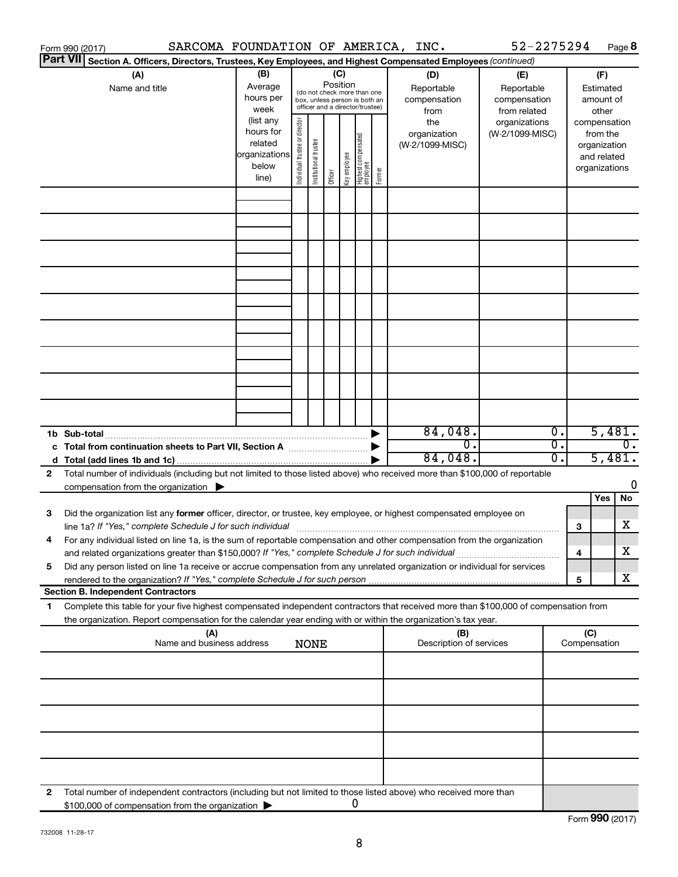Form 990 (2017) SARCOMA FOUNDATION OF AMERICA, INC. 52-2275294 Page 8

**Part VII Section A. Officers, Directors, Trustees, Key Employees, and Highest Compensated Employees** *(continued)*

| (A) Name and title | (B) Average hours per week (list any hours for related organizations below line) | (C) Position (do not check more than one box, unless person is both an officer and a director/trustee): Individual trustee or director | Institutional trustee | Officer | Key employee | Highest compensated employee | Former | (D) Reportable compensation from the organization (W-2/1099-MISC) | (E) Reportable compensation from related organizations (W-2/1099-MISC) | (F) Estimated amount of other compensation from the organization and related organizations |
|---|---|---|---|---|---|---|---|---|---|---|
| | | | | | | | | | | |
| | | | | | | | | | | |
| | | | | | | | | | | |
| | | | | | | | | | | |
| | | | | | | | | | | |
| | | | | | | | | | | |
| | | | | | | | | | | |
| | | | | | | | | | | |
| | | | | | | | | | | |
| **1b Sub-total** | | | | | | | | 84,048. | 0. | 5,481. |
| **c Total from continuation sheets to Part VII, Section A** | | | | | | | | 0. | 0. | 0. |
| **d Total (add lines 1b and 1c)** | | | | | | | | 84,048. | 0. | 5,481. |

2 Total number of individuals (including but not limited to those listed above) who received more than $100,000 of reportable compensation from the organization ▶ 0

| | | Yes | No |
|---|---|---|---|
| 3 Did the organization list any **former** officer, director, or trustee, key employee, or highest compensated employee on line 1a? *If "Yes," complete Schedule J for such individual* | 3 | | X |
| 4 For any individual listed on line 1a, is the sum of reportable compensation and other compensation from the organization and related organizations greater than $150,000? *If "Yes," complete Schedule J for such individual* | 4 | | X |
| 5 Did any person listed on line 1a receive or accrue compensation from any unrelated organization or individual for services rendered to the organization? *If "Yes," complete Schedule J for such person* | 5 | | X |

**Section B. Independent Contractors**

1 Complete this table for your five highest compensated independent contractors that received more than $100,000 of compensation from the organization. Report compensation for the calendar year ending with or within the organization's tax year.

| (A) Name and business address | (B) Description of services | (C) Compensation |
|---|---|---|
| NONE | | |
| | | |
| | | |
| | | |
| | | |
| | | |

2 Total number of independent contractors (including but not limited to those listed above) who received more than $100,000 of compensation from the organization ▶ 0

Form **990** (2017)

732008 11-28-17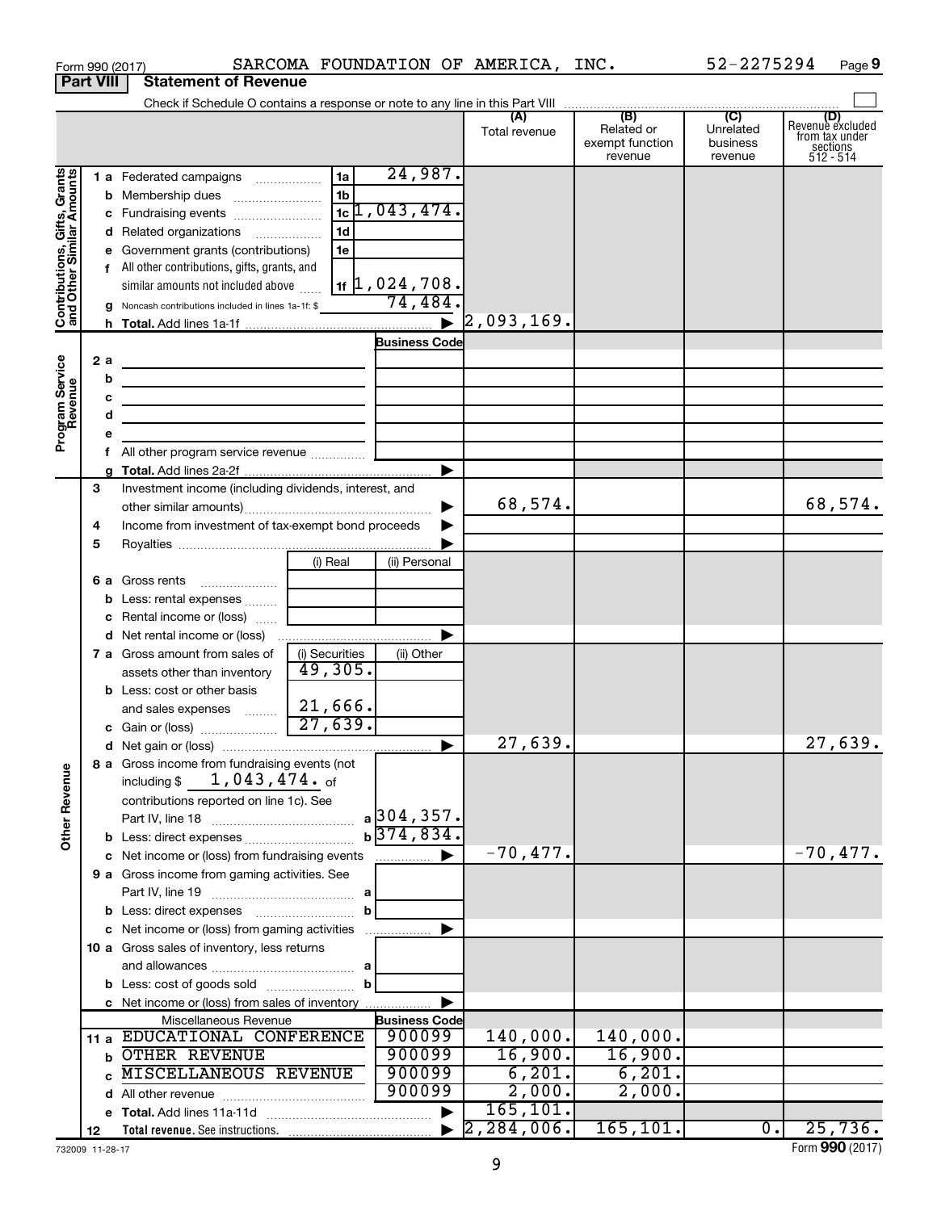Form 990 (2017) SARCOMA FOUNDATION OF AMERICA, INC. 52-2275294 Page 9

**Part VIII Statement of Revenue**

Check if Schedule O contains a response or note to any line in this Part VIII

| | | | | (A) Total revenue | (B) Related or exempt function revenue | (C) Unrelated business revenue | (D) Revenue excluded from tax under sections 512 - 514 |
|---|---|---|---|---|---|---|---|
| **Contributions, Gifts, Grants and Other Similar Amounts** | 1 a Federated campaigns | 1a | 24,987. | | | | |
| | b Membership dues | 1b | | | | | |
| | c Fundraising events | 1c | 1,043,474. | | | | |
| | d Related organizations | 1d | | | | | |
| | e Government grants (contributions) | 1e | | | | | |
| | f All other contributions, gifts, grants, and similar amounts not included above | 1f | 1,024,708. | | | | |
| | g Noncash contributions included in lines 1a-1f: $ | | 74,484. | | | | |
| | h Total. Add lines 1a-1f | | ▶ | 2,093,169. | | | |
| **Program Service Revenue** | | | Business Code | | | | |
| | 2 a | | | | | | |
| | b | | | | | | |
| | c | | | | | | |
| | d | | | | | | |
| | e | | | | | | |
| | f All other program service revenue | | | | | | |
| | g Total. Add lines 2a-2f | | ▶ | | | | |
| **Other Revenue** | 3 Investment income (including dividends, interest, and other similar amounts) | | ▶ | 68,574. | | | 68,574. |
| | 4 Income from investment of tax-exempt bond proceeds | | ▶ | | | | |
| | 5 Royalties | | ▶ | | | | |
| | | (i) Real | (ii) Personal | | | | |
| | 6 a Gross rents | | | | | | |
| | b Less: rental expenses | | | | | | |
| | c Rental income or (loss) | | | | | | |
| | d Net rental income or (loss) | | ▶ | | | | |
| | | (i) Securities | (ii) Other | | | | |
| | 7 a Gross amount from sales of assets other than inventory | 49,305. | | | | | |
| | b Less: cost or other basis and sales expenses | 21,666. | | | | | |
| | c Gain or (loss) | 27,639. | | | | | |
| | d Net gain or (loss) | | ▶ | 27,639. | | | 27,639. |
| | 8 a Gross income from fundraising events (not including $ 1,043,474. of contributions reported on line 1c). See Part IV, line 18 | a | 304,357. | | | | |
| | b Less: direct expenses | b | 374,834. | | | | |
| | c Net income or (loss) from fundraising events | | ▶ | -70,477. | | | -70,477. |
| | 9 a Gross income from gaming activities. See Part IV, line 19 | a | | | | | |
| | b Less: direct expenses | b | | | | | |
| | c Net income or (loss) from gaming activities | | ▶ | | | | |
| | 10 a Gross sales of inventory, less returns and allowances | a | | | | | |
| | b Less: cost of goods sold | b | | | | | |
| | c Net income or (loss) from sales of inventory | | ▶ | | | | |
| | Miscellaneous Revenue | | Business Code | | | | |
| | 11 a EDUCATIONAL CONFERENCE | | 900099 | 140,000. | 140,000. | | |
| | b OTHER REVENUE | | 900099 | 16,900. | 16,900. | | |
| | c MISCELLANEOUS REVENUE | | 900099 | 6,201. | 6,201. | | |
| | d All other revenue | | 900099 | 2,000. | 2,000. | | |
| | e Total. Add lines 11a-11d | | ▶ | 165,101. | | | |
| | 12 Total revenue. See instructions. | | ▶ | 2,284,006. | 165,101. | 0. | 25,736. |

732009 11-28-17 Form **990** (2017)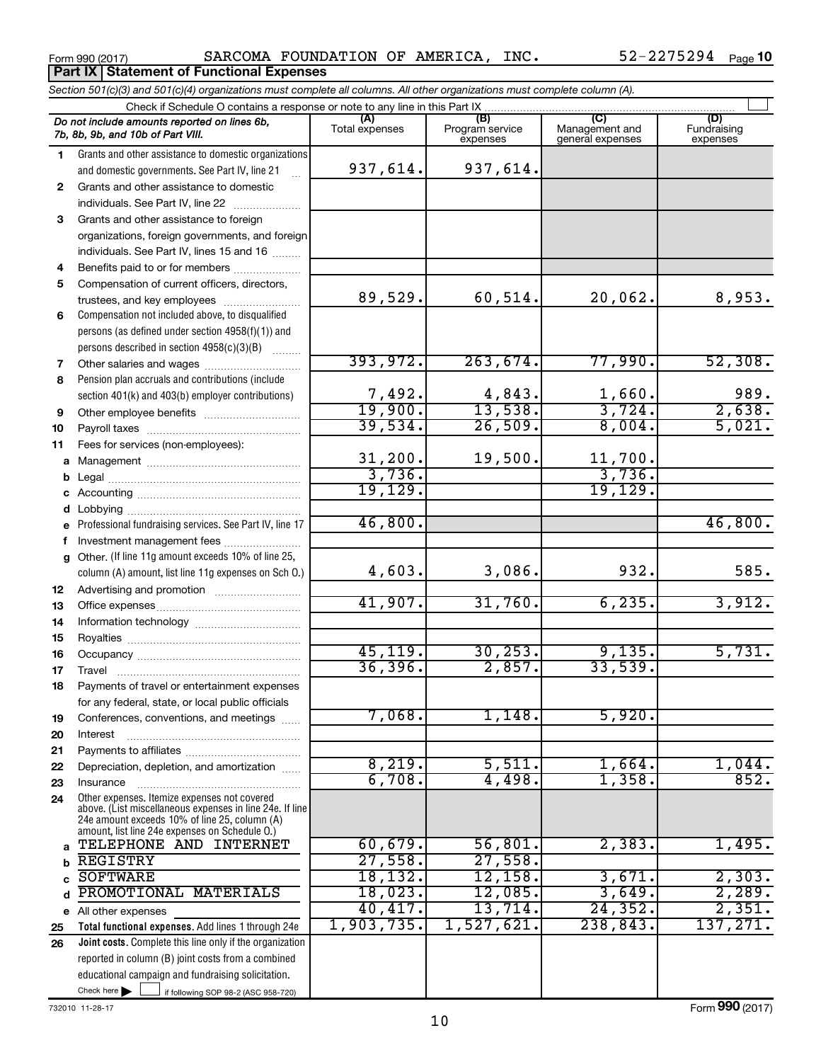Form 990 (2017) SARCOMA FOUNDATION OF AMERICA, INC. 52-2275294 Page 10

**Part IX Statement of Functional Expenses**

*Section 501(c)(3) and 501(c)(4) organizations must complete all columns. All other organizations must complete column (A).*

Check if Schedule O contains a response or note to any line in this Part IX

| | Do not include amounts reported on lines 6b, 7b, 8b, 9b, and 10b of Part VIII. | (A) Total expenses | (B) Program service expenses | (C) Management and general expenses | (D) Fundraising expenses |
|---|---|---|---|---|---|
| 1 | Grants and other assistance to domestic organizations and domestic governments. See Part IV, line 21 | 937,614. | 937,614. | | |
| 2 | Grants and other assistance to domestic individuals. See Part IV, line 22 | | | | |
| 3 | Grants and other assistance to foreign organizations, foreign governments, and foreign individuals. See Part IV, lines 15 and 16 | | | | |
| 4 | Benefits paid to or for members | | | | |
| 5 | Compensation of current officers, directors, trustees, and key employees | 89,529. | 60,514. | 20,062. | 8,953. |
| 6 | Compensation not included above, to disqualified persons (as defined under section 4958(f)(1)) and persons described in section 4958(c)(3)(B) | | | | |
| 7 | Other salaries and wages | 393,972. | 263,674. | 77,990. | 52,308. |
| 8 | Pension plan accruals and contributions (include section 401(k) and 403(b) employer contributions) | 7,492. | 4,843. | 1,660. | 989. |
| 9 | Other employee benefits | 19,900. | 13,538. | 3,724. | 2,638. |
| 10 | Payroll taxes | 39,534. | 26,509. | 8,004. | 5,021. |
| 11 | Fees for services (non-employees): | | | | |
| a | Management | 31,200. | 19,500. | 11,700. | |
| b | Legal | 3,736. | | 3,736. | |
| c | Accounting | 19,129. | | 19,129. | |
| d | Lobbying | | | | |
| e | Professional fundraising services. See Part IV, line 17 | 46,800. | | | 46,800. |
| f | Investment management fees | | | | |
| g | Other. (If line 11g amount exceeds 10% of line 25, column (A) amount, list line 11g expenses on Sch O.) | 4,603. | 3,086. | 932. | 585. |
| 12 | Advertising and promotion | | | | |
| 13 | Office expenses | 41,907. | 31,760. | 6,235. | 3,912. |
| 14 | Information technology | | | | |
| 15 | Royalties | | | | |
| 16 | Occupancy | 45,119. | 30,253. | 9,135. | 5,731. |
| 17 | Travel | 36,396. | 2,857. | 33,539. | |
| 18 | Payments of travel or entertainment expenses for any federal, state, or local public officials | | | | |
| 19 | Conferences, conventions, and meetings | 7,068. | 1,148. | 5,920. | |
| 20 | Interest | | | | |
| 21 | Payments to affiliates | | | | |
| 22 | Depreciation, depletion, and amortization | 8,219. | 5,511. | 1,664. | 1,044. |
| 23 | Insurance | 6,708. | 4,498. | 1,358. | 852. |
| 24 | Other expenses. Itemize expenses not covered above. (List miscellaneous expenses in line 24e. If line 24e amount exceeds 10% of line 25, column (A) amount, list line 24e expenses on Schedule O.) | | | | |
| a | TELEPHONE AND INTERNET | 60,679. | 56,801. | 2,383. | 1,495. |
| b | REGISTRY | 27,558. | 27,558. | | |
| c | SOFTWARE | 18,132. | 12,158. | 3,671. | 2,303. |
| d | PROMOTIONAL MATERIALS | 18,023. | 12,085. | 3,649. | 2,289. |
| e | All other expenses | 40,417. | 13,714. | 24,352. | 2,351. |
| 25 | **Total functional expenses.** Add lines 1 through 24e | 1,903,735. | 1,527,621. | 238,843. | 137,271. |
| 26 | **Joint costs.** Complete this line only if the organization reported in column (B) joint costs from a combined educational campaign and fundraising solicitation. Check here ☐ if following SOP 98-2 (ASC 958-720) | | | | |

732010 11-28-17

Form **990** (2017)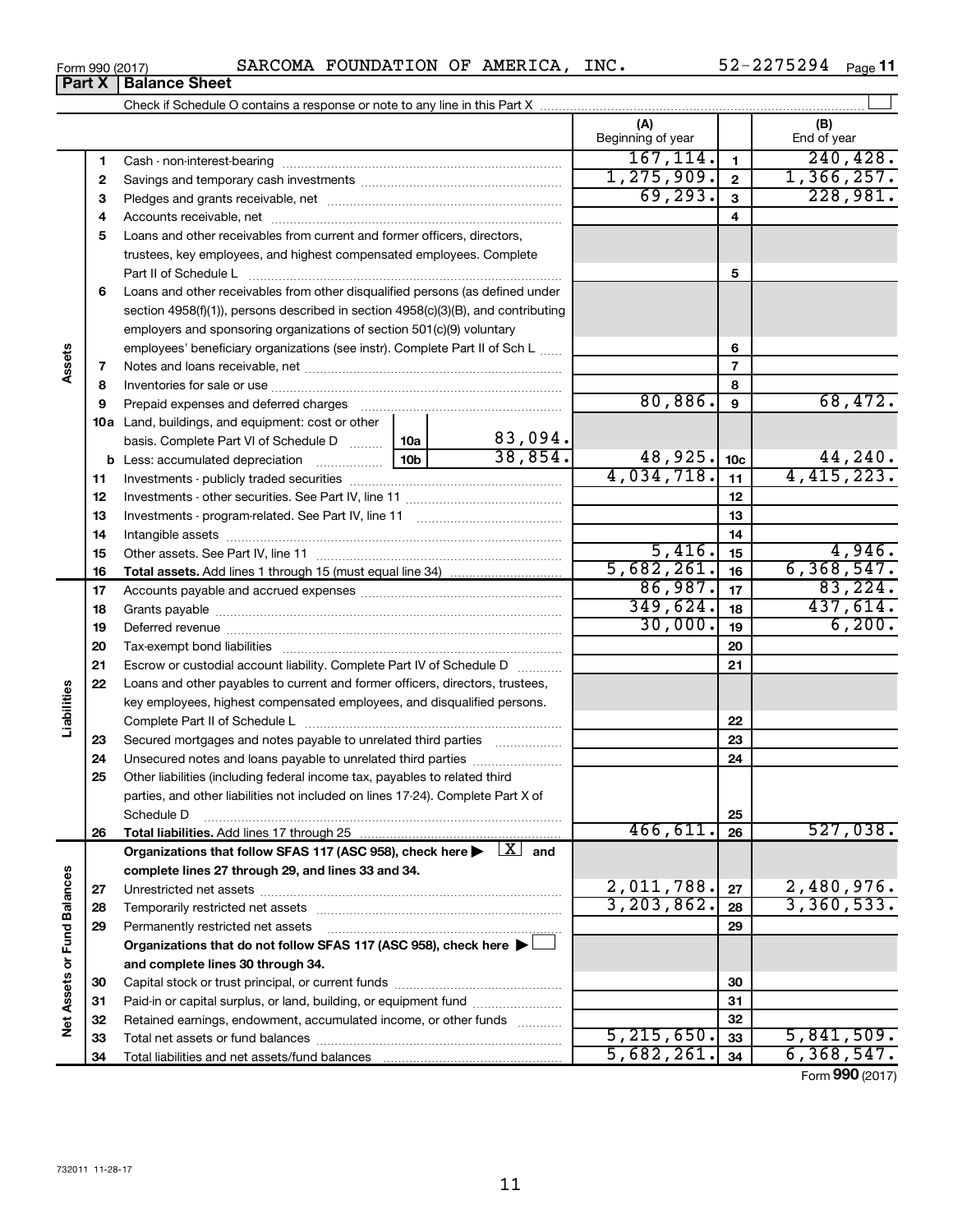Form 990 (2017) SARCOMA FOUNDATION OF AMERICA, INC. 52-2275294

**Part X | Balance Sheet**

Check if Schedule O contains a response or note to any line in this Part X ☐

| | | | (A) Beginning of year | | (B) End of year |
|---|---|---|---|---|---|
| **Assets** | 1 | Cash - non-interest-bearing | 167,114. | 1 | 240,428. |
| | 2 | Savings and temporary cash investments | 1,275,909. | 2 | 1,366,257. |
| | 3 | Pledges and grants receivable, net | 69,293. | 3 | 228,981. |
| | 4 | Accounts receivable, net | | 4 | |
| | 5 | Loans and other receivables from current and former officers, directors, trustees, key employees, and highest compensated employees. Complete Part II of Schedule L | | 5 | |
| | 6 | Loans and other receivables from other disqualified persons (as defined under section 4958(f)(1)), persons described in section 4958(c)(3)(B), and contributing employers and sponsoring organizations of section 501(c)(9) voluntary employees' beneficiary organizations (see instr). Complete Part II of Sch L | | 6 | |
| | 7 | Notes and loans receivable, net | | 7 | |
| | 8 | Inventories for sale or use | | 8 | |
| | 9 | Prepaid expenses and deferred charges | 80,886. | 9 | 68,472. |
| | 10a | Land, buildings, and equipment: cost or other basis. Complete Part VI of Schedule D ... 10a 83,094. | | | |
| | b | Less: accumulated depreciation ... 10b 38,854. | 48,925. | 10c | 44,240. |
| | 11 | Investments - publicly traded securities | 4,034,718. | 11 | 4,415,223. |
| | 12 | Investments - other securities. See Part IV, line 11 | | 12 | |
| | 13 | Investments - program-related. See Part IV, line 11 | | 13 | |
| | 14 | Intangible assets | | 14 | |
| | 15 | Other assets. See Part IV, line 11 | 5,416. | 15 | 4,946. |
| | 16 | **Total assets.** Add lines 1 through 15 (must equal line 34) | 5,682,261. | 16 | 6,368,547. |
| **Liabilities** | 17 | Accounts payable and accrued expenses | 86,987. | 17 | 83,224. |
| | 18 | Grants payable | 349,624. | 18 | 437,614. |
| | 19 | Deferred revenue | 30,000. | 19 | 6,200. |
| | 20 | Tax-exempt bond liabilities | | 20 | |
| | 21 | Escrow or custodial account liability. Complete Part IV of Schedule D | | 21 | |
| | 22 | Loans and other payables to current and former officers, directors, trustees, key employees, highest compensated employees, and disqualified persons. Complete Part II of Schedule L | | 22 | |
| | 23 | Secured mortgages and notes payable to unrelated third parties | | 23 | |
| | 24 | Unsecured notes and loans payable to unrelated third parties | | 24 | |
| | 25 | Other liabilities (including federal income tax, payables to related third parties, and other liabilities not included on lines 17-24). Complete Part X of Schedule D | | 25 | |
| | 26 | **Total liabilities.** Add lines 17 through 25 | 466,611. | 26 | 527,038. |
| **Net Assets or Fund Balances** | | **Organizations that follow SFAS 117 (ASC 958), check here ▶ [X] and complete lines 27 through 29, and lines 33 and 34.** | | | |
| | 27 | Unrestricted net assets | 2,011,788. | 27 | 2,480,976. |
| | 28 | Temporarily restricted net assets | 3,203,862. | 28 | 3,360,533. |
| | 29 | Permanently restricted net assets | | 29 | |
| | | **Organizations that do not follow SFAS 117 (ASC 958), check here ▶ [ ] and complete lines 30 through 34.** | | | |
| | 30 | Capital stock or trust principal, or current funds | | 30 | |
| | 31 | Paid-in or capital surplus, or land, building, or equipment fund | | 31 | |
| | 32 | Retained earnings, endowment, accumulated income, or other funds | | 32 | |
| | 33 | Total net assets or fund balances | 5,215,650. | 33 | 5,841,509. |
| | 34 | Total liabilities and net assets/fund balances | 5,682,261. | 34 | 6,368,547. |

Form **990** (2017)

732011 11-28-17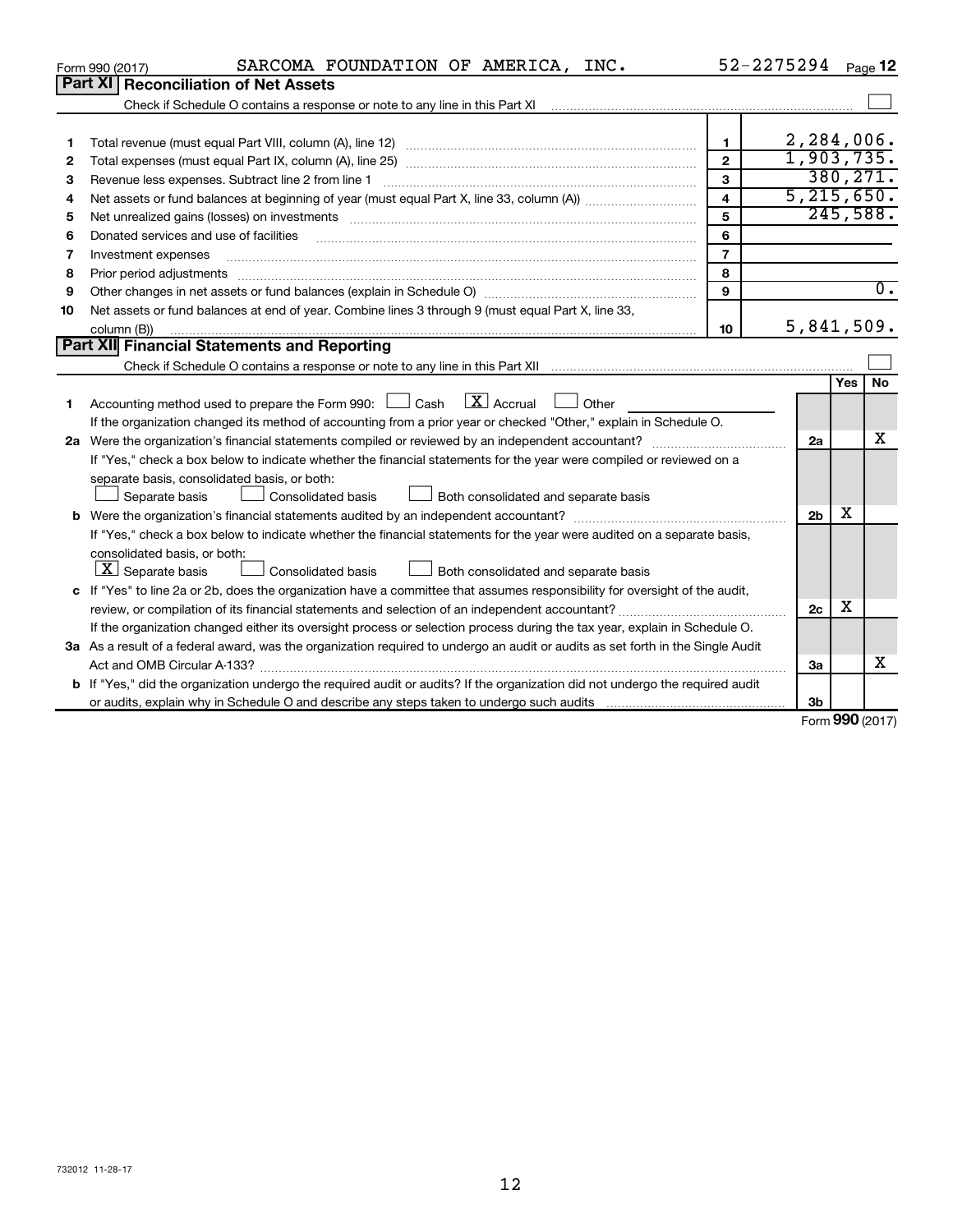Form 990 (2017) SARCOMA FOUNDATION OF AMERICA, INC. 52-2275294 Page 12

## Part XI Reconciliation of Net Assets

Check if Schedule O contains a response or note to any line in this Part XI ☐

| | | | |
|---|---|---|---|
| 1 | Total revenue (must equal Part VIII, column (A), line 12) | 1 | 2,284,006. |
| 2 | Total expenses (must equal Part IX, column (A), line 25) | 2 | 1,903,735. |
| 3 | Revenue less expenses. Subtract line 2 from line 1 | 3 | 380,271. |
| 4 | Net assets or fund balances at beginning of year (must equal Part X, line 33, column (A)) | 4 | 5,215,650. |
| 5 | Net unrealized gains (losses) on investments | 5 | 245,588. |
| 6 | Donated services and use of facilities | 6 | |
| 7 | Investment expenses | 7 | |
| 8 | Prior period adjustments | 8 | |
| 9 | Other changes in net assets or fund balances (explain in Schedule O) | 9 | 0. |
| 10 | Net assets or fund balances at end of year. Combine lines 3 through 9 (must equal Part X, line 33, column (B)) | 10 | 5,841,509. |

## Part XII Financial Statements and Reporting

Check if Schedule O contains a response or note to any line in this Part XII ☐

| | | | Yes | No |
|---|---|---|---|---|
| 1 | Accounting method used to prepare the Form 990: ☐ Cash ☒ Accrual ☐ Other<br>If the organization changed its method of accounting from a prior year or checked "Other," explain in Schedule O. | | | |
| 2a | Were the organization's financial statements compiled or reviewed by an independent accountant?<br>If "Yes," check a box below to indicate whether the financial statements for the year were compiled or reviewed on a separate basis, consolidated basis, or both:<br>☐ Separate basis ☐ Consolidated basis ☐ Both consolidated and separate basis | 2a | | X |
| b | Were the organization's financial statements audited by an independent accountant?<br>If "Yes," check a box below to indicate whether the financial statements for the year were audited on a separate basis, consolidated basis, or both:<br>☒ Separate basis ☐ Consolidated basis ☐ Both consolidated and separate basis | 2b | X | |
| c | If "Yes" to line 2a or 2b, does the organization have a committee that assumes responsibility for oversight of the audit, review, or compilation of its financial statements and selection of an independent accountant?<br>If the organization changed either its oversight process or selection process during the tax year, explain in Schedule O. | 2c | X | |
| 3a | As a result of a federal award, was the organization required to undergo an audit or audits as set forth in the Single Audit Act and OMB Circular A-133? | 3a | | X |
| b | If "Yes," did the organization undergo the required audit or audits? If the organization did not undergo the required audit or audits, explain why in Schedule O and describe any steps taken to undergo such audits | 3b | | |

Form **990** (2017)

732012 11-28-17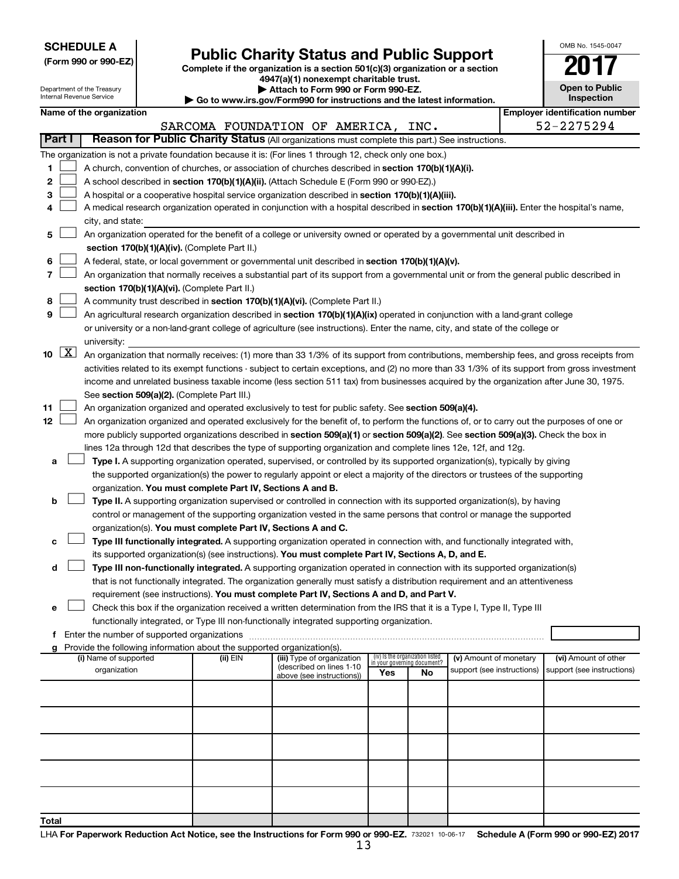**SCHEDULE A**
**(Form 990 or 990-EZ)**

Department of the Treasury
Internal Revenue Service

# Public Charity Status and Public Support

**Complete if the organization is a section 501(c)(3) organization or a section 4947(a)(1) nonexempt charitable trust.**
**▶ Attach to Form 990 or Form 990-EZ.**
**▶ Go to www.irs.gov/Form990 for instructions and the latest information.**

OMB No. 1545-0047

**2017**

**Open to Public Inspection**

**Name of the organization:** SARCOMA FOUNDATION OF AMERICA, INC.

**Employer identification number:** 52-2275294

**Part I — Reason for Public Charity Status** (All organizations must complete this part.) See instructions.

The organization is not a private foundation because it is: (For lines 1 through 12, check only one box.)

1. ☐ A church, convention of churches, or association of churches described in **section 170(b)(1)(A)(i).**
2. ☐ A school described in **section 170(b)(1)(A)(ii).** (Attach Schedule E (Form 990 or 990-EZ).)
3. ☐ A hospital or a cooperative hospital service organization described in **section 170(b)(1)(A)(iii).**
4. ☐ A medical research organization operated in conjunction with a hospital described in **section 170(b)(1)(A)(iii).** Enter the hospital's name, city, and state: 
5. ☐ An organization operated for the benefit of a college or university owned or operated by a governmental unit described in **section 170(b)(1)(A)(iv).** (Complete Part II.)
6. ☐ A federal, state, or local government or governmental unit described in **section 170(b)(1)(A)(v).**
7. ☐ An organization that normally receives a substantial part of its support from a governmental unit or from the general public described in **section 170(b)(1)(A)(vi).** (Complete Part II.)
8. ☐ A community trust described in **section 170(b)(1)(A)(vi).** (Complete Part II.)
9. ☐ An agricultural research organization described in **section 170(b)(1)(A)(ix)** operated in conjunction with a land-grant college or university or a non-land-grant college of agriculture (see instructions). Enter the name, city, and state of the college or university: 
10. ☒ An organization that normally receives: (1) more than 33 1/3% of its support from contributions, membership fees, and gross receipts from activities related to its exempt functions - subject to certain exceptions, and (2) no more than 33 1/3% of its support from gross investment income and unrelated business taxable income (less section 511 tax) from businesses acquired by the organization after June 30, 1975. See **section 509(a)(2).** (Complete Part III.)
11. ☐ An organization organized and operated exclusively to test for public safety. See **section 509(a)(4).**
12. ☐ An organization organized and operated exclusively for the benefit of, to perform the functions of, or to carry out the purposes of one or more publicly supported organizations described in **section 509(a)(1)** or **section 509(a)(2)**. See **section 509(a)(3).** Check the box in lines 12a through 12d that describes the type of supporting organization and complete lines 12e, 12f, and 12g.
   - **a** ☐ **Type I.** A supporting organization operated, supervised, or controlled by its supported organization(s), typically by giving the supported organization(s) the power to regularly appoint or elect a majority of the directors or trustees of the supporting organization. **You must complete Part IV, Sections A and B.**
   - **b** ☐ **Type II.** A supporting organization supervised or controlled in connection with its supported organization(s), by having control or management of the supporting organization vested in the same persons that control or manage the supported organization(s). **You must complete Part IV, Sections A and C.**
   - **c** ☐ **Type III functionally integrated.** A supporting organization operated in connection with, and functionally integrated with, its supported organization(s) (see instructions). **You must complete Part IV, Sections A, D, and E.**
   - **d** ☐ **Type III non-functionally integrated.** A supporting organization operated in connection with its supported organization(s) that is not functionally integrated. The organization generally must satisfy a distribution requirement and an attentiveness requirement (see instructions). **You must complete Part IV, Sections A and D, and Part V.**
   - **e** ☐ Check this box if the organization received a written determination from the IRS that it is a Type I, Type II, Type III functionally integrated, or Type III non-functionally integrated supporting organization.
   - **f** Enter the number of supported organizations
   - **g** Provide the following information about the supported organization(s).

| (i) Name of supported organization | (ii) EIN | (iii) Type of organization (described on lines 1-10 above (see instructions)) | (iv) Is the organization listed in your governing document? Yes | No | (v) Amount of monetary support (see instructions) | (vi) Amount of other support (see instructions) |
|---|---|---|---|---|---|---|
| | | | | | | |
| | | | | | | |
| | | | | | | |
| | | | | | | |
| | | | | | | |
| **Total** | | | | | | |

LHA **For Paperwork Reduction Act Notice, see the Instructions for Form 990 or 990-EZ.** 732021 10-06-17 **Schedule A (Form 990 or 990-EZ) 2017**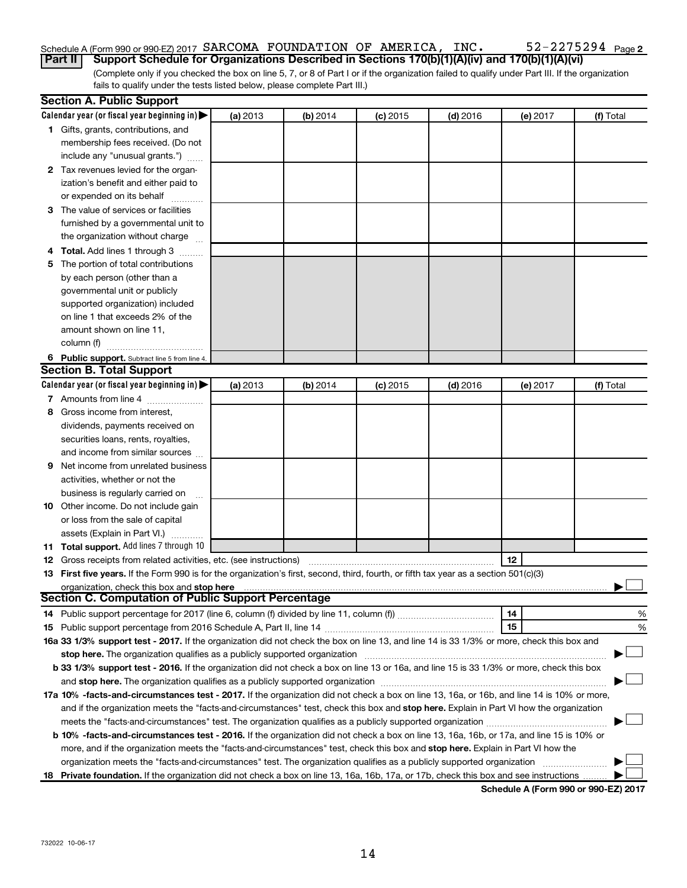Schedule A (Form 990 or 990-EZ) 2017 SARCOMA FOUNDATION OF AMERICA, INC. 52-2275294 Page 2

**Part II Support Schedule for Organizations Described in Sections 170(b)(1)(A)(iv) and 170(b)(1)(A)(vi)**

(Complete only if you checked the box on line 5, 7, or 8 of Part I or if the organization failed to qualify under Part III. If the organization fails to qualify under the tests listed below, please complete Part III.)

## Section A. Public Support

| Calendar year (or fiscal year beginning in) ▶ | (a) 2013 | (b) 2014 | (c) 2015 | (d) 2016 | (e) 2017 | (f) Total |
|---|---|---|---|---|---|---|
| 1 Gifts, grants, contributions, and membership fees received. (Do not include any "unusual grants.") | | | | | | |
| 2 Tax revenues levied for the organization's benefit and either paid to or expended on its behalf | | | | | | |
| 3 The value of services or facilities furnished by a governmental unit to the organization without charge | | | | | | |
| 4 **Total.** Add lines 1 through 3 | | | | | | |
| 5 The portion of total contributions by each person (other than a governmental unit or publicly supported organization) included on line 1 that exceeds 2% of the amount shown on line 11, column (f) | | | | | | |
| 6 **Public support.** Subtract line 5 from line 4. | | | | | | |

## Section B. Total Support

| Calendar year (or fiscal year beginning in) ▶ | (a) 2013 | (b) 2014 | (c) 2015 | (d) 2016 | (e) 2017 | (f) Total |
|---|---|---|---|---|---|---|
| 7 Amounts from line 4 | | | | | | |
| 8 Gross income from interest, dividends, payments received on securities loans, rents, royalties, and income from similar sources | | | | | | |
| 9 Net income from unrelated business activities, whether or not the business is regularly carried on | | | | | | |
| 10 Other income. Do not include gain or loss from the sale of capital assets (Explain in Part VI.) | | | | | | |
| 11 **Total support.** Add lines 7 through 10 | | | | | | |

12 Gross receipts from related activities, etc. (see instructions) | 12 |

13 **First five years.** If the Form 990 is for the organization's first, second, third, fourth, or fifth tax year as a section 501(c)(3) organization, check this box and **stop here** ▶ ☐

## Section C. Computation of Public Support Percentage

14 Public support percentage for 2017 (line 6, column (f) divided by line 11, column (f)) | 14 | %

15 Public support percentage from 2016 Schedule A, Part II, line 14 | 15 | %

**16a 33 1/3% support test - 2017.** If the organization did not check the box on line 13, and line 14 is 33 1/3% or more, check this box and **stop here.** The organization qualifies as a publicly supported organization ▶ ☐

**b 33 1/3% support test - 2016.** If the organization did not check a box on line 13 or 16a, and line 15 is 33 1/3% or more, check this box and **stop here.** The organization qualifies as a publicly supported organization ▶ ☐

**17a 10% -facts-and-circumstances test - 2017.** If the organization did not check a box on line 13, 16a, or 16b, and line 14 is 10% or more, and if the organization meets the "facts-and-circumstances" test, check this box and **stop here.** Explain in Part VI how the organization meets the "facts-and-circumstances" test. The organization qualifies as a publicly supported organization ▶ ☐

**b 10% -facts-and-circumstances test - 2016.** If the organization did not check a box on line 13, 16a, 16b, or 17a, and line 15 is 10% or more, and if the organization meets the "facts-and-circumstances" test, check this box and **stop here.** Explain in Part VI how the organization meets the "facts-and-circumstances" test. The organization qualifies as a publicly supported organization ▶ ☐

**18 Private foundation.** If the organization did not check a box on line 13, 16a, 16b, 17a, or 17b, check this box and see instructions ▶ ☐

**Schedule A (Form 990 or 990-EZ) 2017**

732022 10-06-17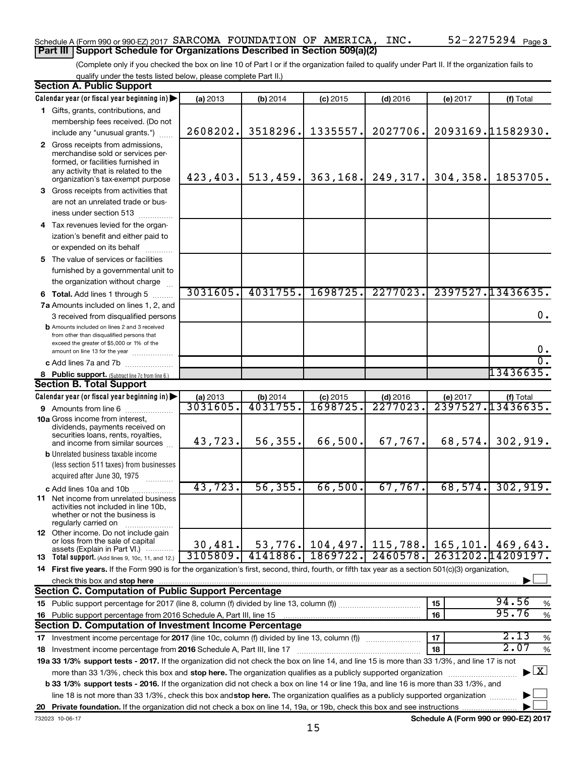Schedule A (Form 990 or 990-EZ) 2017 SARCOMA FOUNDATION OF AMERICA, INC. 52-2275294 Page 3

## Part III Support Schedule for Organizations Described in Section 509(a)(2)

(Complete only if you checked the box on line 10 of Part I or if the organization failed to qualify under Part II. If the organization fails to qualify under the tests listed below, please complete Part II.)

### Section A. Public Support

| Calendar year (or fiscal year beginning in) ▶ | (a) 2013 | (b) 2014 | (c) 2015 | (d) 2016 | (e) 2017 | (f) Total |
|---|---|---|---|---|---|---|
| **1** Gifts, grants, contributions, and membership fees received. (Do not include any "unusual grants.") | 2608202. | 3518296. | 1335557. | 2027706. | 2093169. | 11582930. |
| **2** Gross receipts from admissions, merchandise sold or services performed, or facilities furnished in any activity that is related to the organization's tax-exempt purpose | 423,403. | 513,459. | 363,168. | 249,317. | 304,358. | 1853705. |
| **3** Gross receipts from activities that are not an unrelated trade or business under section 513 | | | | | | |
| **4** Tax revenues levied for the organization's benefit and either paid to or expended on its behalf | | | | | | |
| **5** The value of services or facilities furnished by a governmental unit to the organization without charge | | | | | | |
| **6 Total.** Add lines 1 through 5 | 3031605. | 4031755. | 1698725. | 2277023. | 2397527. | 13436635. |
| **7a** Amounts included on lines 1, 2, and 3 received from disqualified persons | | | | | | 0. |
| **b** Amounts included on lines 2 and 3 received from other than disqualified persons that exceed the greater of $5,000 or 1% of the amount on line 13 for the year | | | | | | 0. |
| **c** Add lines 7a and 7b | | | | | | 0. |
| **8 Public support.** (Subtract line 7c from line 6.) | | | | | | 13436635. |

### Section B. Total Support

| Calendar year (or fiscal year beginning in) ▶ | (a) 2013 | (b) 2014 | (c) 2015 | (d) 2016 | (e) 2017 | (f) Total |
|---|---|---|---|---|---|---|
| **9** Amounts from line 6 | 3031605. | 4031755. | 1698725. | 2277023. | 2397527. | 13436635. |
| **10a** Gross income from interest, dividends, payments received on securities loans, rents, royalties, and income from similar sources | 43,723. | 56,355. | 66,500. | 67,767. | 68,574. | 302,919. |
| **b** Unrelated business taxable income (less section 511 taxes) from businesses acquired after June 30, 1975 | | | | | | |
| **c** Add lines 10a and 10b | 43,723. | 56,355. | 66,500. | 67,767. | 68,574. | 302,919. |
| **11** Net income from unrelated business activities not included in line 10b, whether or not the business is regularly carried on | | | | | | |
| **12** Other income. Do not include gain or loss from the sale of capital assets (Explain in Part VI.) | 30,481. | 53,776. | 104,497. | 115,788. | 165,101. | 469,643. |
| **13 Total support.** (Add lines 9, 10c, 11, and 12.) | 3105809. | 4141886. | 1869722. | 2460578. | 2631202. | 14209197. |

**14 First five years.** If the Form 990 is for the organization's first, second, third, fourth, or fifth tax year as a section 501(c)(3) organization, check this box and **stop here** ▶ ☐

### Section C. Computation of Public Support Percentage

| | | | |
|---|---|---|---|
| **15** Public support percentage for 2017 (line 8, column (f) divided by line 13, column (f)) | 15 | 94.56 | % |
| **16** Public support percentage from 2016 Schedule A, Part III, line 15 | 16 | 95.76 | % |

### Section D. Computation of Investment Income Percentage

| | | | |
|---|---|---|---|
| **17** Investment income percentage for **2017** (line 10c, column (f) divided by line 13, column (f)) | 17 | 2.13 | % |
| **18** Investment income percentage from **2016** Schedule A, Part III, line 17 | 18 | 2.07 | % |

**19a 33 1/3% support tests - 2017.** If the organization did not check the box on line 14, and line 15 is more than 33 1/3%, and line 17 is not more than 33 1/3%, check this box and **stop here.** The organization qualifies as a publicly supported organization ▶ ☒

**b 33 1/3% support tests - 2016.** If the organization did not check a box on line 14 or line 19a, and line 16 is more than 33 1/3%, and line 18 is not more than 33 1/3%, check this box and **stop here.** The organization qualifies as a publicly supported organization ▶ ☐

**20 Private foundation.** If the organization did not check a box on line 14, 19a, or 19b, check this box and see instructions ▶ ☐

732023 10-06-17 **Schedule A (Form 990 or 990-EZ) 2017**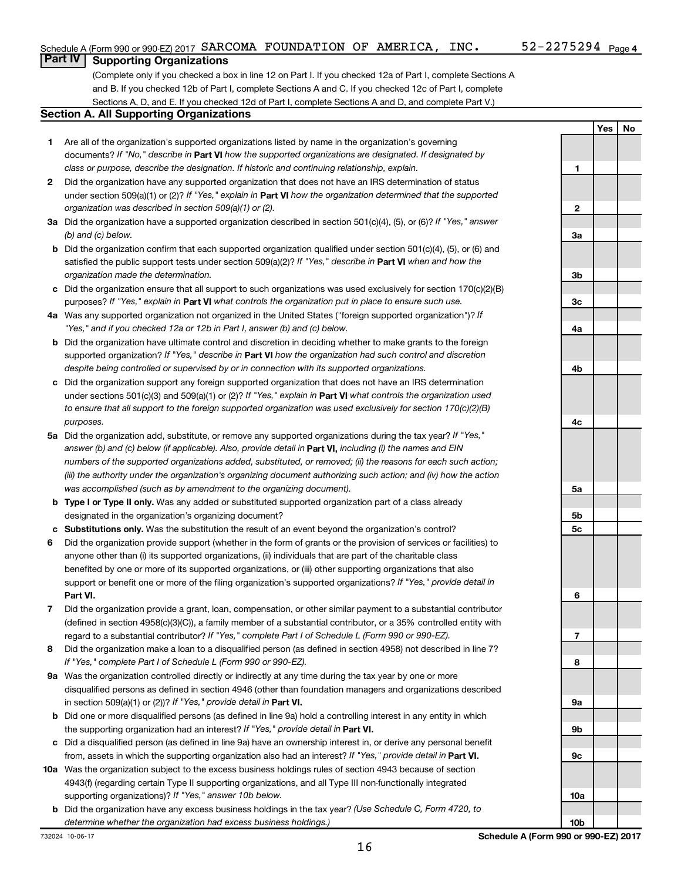Schedule A (Form 990 or 990-EZ) 2017 SARCOMA FOUNDATION OF AMERICA, INC. 52-2275294 Page 4

## Part IV Supporting Organizations

(Complete only if you checked a box in line 12 on Part I. If you checked 12a of Part I, complete Sections A and B. If you checked 12b of Part I, complete Sections A and C. If you checked 12c of Part I, complete Sections A, D, and E. If you checked 12d of Part I, complete Sections A and D, and complete Part V.)

### Section A. All Supporting Organizations

| | | | Yes | No |
|---|---|---|---|---|
| **1** | Are all of the organization's supported organizations listed by name in the organization's governing documents? *If "No," describe in* **Part VI** *how the supported organizations are designated. If designated by class or purpose, describe the designation. If historic and continuing relationship, explain.* | 1 | | |
| **2** | Did the organization have any supported organization that does not have an IRS determination of status under section 509(a)(1) or (2)? *If "Yes," explain in* **Part VI** *how the organization determined that the supported organization was described in section 509(a)(1) or (2).* | 2 | | |
| **3a** | Did the organization have a supported organization described in section 501(c)(4), (5), or (6)? *If "Yes," answer (b) and (c) below.* | 3a | | |
| **b** | Did the organization confirm that each supported organization qualified under section 501(c)(4), (5), or (6) and satisfied the public support tests under section 509(a)(2)? *If "Yes," describe in* **Part VI** *when and how the organization made the determination.* | 3b | | |
| **c** | Did the organization ensure that all support to such organizations was used exclusively for section 170(c)(2)(B) purposes? *If "Yes," explain in* **Part VI** *what controls the organization put in place to ensure such use.* | 3c | | |
| **4a** | Was any supported organization not organized in the United States ("foreign supported organization")? *If "Yes," and if you checked 12a or 12b in Part I, answer (b) and (c) below.* | 4a | | |
| **b** | Did the organization have ultimate control and discretion in deciding whether to make grants to the foreign supported organization? *If "Yes," describe in* **Part VI** *how the organization had such control and discretion despite being controlled or supervised by or in connection with its supported organizations.* | 4b | | |
| **c** | Did the organization support any foreign supported organization that does not have an IRS determination under sections 501(c)(3) and 509(a)(1) or (2)? *If "Yes," explain in* **Part VI** *what controls the organization used to ensure that all support to the foreign supported organization was used exclusively for section 170(c)(2)(B) purposes.* | 4c | | |
| **5a** | Did the organization add, substitute, or remove any supported organizations during the tax year? *If "Yes," answer (b) and (c) below (if applicable). Also, provide detail in* **Part VI,** *including (i) the names and EIN numbers of the supported organizations added, substituted, or removed; (ii) the reasons for each such action; (iii) the authority under the organization's organizing document authorizing such action; and (iv) how the action was accomplished (such as by amendment to the organizing document).* | 5a | | |
| **b** | **Type I or Type II only.** Was any added or substituted supported organization part of a class already designated in the organization's organizing document? | 5b | | |
| **c** | **Substitutions only.** Was the substitution the result of an event beyond the organization's control? | 5c | | |
| **6** | Did the organization provide support (whether in the form of grants or the provision of services or facilities) to anyone other than (i) its supported organizations, (ii) individuals that are part of the charitable class benefited by one or more of its supported organizations, or (iii) other supporting organizations that also support or benefit one or more of the filing organization's supported organizations? *If "Yes," provide detail in* **Part VI.** | 6 | | |
| **7** | Did the organization provide a grant, loan, compensation, or other similar payment to a substantial contributor (defined in section 4958(c)(3)(C)), a family member of a substantial contributor, or a 35% controlled entity with regard to a substantial contributor? *If "Yes," complete Part I of Schedule L (Form 990 or 990-EZ).* | 7 | | |
| **8** | Did the organization make a loan to a disqualified person (as defined in section 4958) not described in line 7? *If "Yes," complete Part I of Schedule L (Form 990 or 990-EZ).* | 8 | | |
| **9a** | Was the organization controlled directly or indirectly at any time during the tax year by one or more disqualified persons as defined in section 4946 (other than foundation managers and organizations described in section 509(a)(1) or (2))? *If "Yes," provide detail in* **Part VI.** | 9a | | |
| **b** | Did one or more disqualified persons (as defined in line 9a) hold a controlling interest in any entity in which the supporting organization had an interest? *If "Yes," provide detail in* **Part VI.** | 9b | | |
| **c** | Did a disqualified person (as defined in line 9a) have an ownership interest in, or derive any personal benefit from, assets in which the supporting organization also had an interest? *If "Yes," provide detail in* **Part VI.** | 9c | | |
| **10a** | Was the organization subject to the excess business holdings rules of section 4943 because of section 4943(f) (regarding certain Type II supporting organizations, and all Type III non-functionally integrated supporting organizations)? *If "Yes," answer 10b below.* | 10a | | |
| **b** | Did the organization have any excess business holdings in the tax year? *(Use Schedule C, Form 4720, to determine whether the organization had excess business holdings.)* | 10b | | |

732024 10-06-17 **Schedule A (Form 990 or 990-EZ) 2017**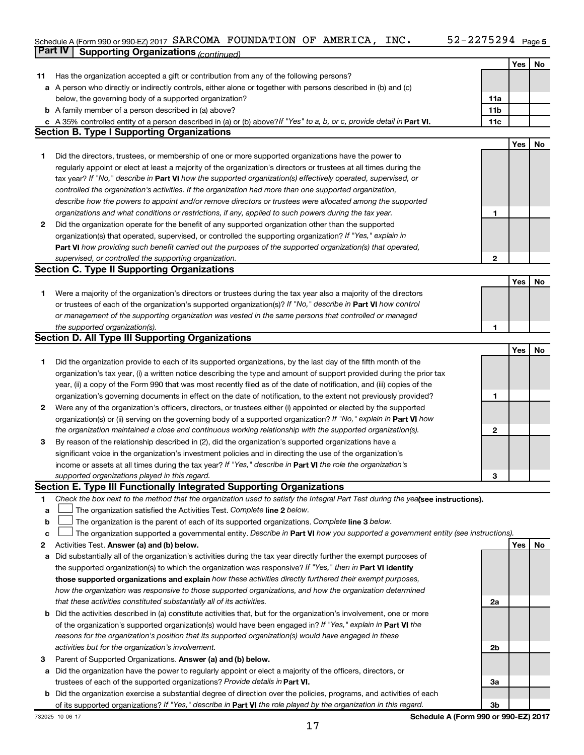Schedule A (Form 990 or 990-EZ) 2017 SARCOMA FOUNDATION OF AMERICA, INC. 52-2275294 Page 5

**Part IV Supporting Organizations** *(continued)*

| | | | Yes | No |
|---|---|---|---|---|
| **11** | Has the organization accepted a gift or contribution from any of the following persons? | | | |
| **a** | A person who directly or indirectly controls, either alone or together with persons described in (b) and (c) below, the governing body of a supported organization? | **11a** | | |
| **b** | A family member of a person described in (a) above? | **11b** | | |
| **c** | A 35% controlled entity of a person described in (a) or (b) above? *If "Yes" to a, b, or c, provide detail in* **Part VI.** | **11c** | | |

## Section B. Type I Supporting Organizations

| | | | Yes | No |
|---|---|---|---|---|
| **1** | Did the directors, trustees, or membership of one or more supported organizations have the power to regularly appoint or elect at least a majority of the organization's directors or trustees at all times during the tax year? *If "No," describe in* **Part VI** *how the supported organization(s) effectively operated, supervised, or controlled the organization's activities. If the organization had more than one supported organization, describe how the powers to appoint and/or remove directors or trustees were allocated among the supported organizations and what conditions or restrictions, if any, applied to such powers during the tax year.* | **1** | | |
| **2** | Did the organization operate for the benefit of any supported organization other than the supported organization(s) that operated, supervised, or controlled the supporting organization? *If "Yes," explain in* **Part VI** *how providing such benefit carried out the purposes of the supported organization(s) that operated, supervised, or controlled the supporting organization.* | **2** | | |

## Section C. Type II Supporting Organizations

| | | | Yes | No |
|---|---|---|---|---|
| **1** | Were a majority of the organization's directors or trustees during the tax year also a majority of the directors or trustees of each of the organization's supported organization(s)? *If "No," describe in* **Part VI** *how control or management of the supporting organization was vested in the same persons that controlled or managed the supported organization(s).* | **1** | | |

## Section D. All Type III Supporting Organizations

| | | | Yes | No |
|---|---|---|---|---|
| **1** | Did the organization provide to each of its supported organizations, by the last day of the fifth month of the organization's tax year, (i) a written notice describing the type and amount of support provided during the prior tax year, (ii) a copy of the Form 990 that was most recently filed as of the date of notification, and (iii) copies of the organization's governing documents in effect on the date of notification, to the extent not previously provided? | **1** | | |
| **2** | Were any of the organization's officers, directors, or trustees either (i) appointed or elected by the supported organization(s) or (ii) serving on the governing body of a supported organization? *If "No," explain in* **Part VI** *how the organization maintained a close and continuous working relationship with the supported organization(s).* | **2** | | |
| **3** | By reason of the relationship described in (2), did the organization's supported organizations have a significant voice in the organization's investment policies and in directing the use of the organization's income or assets at all times during the tax year? *If "Yes," describe in* **Part VI** *the role the organization's supported organizations played in this regard.* | **3** | | |

## Section E. Type III Functionally Integrated Supporting Organizations

**1** *Check the box next to the method that the organization used to satisfy the Integral Part Test during the year* **(see instructions).**

- **a** ☐ The organization satisfied the Activities Test. *Complete* **line 2** *below.*
- **b** ☐ The organization is the parent of each of its supported organizations. *Complete* **line 3** *below.*
- **c** ☐ The organization supported a governmental entity. *Describe in* **Part VI** *how you supported a government entity (see instructions).*

| | | | Yes | No |
|---|---|---|---|---|
| **2** | Activities Test. **Answer (a) and (b) below.** | | | |
| **a** | Did substantially all of the organization's activities during the tax year directly further the exempt purposes of the supported organization(s) to which the organization was responsive? *If "Yes," then in* **Part VI identify those supported organizations and explain** *how these activities directly furthered their exempt purposes, how the organization was responsive to those supported organizations, and how the organization determined that these activities constituted substantially all of its activities.* | **2a** | | |
| **b** | Did the activities described in (a) constitute activities that, but for the organization's involvement, one or more of the organization's supported organization(s) would have been engaged in? *If "Yes," explain in* **Part VI** *the reasons for the organization's position that its supported organization(s) would have engaged in these activities but for the organization's involvement.* | **2b** | | |
| **3** | Parent of Supported Organizations. **Answer (a) and (b) below.** | | | |
| **a** | Did the organization have the power to regularly appoint or elect a majority of the officers, directors, or trustees of each of the supported organizations? *Provide details in* **Part VI.** | **3a** | | |
| **b** | Did the organization exercise a substantial degree of direction over the policies, programs, and activities of each of its supported organizations? *If "Yes," describe in* **Part VI** *the role played by the organization in this regard.* | **3b** | | |

732025 10-06-17 **Schedule A (Form 990 or 990-EZ) 2017**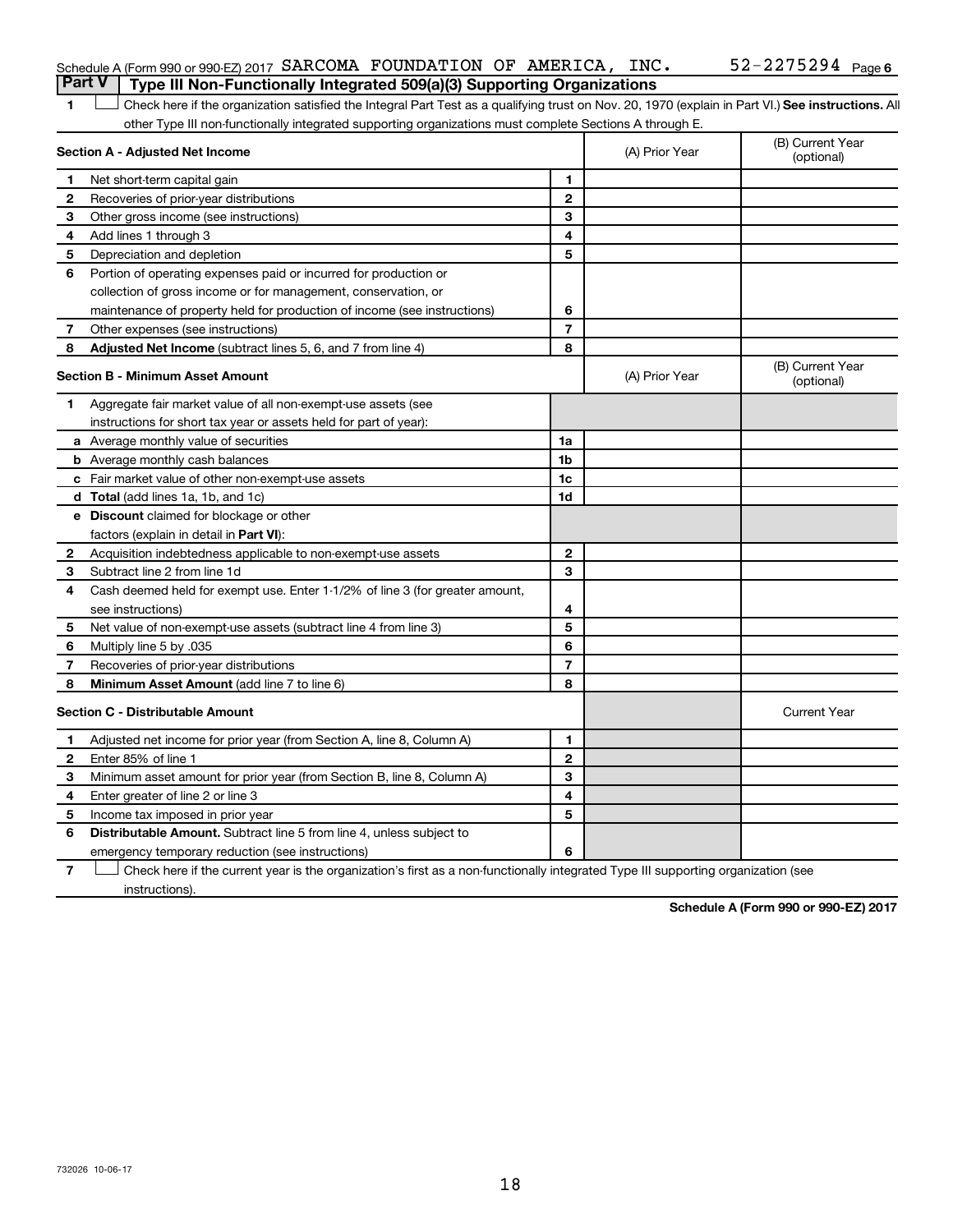Schedule A (Form 990 or 990-EZ) 2017 SARCOMA FOUNDATION OF AMERICA, INC. 52-2275294 Page 6

**Part V | Type III Non-Functionally Integrated 509(a)(3) Supporting Organizations**

1 ☐ Check here if the organization satisfied the Integral Part Test as a qualifying trust on Nov. 20, 1970 (explain in Part VI.) **See instructions.** All other Type III non-functionally integrated supporting organizations must complete Sections A through E.

| **Section A - Adjusted Net Income** | | | (A) Prior Year | (B) Current Year (optional) |
|---|---|---|---|---|
| 1 | Net short-term capital gain | 1 | | |
| 2 | Recoveries of prior-year distributions | 2 | | |
| 3 | Other gross income (see instructions) | 3 | | |
| 4 | Add lines 1 through 3 | 4 | | |
| 5 | Depreciation and depletion | 5 | | |
| 6 | Portion of operating expenses paid or incurred for production or collection of gross income or for management, conservation, or maintenance of property held for production of income (see instructions) | 6 | | |
| 7 | Other expenses (see instructions) | 7 | | |
| 8 | **Adjusted Net Income** (subtract lines 5, 6, and 7 from line 4) | 8 | | |

| **Section B - Minimum Asset Amount** | | | (A) Prior Year | (B) Current Year (optional) |
|---|---|---|---|---|
| 1 | Aggregate fair market value of all non-exempt-use assets (see instructions for short tax year or assets held for part of year): | | | |
| a | Average monthly value of securities | 1a | | |
| b | Average monthly cash balances | 1b | | |
| c | Fair market value of other non-exempt-use assets | 1c | | |
| d | **Total** (add lines 1a, 1b, and 1c) | 1d | | |
| e | **Discount** claimed for blockage or other factors (explain in detail in **Part VI**): | | | |
| 2 | Acquisition indebtedness applicable to non-exempt-use assets | 2 | | |
| 3 | Subtract line 2 from line 1d | 3 | | |
| 4 | Cash deemed held for exempt use. Enter 1-1/2% of line 3 (for greater amount, see instructions) | 4 | | |
| 5 | Net value of non-exempt-use assets (subtract line 4 from line 3) | 5 | | |
| 6 | Multiply line 5 by .035 | 6 | | |
| 7 | Recoveries of prior-year distributions | 7 | | |
| 8 | **Minimum Asset Amount** (add line 7 to line 6) | 8 | | |

| **Section C - Distributable Amount** | | | | Current Year |
|---|---|---|---|---|
| 1 | Adjusted net income for prior year (from Section A, line 8, Column A) | 1 | | |
| 2 | Enter 85% of line 1 | 2 | | |
| 3 | Minimum asset amount for prior year (from Section B, line 8, Column A) | 3 | | |
| 4 | Enter greater of line 2 or line 3 | 4 | | |
| 5 | Income tax imposed in prior year | 5 | | |
| 6 | **Distributable Amount.** Subtract line 5 from line 4, unless subject to emergency temporary reduction (see instructions) | 6 | | |

7 ☐ Check here if the current year is the organization's first as a non-functionally integrated Type III supporting organization (see instructions).

**Schedule A (Form 990 or 990-EZ) 2017**

732026 10-06-17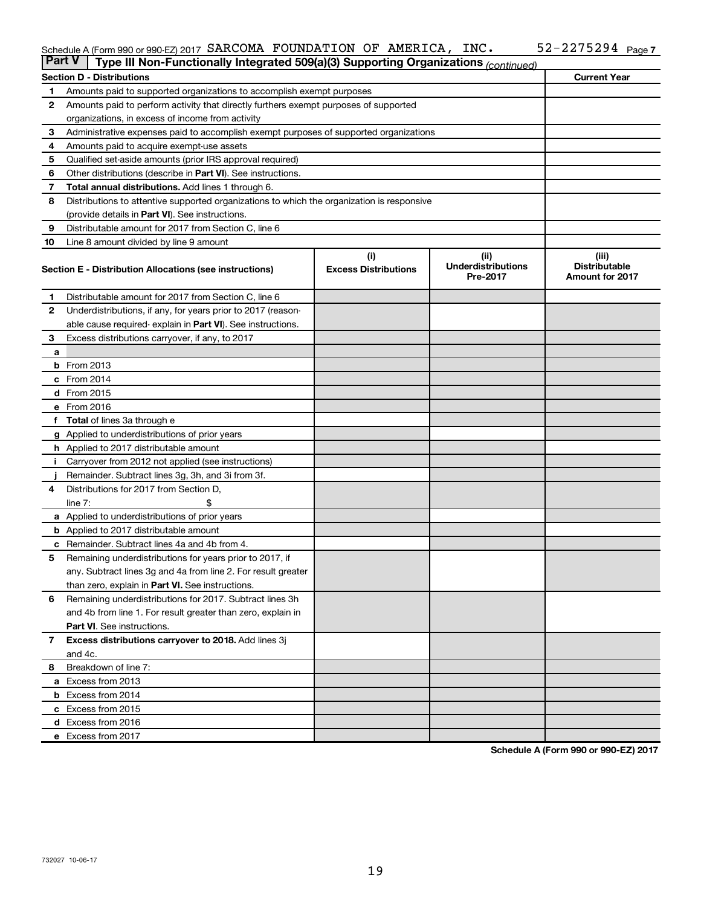Schedule A (Form 990 or 990-EZ) 2017 SARCOMA FOUNDATION OF AMERICA, INC. 52-2275294 Page 7

## Part V Type III Non-Functionally Integrated 509(a)(3) Supporting Organizations *(continued)*

| Section D - Distributions | | Current Year |
|---|---|---|
| 1 | Amounts paid to supported organizations to accomplish exempt purposes | |
| 2 | Amounts paid to perform activity that directly furthers exempt purposes of supported organizations, in excess of income from activity | |
| 3 | Administrative expenses paid to accomplish exempt purposes of supported organizations | |
| 4 | Amounts paid to acquire exempt-use assets | |
| 5 | Qualified set-aside amounts (prior IRS approval required) | |
| 6 | Other distributions (describe in **Part VI**). See instructions. | |
| 7 | **Total annual distributions.** Add lines 1 through 6. | |
| 8 | Distributions to attentive supported organizations to which the organization is responsive (provide details in **Part VI**). See instructions. | |
| 9 | Distributable amount for 2017 from Section C, line 6 | |
| 10 | Line 8 amount divided by line 9 amount | |

| Section E - Distribution Allocations (see instructions) | (i) Excess Distributions | (ii) Underdistributions Pre-2017 | (iii) Distributable Amount for 2017 |
|---|---|---|---|
| **1** Distributable amount for 2017 from Section C, line 6 | | | |
| **2** Underdistributions, if any, for years prior to 2017 (reasonable cause required- explain in **Part VI**). See instructions. | | | |
| **3** Excess distributions carryover, if any, to 2017 | | | |
| **a** | | | |
| **b** From 2013 | | | |
| **c** From 2014 | | | |
| **d** From 2015 | | | |
| **e** From 2016 | | | |
| **f** **Total** of lines 3a through e | | | |
| **g** Applied to underdistributions of prior years | | | |
| **h** Applied to 2017 distributable amount | | | |
| **i** Carryover from 2012 not applied (see instructions) | | | |
| **j** Remainder. Subtract lines 3g, 3h, and 3i from 3f. | | | |
| **4** Distributions for 2017 from Section D, line 7: $ | | | |
| **a** Applied to underdistributions of prior years | | | |
| **b** Applied to 2017 distributable amount | | | |
| **c** Remainder. Subtract lines 4a and 4b from 4. | | | |
| **5** Remaining underdistributions for years prior to 2017, if any. Subtract lines 3g and 4a from line 2. For result greater than zero, explain in **Part VI.** See instructions. | | | |
| **6** Remaining underdistributions for 2017. Subtract lines 3h and 4b from line 1. For result greater than zero, explain in **Part VI**. See instructions. | | | |
| **7** **Excess distributions carryover to 2018.** Add lines 3j and 4c. | | | |
| **8** Breakdown of line 7: | | | |
| **a** Excess from 2013 | | | |
| **b** Excess from 2014 | | | |
| **c** Excess from 2015 | | | |
| **d** Excess from 2016 | | | |
| **e** Excess from 2017 | | | |

**Schedule A (Form 990 or 990-EZ) 2017**

732027 10-06-17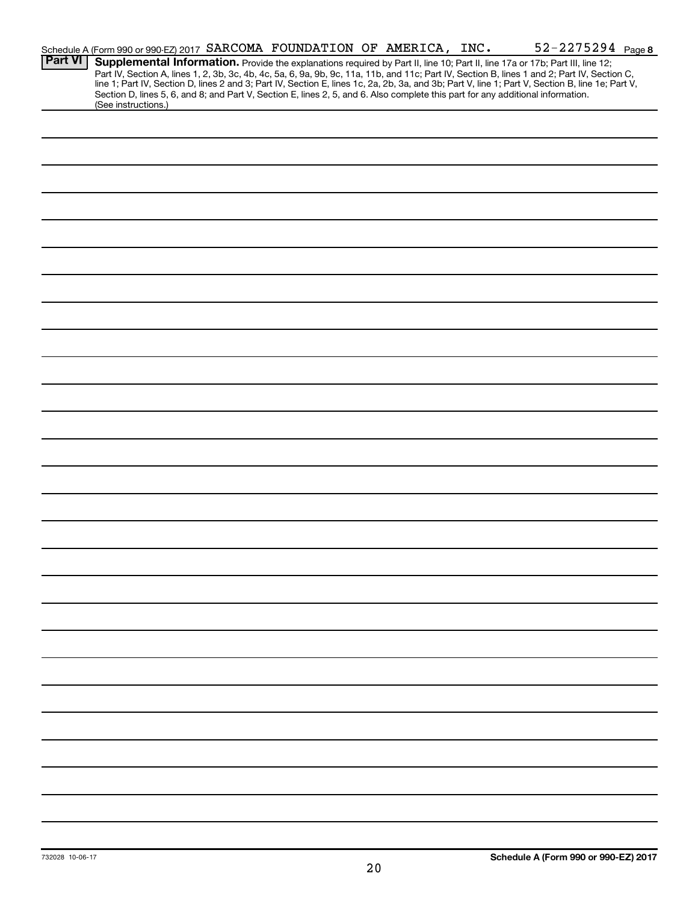Schedule A (Form 990 or 990-EZ) 2017 SARCOMA FOUNDATION OF AMERICA, INC. 52-2275294 Page **8**

**Part VI** **Supplemental Information.** Provide the explanations required by Part II, line 10; Part II, line 17a or 17b; Part III, line 12; Part IV, Section A, lines 1, 2, 3b, 3c, 4b, 4c, 5a, 6, 9a, 9b, 9c, 11a, 11b, and 11c; Part IV, Section B, lines 1 and 2; Part IV, Section C, line 1; Part IV, Section D, lines 2 and 3; Part IV, Section E, lines 1c, 2a, 2b, 3a, and 3b; Part V, line 1; Part V, Section B, line 1e; Part V, Section D, lines 5, 6, and 8; and Part V, Section E, lines 2, 5, and 6. Also complete this part for any additional information. (See instructions.)

732028 10-06-17

**Schedule A (Form 990 or 990-EZ) 2017**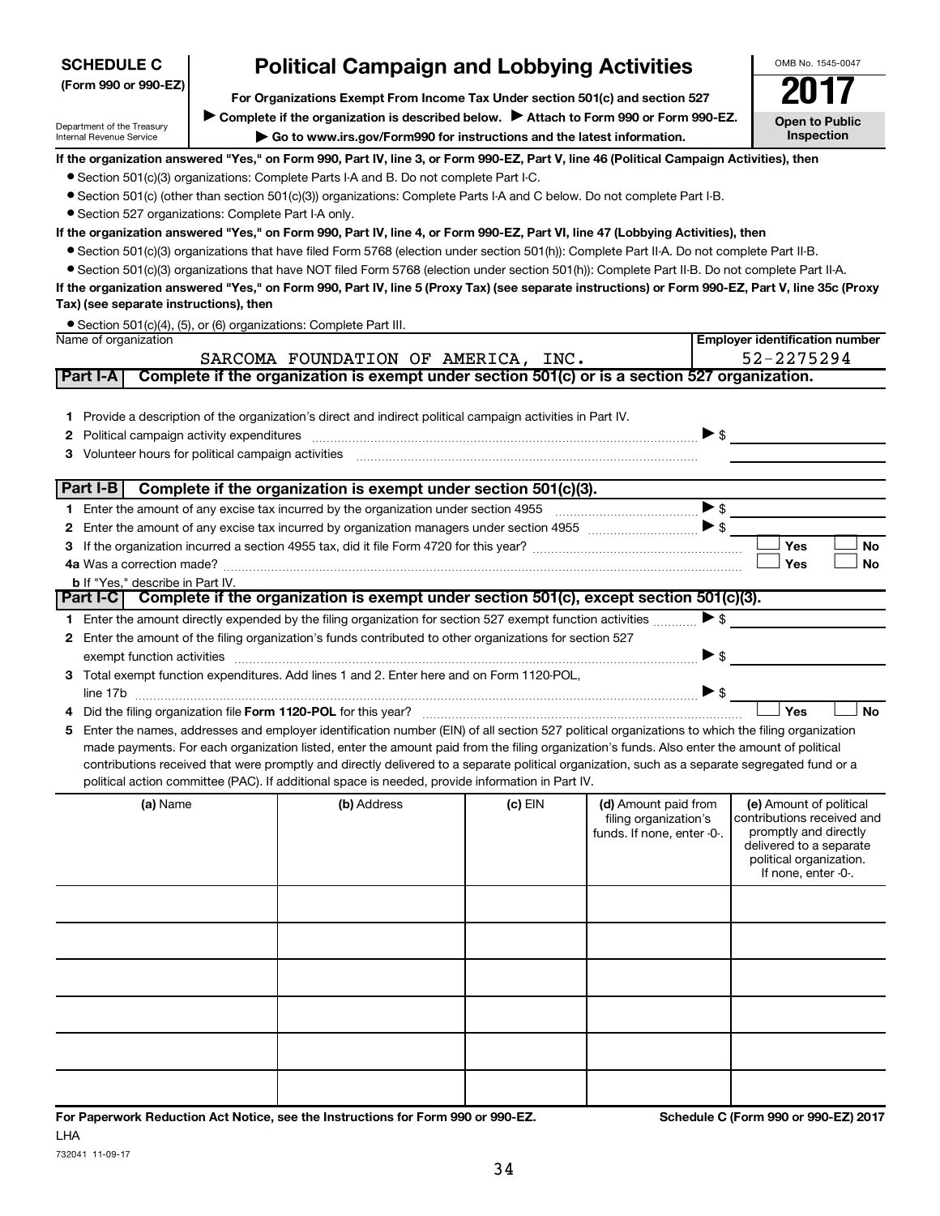**SCHEDULE C**
**(Form 990 or 990-EZ)**

Department of the Treasury
Internal Revenue Service

# Political Campaign and Lobbying Activities

**For Organizations Exempt From Income Tax Under section 501(c) and section 527**

▶ **Complete if the organization is described below.** ▶ **Attach to Form 990 or Form 990-EZ.**

▶ **Go to www.irs.gov/Form990 for instructions and the latest information.**

OMB No. 1545-0047

**2017**

**Open to Public Inspection**

**If the organization answered "Yes," on Form 990, Part IV, line 3, or Form 990-EZ, Part V, line 46 (Political Campaign Activities), then**

- Section 501(c)(3) organizations: Complete Parts I-A and B. Do not complete Part I-C.
- Section 501(c) (other than section 501(c)(3)) organizations: Complete Parts I-A and C below. Do not complete Part I-B.
- Section 527 organizations: Complete Part I-A only.

**If the organization answered "Yes," on Form 990, Part IV, line 4, or Form 990-EZ, Part VI, line 47 (Lobbying Activities), then**

- Section 501(c)(3) organizations that have filed Form 5768 (election under section 501(h)): Complete Part II-A. Do not complete Part II-B.
- Section 501(c)(3) organizations that have NOT filed Form 5768 (election under section 501(h)): Complete Part II-B. Do not complete Part II-A.

**If the organization answered "Yes," on Form 990, Part IV, line 5 (Proxy Tax) (see separate instructions) or Form 990-EZ, Part V, line 35c (Proxy Tax) (see separate instructions), then**

- Section 501(c)(4), (5), or (6) organizations: Complete Part III.

| Name of organization | Employer identification number |
|---|---|
| SARCOMA FOUNDATION OF AMERICA, INC. | 52-2275294 |

## Part I-A Complete if the organization is exempt under section 501(c) or is a section 527 organization.

1. Provide a description of the organization's direct and indirect political campaign activities in Part IV.
2. Political campaign activity expenditures ▶ $
3. Volunteer hours for political campaign activities

## Part I-B Complete if the organization is exempt under section 501(c)(3).

1. Enter the amount of any excise tax incurred by the organization under section 4955 ▶ $
2. Enter the amount of any excise tax incurred by organization managers under section 4955 ▶ $
3. If the organization incurred a section 4955 tax, did it file Form 4720 for this year? ☐ Yes ☐ No
4a. Was a correction made? ☐ Yes ☐ No
b. If "Yes," describe in Part IV.

## Part I-C Complete if the organization is exempt under section 501(c), except section 501(c)(3).

1. Enter the amount directly expended by the filing organization for section 527 exempt function activities ▶ $
2. Enter the amount of the filing organization's funds contributed to other organizations for section 527 exempt function activities ▶ $
3. Total exempt function expenditures. Add lines 1 and 2. Enter here and on Form 1120-POL, line 17b ▶ $
4. Did the filing organization file **Form 1120-POL** for this year? ☐ Yes ☐ No
5. Enter the names, addresses and employer identification number (EIN) of all section 527 political organizations to which the filing organization made payments. For each organization listed, enter the amount paid from the filing organization's funds. Also enter the amount of political contributions received that were promptly and directly delivered to a separate political organization, such as a separate segregated fund or a political action committee (PAC). If additional space is needed, provide information in Part IV.

| (a) Name | (b) Address | (c) EIN | (d) Amount paid from filing organization's funds. If none, enter -0-. | (e) Amount of political contributions received and promptly and directly delivered to a separate political organization. If none, enter -0-. |
|---|---|---|---|---|
| | | | | |
| | | | | |
| | | | | |
| | | | | |
| | | | | |
| | | | | |

**For Paperwork Reduction Act Notice, see the Instructions for Form 990 or 990-EZ.** **Schedule C (Form 990 or 990-EZ) 2017**

LHA

732041 11-09-17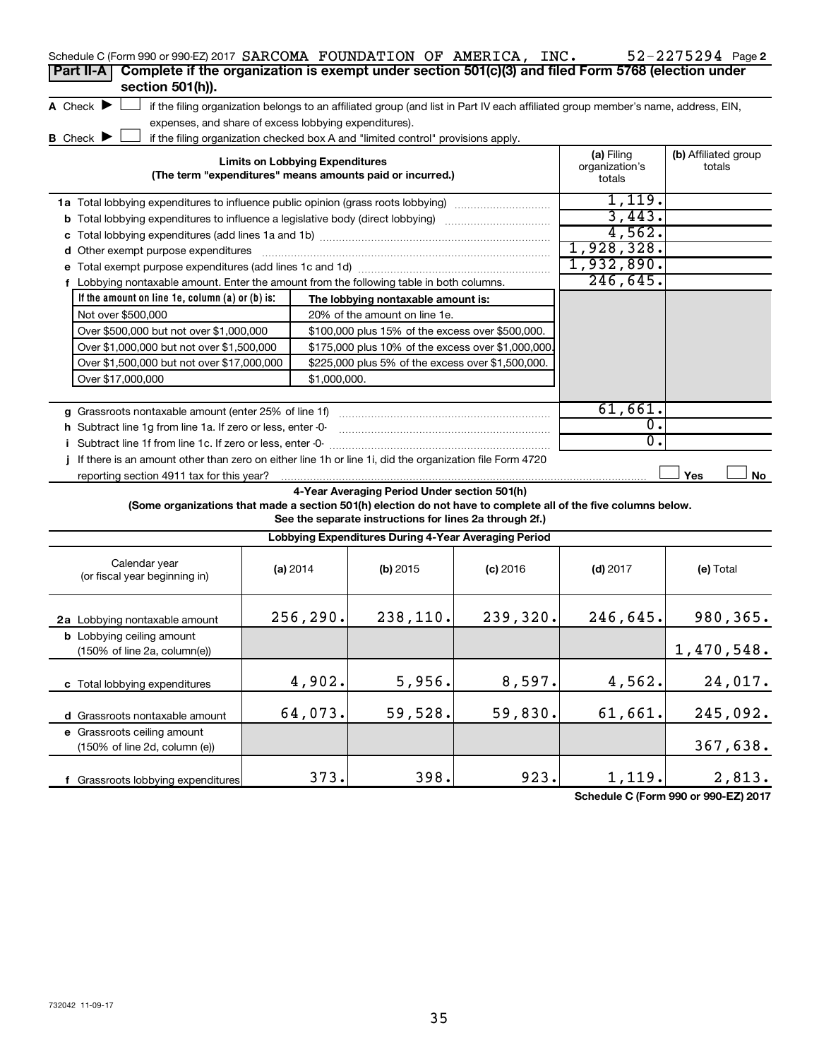Schedule C (Form 990 or 990-EZ) 2017 SARCOMA FOUNDATION OF AMERICA, INC. 52-2275294 Page 2

**Part II-A** **Complete if the organization is exempt under section 501(c)(3) and filed Form 5768 (election under section 501(h)).**

A Check ▶ ☐ if the filing organization belongs to an affiliated group (and list in Part IV each affiliated group member's name, address, EIN, expenses, and share of excess lobbying expenditures).

B Check ▶ ☐ if the filing organization checked box A and "limited control" provisions apply.

| **Limits on Lobbying Expenditures** (The term "expenditures" means amounts paid or incurred.) | **(a)** Filing organization's totals | **(b)** Affiliated group totals |
|---|---|---|
| **1a** Total lobbying expenditures to influence public opinion (grass roots lobbying) | 1,119. | |
| **b** Total lobbying expenditures to influence a legislative body (direct lobbying) | 3,443. | |
| **c** Total lobbying expenditures (add lines 1a and 1b) | 4,562. | |
| **d** Other exempt purpose expenditures | 1,928,328. | |
| **e** Total exempt purpose expenditures (add lines 1c and 1d) | 1,932,890. | |
| **f** Lobbying nontaxable amount. Enter the amount from the following table in both columns. | 246,645. | |

| If the amount on line 1e, column (a) or (b) is: | The lobbying nontaxable amount is: |
|---|---|
| Not over $500,000 | 20% of the amount on line 1e. |
| Over $500,000 but not over $1,000,000 | $100,000 plus 15% of the excess over $500,000. |
| Over $1,000,000 but not over $1,500,000 | $175,000 plus 10% of the excess over $1,000,000. |
| Over $1,500,000 but not over $17,000,000 | $225,000 plus 5% of the excess over $1,500,000. |
| Over $17,000,000 | $1,000,000. |

| | (a) | (b) |
|---|---|---|
| **g** Grassroots nontaxable amount (enter 25% of line 1f) | 61,661. | |
| **h** Subtract line 1g from line 1a. If zero or less, enter -0- | 0. | |
| **i** Subtract line 1f from line 1c. If zero or less, enter -0- | 0. | |
| **j** If there is an amount other than zero on either line 1h or line 1i, did the organization file Form 4720 reporting section 4911 tax for this year? | ☐ Yes | ☐ No |

**4-Year Averaging Period Under section 501(h)**

**(Some organizations that made a section 501(h) election do not have to complete all of the five columns below. See the separate instructions for lines 2a through 2f.)**

| **Lobbying Expenditures During 4-Year Averaging Period** | | | | | |
|---|---|---|---|---|---|
| Calendar year (or fiscal year beginning in) | **(a)** 2014 | **(b)** 2015 | **(c)** 2016 | **(d)** 2017 | **(e)** Total |
| **2a** Lobbying nontaxable amount | 256,290. | 238,110. | 239,320. | 246,645. | 980,365. |
| **b** Lobbying ceiling amount (150% of line 2a, column(e)) | | | | | 1,470,548. |
| **c** Total lobbying expenditures | 4,902. | 5,956. | 8,597. | 4,562. | 24,017. |
| **d** Grassroots nontaxable amount | 64,073. | 59,528. | 59,830. | 61,661. | 245,092. |
| **e** Grassroots ceiling amount (150% of line 2d, column (e)) | | | | | 367,638. |
| **f** Grassroots lobbying expenditures | 373. | 398. | 923. | 1,119. | 2,813. |

**Schedule C (Form 990 or 990-EZ) 2017**

732042 11-09-17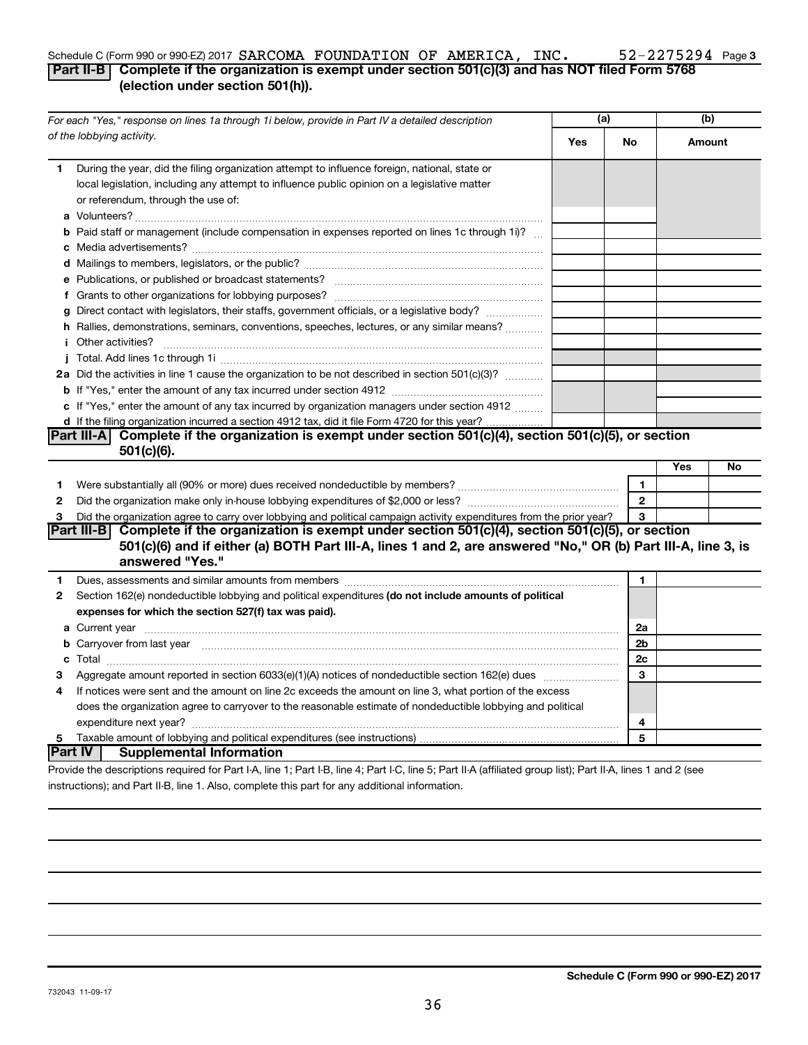Schedule C (Form 990 or 990-EZ) 2017 SARCOMA FOUNDATION OF AMERICA, INC. 52-2275294 Page 3

## Part II-B Complete if the organization is exempt under section 501(c)(3) and has NOT filed Form 5768 (election under section 501(h)).

| For each "Yes," response on lines 1a through 1i below, provide in Part IV a detailed description of the lobbying activity. | (a) Yes | (a) No | (b) Amount |
|---|---|---|---|
| **1** During the year, did the filing organization attempt to influence foreign, national, state or local legislation, including any attempt to influence public opinion on a legislative matter or referendum, through the use of: | | | |
| **a** Volunteers? | | | |
| **b** Paid staff or management (include compensation in expenses reported on lines 1c through 1i)? | | | |
| **c** Media advertisements? | | | |
| **d** Mailings to members, legislators, or the public? | | | |
| **e** Publications, or published or broadcast statements? | | | |
| **f** Grants to other organizations for lobbying purposes? | | | |
| **g** Direct contact with legislators, their staffs, government officials, or a legislative body? | | | |
| **h** Rallies, demonstrations, seminars, conventions, speeches, lectures, or any similar means? | | | |
| **i** Other activities? | | | |
| **j** Total. Add lines 1c through 1i | | | |
| **2a** Did the activities in line 1 cause the organization to be not described in section 501(c)(3)? | | | |
| **b** If "Yes," enter the amount of any tax incurred under section 4912 | | | |
| **c** If "Yes," enter the amount of any tax incurred by organization managers under section 4912 | | | |
| **d** If the filing organization incurred a section 4912 tax, did it file Form 4720 for this year? | | | |

## Part III-A Complete if the organization is exempt under section 501(c)(4), section 501(c)(5), or section 501(c)(6).

| | | | Yes | No |
|---|---|---|---|---|
| **1** | Were substantially all (90% or more) dues received nondeductible by members? | 1 | | |
| **2** | Did the organization make only in-house lobbying expenditures of $2,000 or less? | 2 | | |
| **3** | Did the organization agree to carry over lobbying and political campaign activity expenditures from the prior year? | 3 | | |

## Part III-B Complete if the organization is exempt under section 501(c)(4), section 501(c)(5), or section 501(c)(6) and if either (a) BOTH Part III-A, lines 1 and 2, are answered "No," OR (b) Part III-A, line 3, is answered "Yes."

| | | | |
|---|---|---|---|
| **1** | Dues, assessments and similar amounts from members | 1 | |
| **2** | Section 162(e) nondeductible lobbying and political expenditures **(do not include amounts of political expenses for which the section 527(f) tax was paid).** | | |
| **a** | Current year | 2a | |
| **b** | Carryover from last year | 2b | |
| **c** | Total | 2c | |
| **3** | Aggregate amount reported in section 6033(e)(1)(A) notices of nondeductible section 162(e) dues | 3 | |
| **4** | If notices were sent and the amount on line 2c exceeds the amount on line 3, what portion of the excess does the organization agree to carryover to the reasonable estimate of nondeductible lobbying and political expenditure next year? | 4 | |
| **5** | Taxable amount of lobbying and political expenditures (see instructions) | 5 | |

## Part IV Supplemental Information

Provide the descriptions required for Part I-A, line 1; Part I-B, line 4; Part I-C, line 5; Part II-A (affiliated group list); Part II-A, lines 1 and 2 (see instructions); and Part II-B, line 1. Also, complete this part for any additional information.

732043 11-09-17

**Schedule C (Form 990 or 990-EZ) 2017**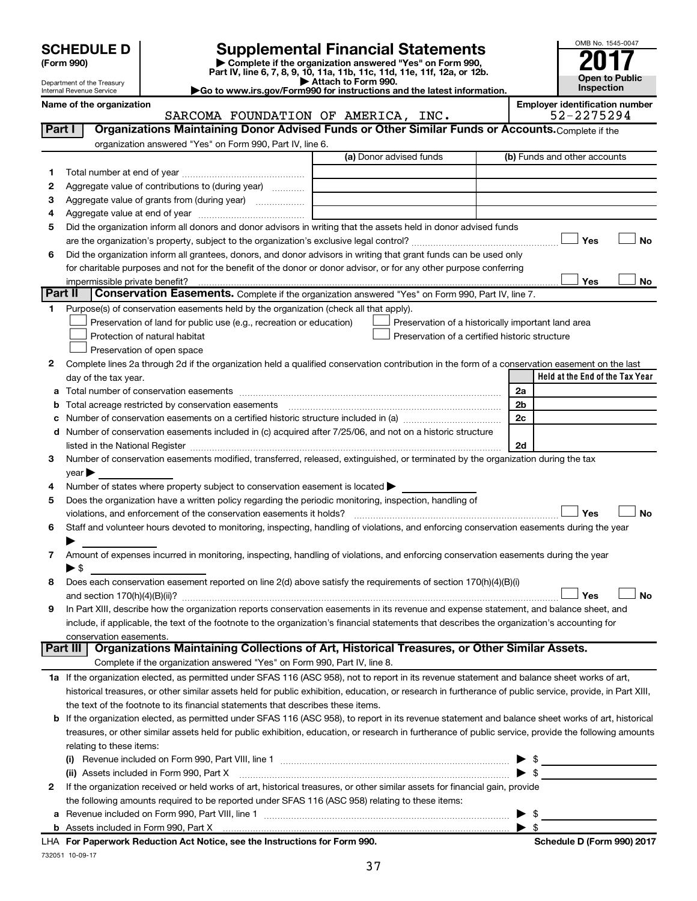# SCHEDULE D (Form 990)

Department of the Treasury
Internal Revenue Service

## Supplemental Financial Statements

▶ Complete if the organization answered "Yes" on Form 990, Part IV, line 6, 7, 8, 9, 10, 11a, 11b, 11c, 11d, 11e, 11f, 12a, or 12b.
▶ Attach to Form 990.
▶Go to www.irs.gov/Form990 for instructions and the latest information.

OMB No. 1545-0047

**2017**

**Open to Public Inspection**

**Name of the organization:** SARCOMA FOUNDATION OF AMERICA, INC.

**Employer identification number:** 52-2275294

## Part I Organizations Maintaining Donor Advised Funds or Other Similar Funds or Accounts.

Complete if the organization answered "Yes" on Form 990, Part IV, line 6.

| | | (a) Donor advised funds | (b) Funds and other accounts |
|---|---|---|---|
| 1 | Total number at end of year | | |
| 2 | Aggregate value of contributions to (during year) | | |
| 3 | Aggregate value of grants from (during year) | | |
| 4 | Aggregate value at end of year | | |

5 Did the organization inform all donors and donor advisors in writing that the assets held in donor advised funds are the organization's property, subject to the organization's exclusive legal control? ☐ Yes ☐ No

6 Did the organization inform all grantees, donors, and donor advisors in writing that grant funds can be used only for charitable purposes and not for the benefit of the donor or donor advisor, or for any other purpose conferring impermissible private benefit? ☐ Yes ☐ No

## Part II Conservation Easements.

Complete if the organization answered "Yes" on Form 990, Part IV, line 7.

1 Purpose(s) of conservation easements held by the organization (check all that apply).

- ☐ Preservation of land for public use (e.g., recreation or education)
- ☐ Protection of natural habitat
- ☐ Preservation of open space
- ☐ Preservation of a historically important land area
- ☐ Preservation of a certified historic structure

2 Complete lines 2a through 2d if the organization held a qualified conservation contribution in the form of a conservation easement on the last day of the tax year.

| | | | Held at the End of the Tax Year |
|---|---|---|---|
| a | Total number of conservation easements | 2a | |
| b | Total acreage restricted by conservation easements | 2b | |
| c | Number of conservation easements on a certified historic structure included in (a) | 2c | |
| d | Number of conservation easements included in (c) acquired after 7/25/06, and not on a historic structure listed in the National Register | 2d | |

3 Number of conservation easements modified, transferred, released, extinguished, or terminated by the organization during the tax year ▶

4 Number of states where property subject to conservation easement is located ▶

5 Does the organization have a written policy regarding the periodic monitoring, inspection, handling of violations, and enforcement of the conservation easements it holds? ☐ Yes ☐ No

6 Staff and volunteer hours devoted to monitoring, inspecting, handling of violations, and enforcing conservation easements during the year ▶

7 Amount of expenses incurred in monitoring, inspecting, handling of violations, and enforcing conservation easements during the year ▶ $

8 Does each conservation easement reported on line 2(d) above satisfy the requirements of section 170(h)(4)(B)(i) and section 170(h)(4)(B)(ii)? ☐ Yes ☐ No

9 In Part XIII, describe how the organization reports conservation easements in its revenue and expense statement, and balance sheet, and include, if applicable, the text of the footnote to the organization's financial statements that describes the organization's accounting for conservation easements.

## Part III Organizations Maintaining Collections of Art, Historical Treasures, or Other Similar Assets.

Complete if the organization answered "Yes" on Form 990, Part IV, line 8.

1a If the organization elected, as permitted under SFAS 116 (ASC 958), not to report in its revenue statement and balance sheet works of art, historical treasures, or other similar assets held for public exhibition, education, or research in furtherance of public service, provide, in Part XIII, the text of the footnote to its financial statements that describes these items.

b If the organization elected, as permitted under SFAS 116 (ASC 958), to report in its revenue statement and balance sheet works of art, historical treasures, or other similar assets held for public exhibition, education, or research in furtherance of public service, provide the following amounts relating to these items:

(i) Revenue included on Form 990, Part VIII, line 1 ▶ $

(ii) Assets included in Form 990, Part X ▶ $

2 If the organization received or held works of art, historical treasures, or other similar assets for financial gain, provide the following amounts required to be reported under SFAS 116 (ASC 958) relating to these items:

a Revenue included on Form 990, Part VIII, line 1 ▶ $

b Assets included in Form 990, Part X ▶ $

LHA **For Paperwork Reduction Act Notice, see the Instructions for Form 990.** **Schedule D (Form 990) 2017**

732051 10-09-17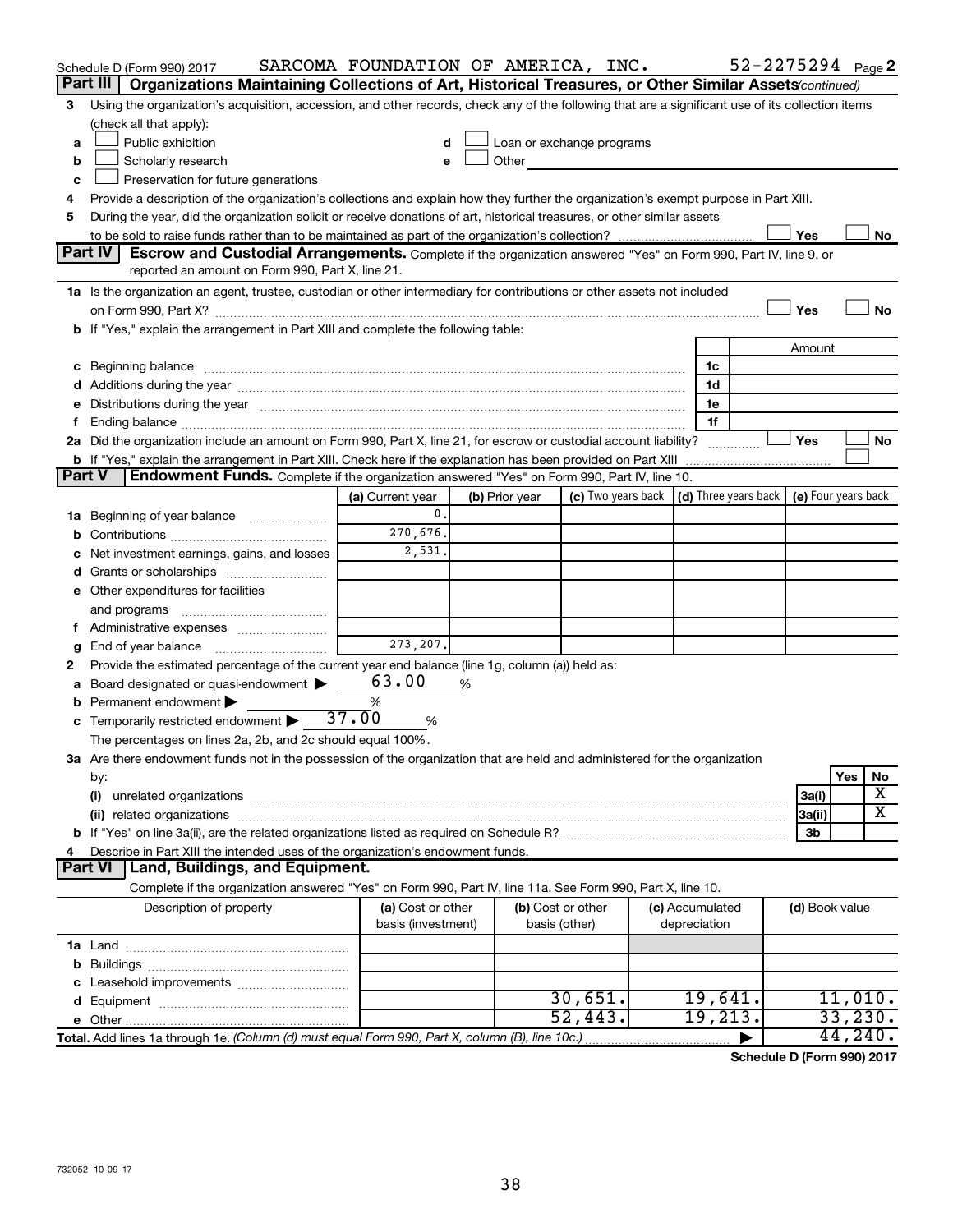Schedule D (Form 990) 2017 SARCOMA FOUNDATION OF AMERICA, INC. 52-2275294 Page 2

**Part III** Organizations Maintaining Collections of Art, Historical Treasures, or Other Similar Assets *(continued)*

3 Using the organization's acquisition, accession, and other records, check any of the following that are a significant use of its collection items (check all that apply):

a ☐ Public exhibition
b ☐ Scholarly research
c ☐ Preservation for future generations
d ☐ Loan or exchange programs
e ☐ Other

4 Provide a description of the organization's collections and explain how they further the organization's exempt purpose in Part XIII.

5 During the year, did the organization solicit or receive donations of art, historical treasures, or other similar assets to be sold to raise funds rather than to be maintained as part of the organization's collection? ☐ Yes ☐ No

**Part IV** Escrow and Custodial Arrangements. Complete if the organization answered "Yes" on Form 990, Part IV, line 9, or reported an amount on Form 990, Part X, line 21.

1a Is the organization an agent, trustee, custodian or other intermediary for contributions or other assets not included on Form 990, Part X? ☐ Yes ☐ No

b If "Yes," explain the arrangement in Part XIII and complete the following table:

| | | Amount |
|---|---|---|
| c Beginning balance | 1c | |
| d Additions during the year | 1d | |
| e Distributions during the year | 1e | |
| f Ending balance | 1f | |

2a Did the organization include an amount on Form 990, Part X, line 21, for escrow or custodial account liability? ☐ Yes ☐ No

b If "Yes," explain the arrangement in Part XIII. Check here if the explanation has been provided on Part XIII ☐

**Part V** Endowment Funds. Complete if the organization answered "Yes" on Form 990, Part IV, line 10.

| | (a) Current year | (b) Prior year | (c) Two years back | (d) Three years back | (e) Four years back |
|---|---|---|---|---|---|
| 1a Beginning of year balance | 0. | | | | |
| b Contributions | 270,676. | | | | |
| c Net investment earnings, gains, and losses | 2,531. | | | | |
| d Grants or scholarships | | | | | |
| e Other expenditures for facilities and programs | | | | | |
| f Administrative expenses | | | | | |
| g End of year balance | 273,207. | | | | |

2 Provide the estimated percentage of the current year end balance (line 1g, column (a)) held as:

a Board designated or quasi-endowment ▶ 63.00 %
b Permanent endowment ▶ %
c Temporarily restricted endowment ▶ 37.00 %

The percentages on lines 2a, 2b, and 2c should equal 100%.

3a Are there endowment funds not in the possession of the organization that are held and administered for the organization by:

| | | Yes | No |
|---|---|---|---|
| (i) unrelated organizations | 3a(i) | | X |
| (ii) related organizations | 3a(ii) | | X |
| b If "Yes" on line 3a(ii), are the related organizations listed as required on Schedule R? | 3b | | |

4 Describe in Part XIII the intended uses of the organization's endowment funds.

**Part VI** Land, Buildings, and Equipment.

Complete if the organization answered "Yes" on Form 990, Part IV, line 11a. See Form 990, Part X, line 10.

| Description of property | (a) Cost or other basis (investment) | (b) Cost or other basis (other) | (c) Accumulated depreciation | (d) Book value |
|---|---|---|---|---|
| 1a Land | | | | |
| b Buildings | | | | |
| c Leasehold improvements | | | | |
| d Equipment | | 30,651. | 19,641. | 11,010. |
| e Other | | 52,443. | 19,213. | 33,230. |
| Total. Add lines 1a through 1e. *(Column (d) must equal Form 990, Part X, column (B), line 10c.)* | | | ▶ | 44,240. |

Schedule D (Form 990) 2017

732052 10-09-17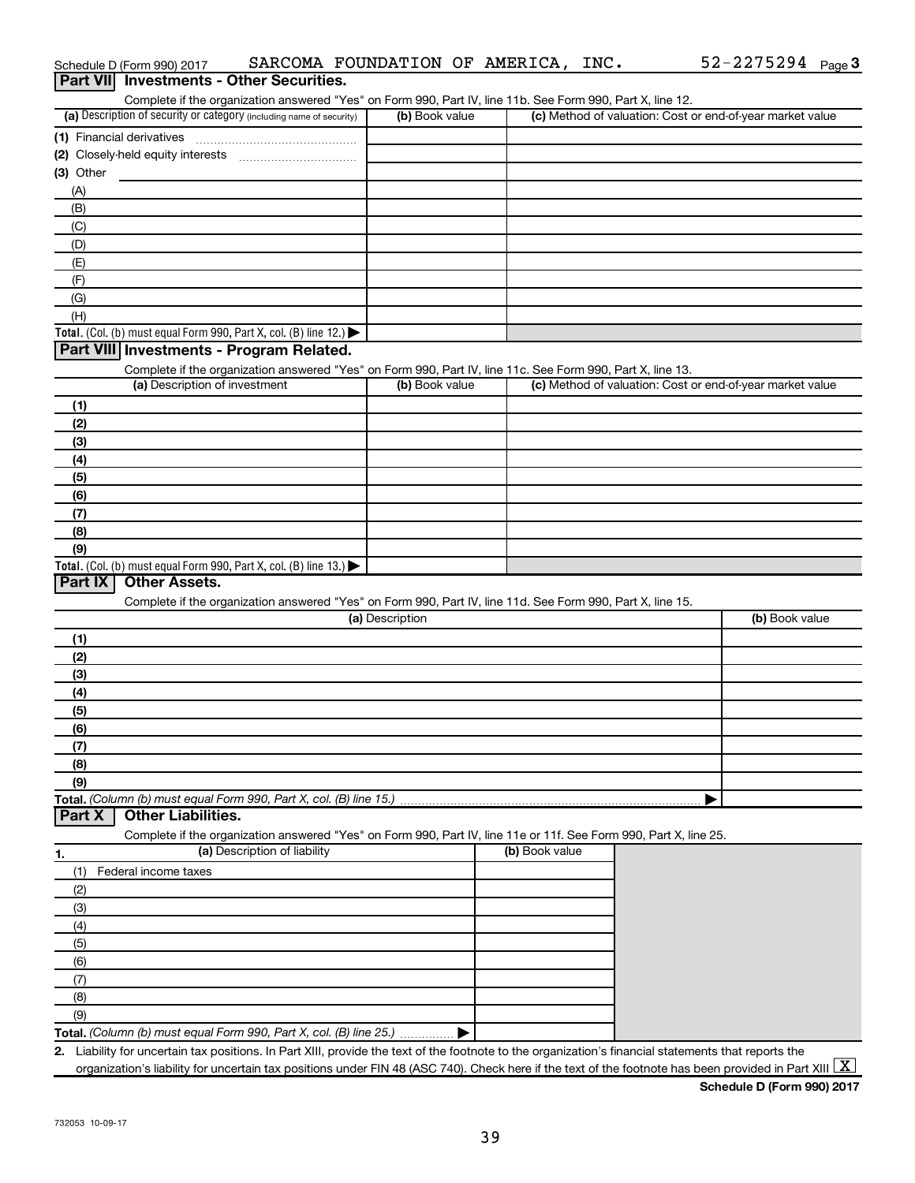Schedule D (Form 990) 2017 SARCOMA FOUNDATION OF AMERICA, INC. 52-2275294 Page 3

## Part VII Investments - Other Securities.

Complete if the organization answered "Yes" on Form 990, Part IV, line 11b. See Form 990, Part X, line 12.

| (a) Description of security or category (including name of security) | (b) Book value | (c) Method of valuation: Cost or end-of-year market value |
|---|---|---|
| (1) Financial derivatives | | |
| (2) Closely-held equity interests | | |
| (3) Other | | |
| (A) | | |
| (B) | | |
| (C) | | |
| (D) | | |
| (E) | | |
| (F) | | |
| (G) | | |
| (H) | | |
| **Total.** (Col. (b) must equal Form 990, Part X, col. (B) line 12.) ▶ | | |

## Part VIII Investments - Program Related.

Complete if the organization answered "Yes" on Form 990, Part IV, line 11c. See Form 990, Part X, line 13.

| (a) Description of investment | (b) Book value | (c) Method of valuation: Cost or end-of-year market value |
|---|---|---|
| (1) | | |
| (2) | | |
| (3) | | |
| (4) | | |
| (5) | | |
| (6) | | |
| (7) | | |
| (8) | | |
| (9) | | |
| **Total.** (Col. (b) must equal Form 990, Part X, col. (B) line 13.) ▶ | | |

## Part IX Other Assets.

Complete if the organization answered "Yes" on Form 990, Part IV, line 11d. See Form 990, Part X, line 15.

| (a) Description | (b) Book value |
|---|---|
| (1) | |
| (2) | |
| (3) | |
| (4) | |
| (5) | |
| (6) | |
| (7) | |
| (8) | |
| (9) | |
| **Total.** *(Column (b) must equal Form 990, Part X, col. (B) line 15.)* ▶ | |

## Part X Other Liabilities.

Complete if the organization answered "Yes" on Form 990, Part IV, line 11e or 11f. See Form 990, Part X, line 25.

| 1. (a) Description of liability | (b) Book value |
|---|---|
| (1) Federal income taxes | |
| (2) | |
| (3) | |
| (4) | |
| (5) | |
| (6) | |
| (7) | |
| (8) | |
| (9) | |
| **Total.** *(Column (b) must equal Form 990, Part X, col. (B) line 25.)* ▶ | |

2. Liability for uncertain tax positions. In Part XIII, provide the text of the footnote to the organization's financial statements that reports the organization's liability for uncertain tax positions under FIN 48 (ASC 740). Check here if the text of the footnote has been provided in Part XIII [X]

**Schedule D (Form 990) 2017**

732053 10-09-17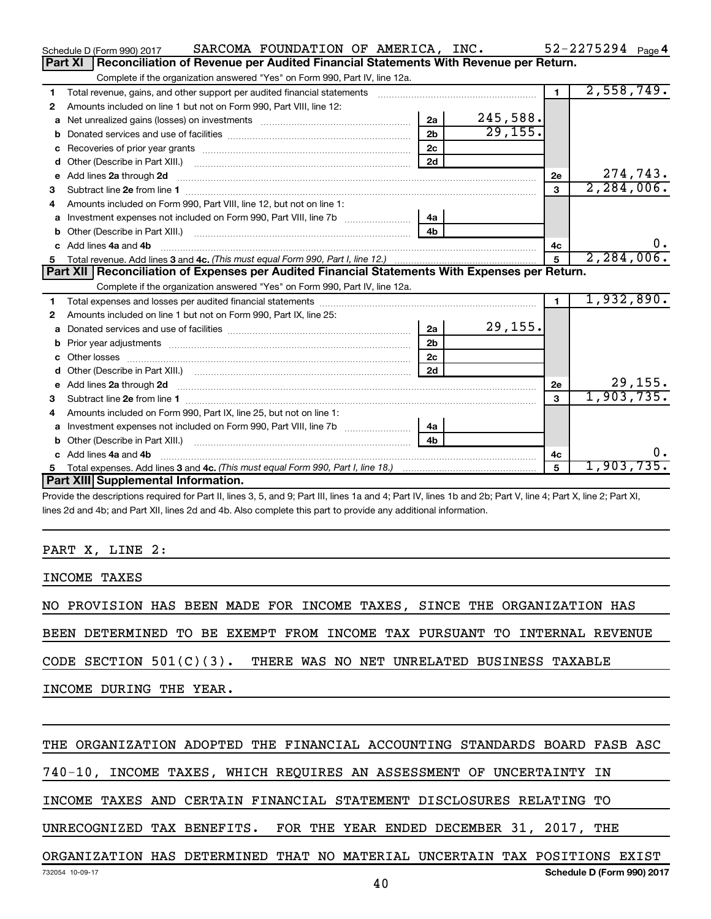Schedule D (Form 990) 2017 SARCOMA FOUNDATION OF AMERICA, INC. 52-2275294 Page 4

## Part XI Reconciliation of Revenue per Audited Financial Statements With Revenue per Return.

Complete if the organization answered "Yes" on Form 990, Part IV, line 12a.

| | | | | | |
|---|---|---|---|---|---|
| 1 | Total revenue, gains, and other support per audited financial statements | | | 1 | 2,558,749. |
| 2 | Amounts included on line 1 but not on Form 990, Part VIII, line 12: | | | | |
| a | Net unrealized gains (losses) on investments | 2a | 245,588. | | |
| b | Donated services and use of facilities | 2b | 29,155. | | |
| c | Recoveries of prior year grants | 2c | | | |
| d | Other (Describe in Part XIII.) | 2d | | | |
| e | Add lines 2a through 2d | | | 2e | 274,743. |
| 3 | Subtract line 2e from line 1 | | | 3 | 2,284,006. |
| 4 | Amounts included on Form 990, Part VIII, line 12, but not on line 1: | | | | |
| a | Investment expenses not included on Form 990, Part VIII, line 7b | 4a | | | |
| b | Other (Describe in Part XIII.) | 4b | | | |
| c | Add lines 4a and 4b | | | 4c | 0. |
| 5 | Total revenue. Add lines 3 and 4c. *(This must equal Form 990, Part I, line 12.)* | | | 5 | 2,284,006. |

## Part XII Reconciliation of Expenses per Audited Financial Statements With Expenses per Return.

Complete if the organization answered "Yes" on Form 990, Part IV, line 12a.

| | | | | | |
|---|---|---|---|---|---|
| 1 | Total expenses and losses per audited financial statements | | | 1 | 1,932,890. |
| 2 | Amounts included on line 1 but not on Form 990, Part IX, line 25: | | | | |
| a | Donated services and use of facilities | 2a | 29,155. | | |
| b | Prior year adjustments | 2b | | | |
| c | Other losses | 2c | | | |
| d | Other (Describe in Part XIII.) | 2d | | | |
| e | Add lines 2a through 2d | | | 2e | 29,155. |
| 3 | Subtract line 2e from line 1 | | | 3 | 1,903,735. |
| 4 | Amounts included on Form 990, Part IX, line 25, but not on line 1: | | | | |
| a | Investment expenses not included on Form 990, Part VIII, line 7b | 4a | | | |
| b | Other (Describe in Part XIII.) | 4b | | | |
| c | Add lines 4a and 4b | | | 4c | 0. |
| 5 | Total expenses. Add lines 3 and 4c. *(This must equal Form 990, Part I, line 18.)* | | | 5 | 1,903,735. |

## Part XIII Supplemental Information.

Provide the descriptions required for Part II, lines 3, 5, and 9; Part III, lines 1a and 4; Part IV, lines 1b and 2b; Part V, line 4; Part X, line 2; Part XI, lines 2d and 4b; and Part XII, lines 2d and 4b. Also complete this part to provide any additional information.

PART X, LINE 2:

INCOME TAXES

NO PROVISION HAS BEEN MADE FOR INCOME TAXES, SINCE THE ORGANIZATION HAS BEEN DETERMINED TO BE EXEMPT FROM INCOME TAX PURSUANT TO INTERNAL REVENUE CODE SECTION 501(C)(3). THERE WAS NO NET UNRELATED BUSINESS TAXABLE INCOME DURING THE YEAR.

THE ORGANIZATION ADOPTED THE FINANCIAL ACCOUNTING STANDARDS BOARD FASB ASC 740-10, INCOME TAXES, WHICH REQUIRES AN ASSESSMENT OF UNCERTAINTY IN INCOME TAXES AND CERTAIN FINANCIAL STATEMENT DISCLOSURES RELATING TO UNRECOGNIZED TAX BENEFITS. FOR THE YEAR ENDED DECEMBER 31, 2017, THE ORGANIZATION HAS DETERMINED THAT NO MATERIAL UNCERTAIN TAX POSITIONS EXIST

732054 10-09-17 **Schedule D (Form 990) 2017**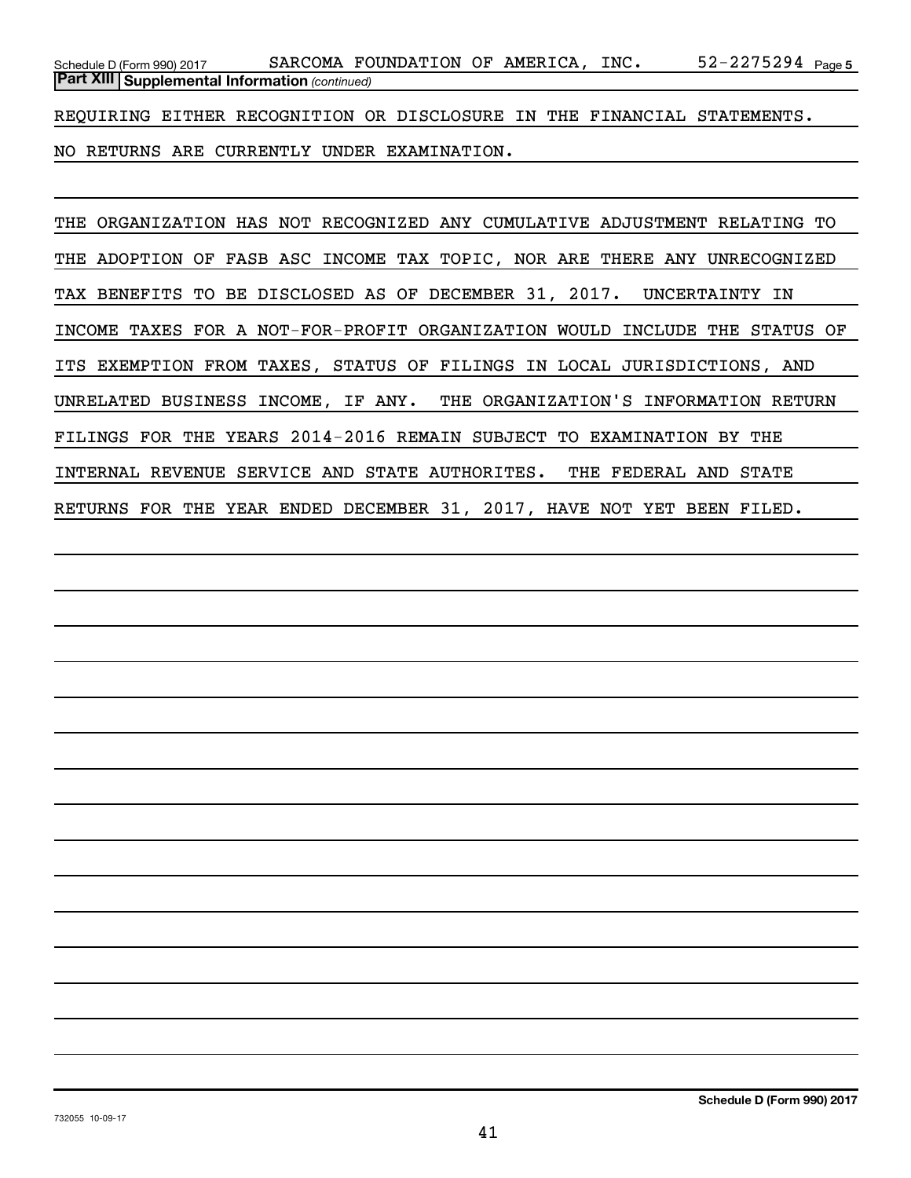**Part XIII Supplemental Information** *(continued)*

REQUIRING EITHER RECOGNITION OR DISCLOSURE IN THE FINANCIAL STATEMENTS. NO RETURNS ARE CURRENTLY UNDER EXAMINATION.

THE ORGANIZATION HAS NOT RECOGNIZED ANY CUMULATIVE ADJUSTMENT RELATING TO THE ADOPTION OF FASB ASC INCOME TAX TOPIC, NOR ARE THERE ANY UNRECOGNIZED TAX BENEFITS TO BE DISCLOSED AS OF DECEMBER 31, 2017. UNCERTAINTY IN INCOME TAXES FOR A NOT-FOR-PROFIT ORGANIZATION WOULD INCLUDE THE STATUS OF ITS EXEMPTION FROM TAXES, STATUS OF FILINGS IN LOCAL JURISDICTIONS, AND UNRELATED BUSINESS INCOME, IF ANY. THE ORGANIZATION'S INFORMATION RETURN FILINGS FOR THE YEARS 2014-2016 REMAIN SUBJECT TO EXAMINATION BY THE INTERNAL REVENUE SERVICE AND STATE AUTHORITES. THE FEDERAL AND STATE RETURNS FOR THE YEAR ENDED DECEMBER 31, 2017, HAVE NOT YET BEEN FILED.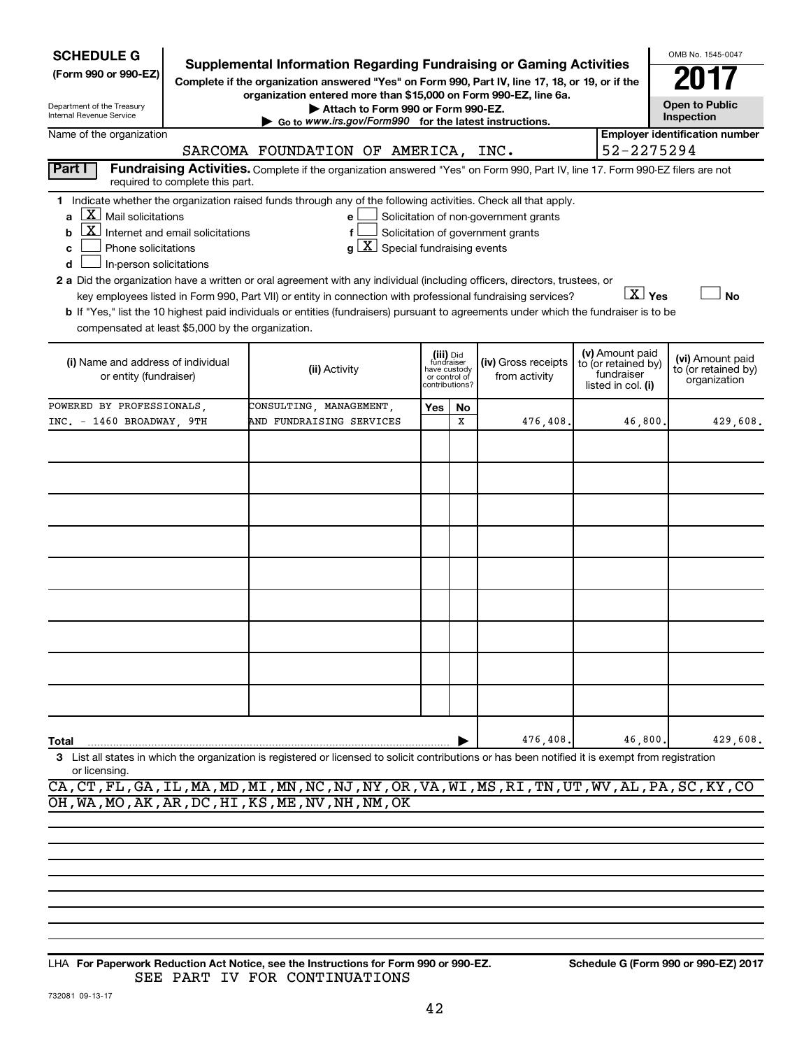# SCHEDULE G (Form 990 or 990-EZ)

Department of the Treasury
Internal Revenue Service

## Supplemental Information Regarding Fundraising or Gaming Activities

**Complete if the organization answered "Yes" on Form 990, Part IV, line 17, 18, or 19, or if the organization entered more than $15,000 on Form 990-EZ, line 6a.**

▶ Attach to Form 990 or Form 990-EZ.

▶ Go to www.irs.gov/Form990 for the latest instructions.

OMB No. 1545-0047

**2017**

**Open to Public Inspection**

Name of the organization: SARCOMA FOUNDATION OF AMERICA, INC.

Employer identification number: 52-2275294

## Part I Fundraising Activities.

Complete if the organization answered "Yes" on Form 990, Part IV, line 17. Form 990-EZ filers are not required to complete this part.

**1** Indicate whether the organization raised funds through any of the following activities. Check all that apply.

- a [X] Mail solicitations
- b [X] Internet and email solicitations
- c [ ] Phone solicitations
- d [ ] In-person solicitations
- e [ ] Solicitation of non-government grants
- f [ ] Solicitation of government grants
- g [X] Special fundraising events

**2 a** Did the organization have a written or oral agreement with any individual (including officers, directors, trustees, or key employees listed in Form 990, Part VII) or entity in connection with professional fundraising services? [X] Yes [ ] No

**b** If "Yes," list the 10 highest paid individuals or entities (fundraisers) pursuant to agreements under which the fundraiser is to be compensated at least $5,000 by the organization.

| (i) Name and address of individual or entity (fundraiser) | (ii) Activity | (iii) Did fundraiser have custody or control of contributions? Yes | No | (iv) Gross receipts from activity | (v) Amount paid to (or retained by) fundraiser listed in col. (i) | (vi) Amount paid to (or retained by) organization |
|---|---|---|---|---|---|---|
| POWERED BY PROFESSIONALS, INC. - 1460 BROADWAY, 9TH | CONSULTING, MANAGEMENT, AND FUNDRAISING SERVICES | | X | 476,408. | 46,800. | 429,608. |
| | | | | | | |
| | | | | | | |
| | | | | | | |
| | | | | | | |
| | | | | | | |
| | | | | | | |
| | | | | | | |
| | | | | | | |
| | | | | | | |
| **Total** | | | | 476,408. | 46,800. | 429,608. |

**3** List all states in which the organization is registered or licensed to solicit contributions or has been notified it is exempt from registration or licensing.

CA,CT,FL,GA,IL,MA,MD,MI,MN,NC,NJ,NY,OR,VA,WI,MS,RI,TN,UT,WV,AL,PA,SC,KY,CO
OH,WA,MO,AK,AR,DC,HI,KS,ME,NV,NH,NM,OK

LHA **For Paperwork Reduction Act Notice, see the Instructions for Form 990 or 990-EZ.** SEE PART IV FOR CONTINUATIONS

**Schedule G (Form 990 or 990-EZ) 2017**

732081 09-13-17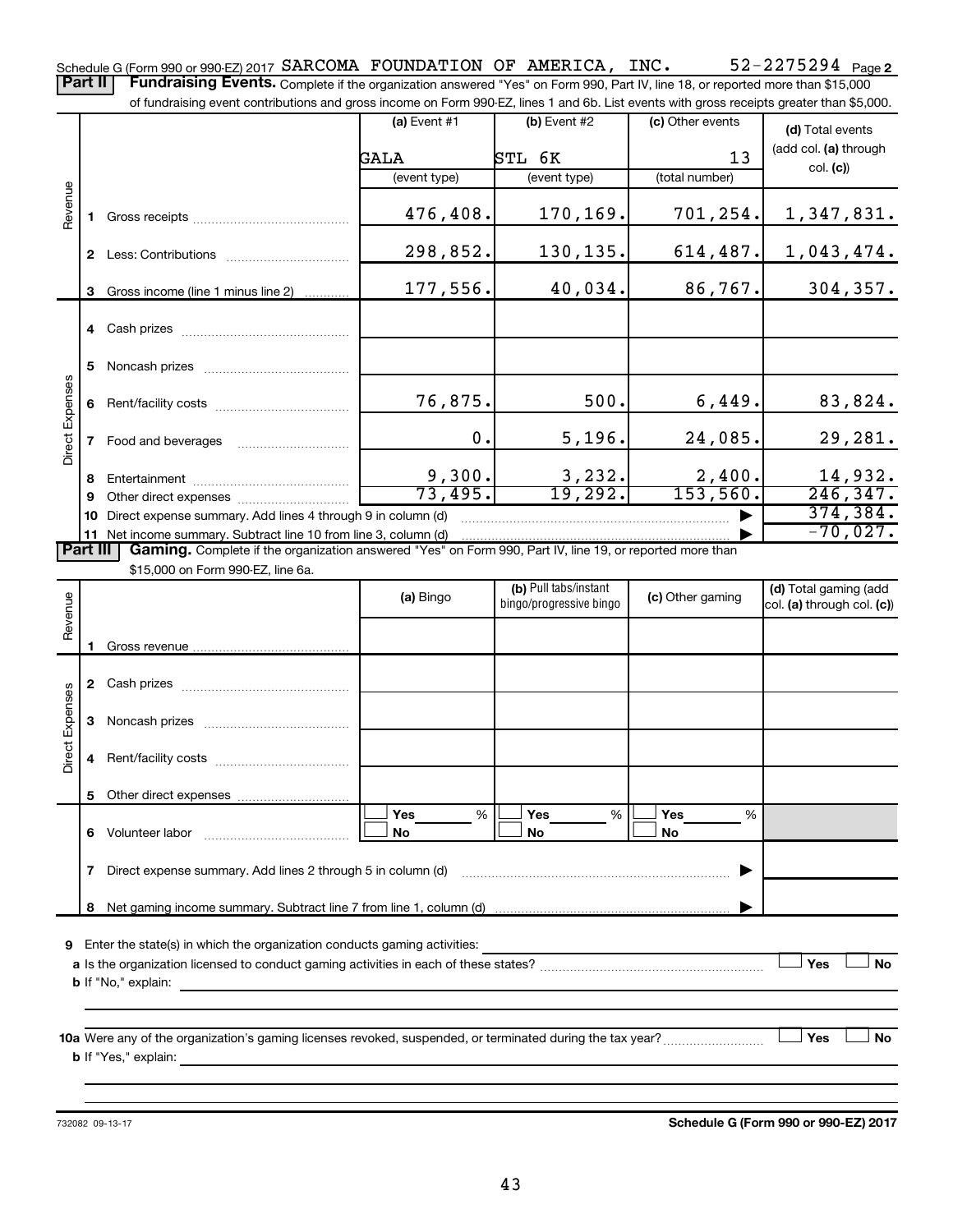Schedule G (Form 990 or 990-EZ) 2017 SARCOMA FOUNDATION OF AMERICA, INC. 52-2275294 Page 2

**Part II** | **Fundraising Events.** Complete if the organization answered "Yes" on Form 990, Part IV, line 18, or reported more than $15,000 of fundraising event contributions and gross income on Form 990-EZ, lines 1 and 6b. List events with gross receipts greater than $5,000.

| | | | (a) Event #1 | (b) Event #2 | (c) Other events | (d) Total events (add col. (a) through col. (c)) |
|---|---|---|---|---|---|---|
| | | | GALA | STL 6K | 13 | |
| | | | (event type) | (event type) | (total number) | |
| Revenue | 1 | Gross receipts | 476,408. | 170,169. | 701,254. | 1,347,831. |
| | 2 | Less: Contributions | 298,852. | 130,135. | 614,487. | 1,043,474. |
| | 3 | Gross income (line 1 minus line 2) | 177,556. | 40,034. | 86,767. | 304,357. |
| Direct Expenses | 4 | Cash prizes | | | | |
| | 5 | Noncash prizes | | | | |
| | 6 | Rent/facility costs | 76,875. | 500. | 6,449. | 83,824. |
| | 7 | Food and beverages | 0. | 5,196. | 24,085. | 29,281. |
| | 8 | Entertainment | 9,300. | 3,232. | 2,400. | 14,932. |
| | 9 | Other direct expenses | 73,495. | 19,292. | 153,560. | 246,347. |
| | 10 | Direct expense summary. Add lines 4 through 9 in column (d) | | | ▶ | 374,384. |
| | 11 | Net income summary. Subtract line 10 from line 3, column (d) | | | ▶ | -70,027. |

**Part III** | **Gaming.** Complete if the organization answered "Yes" on Form 990, Part IV, line 19, or reported more than $15,000 on Form 990-EZ, line 6a.

| | | | (a) Bingo | (b) Pull tabs/instant bingo/progressive bingo | (c) Other gaming | (d) Total gaming (add col. (a) through col. (c)) |
|---|---|---|---|---|---|---|
| Revenue | 1 | Gross revenue | | | | |
| Direct Expenses | 2 | Cash prizes | | | | |
| | 3 | Noncash prizes | | | | |
| | 4 | Rent/facility costs | | | | |
| | 5 | Other direct expenses | | | | |
| | 6 | Volunteer labor | ☐ Yes ___ % ☐ No | ☐ Yes ___ % ☐ No | ☐ Yes ___ % ☐ No | |
| | 7 | Direct expense summary. Add lines 2 through 5 in column (d) | | | ▶ | |
| | 8 | Net gaming income summary. Subtract line 7 from line 1, column (d) | | | ▶ | |

**9** Enter the state(s) in which the organization conducts gaming activities: ______

**a** Is the organization licensed to conduct gaming activities in each of these states? ☐ Yes ☐ No

**b** If "No," explain: ______

**10a** Were any of the organization's gaming licenses revoked, suspended, or terminated during the tax year? ☐ Yes ☐ No

**b** If "Yes," explain: ______

732082 09-13-17 **Schedule G (Form 990 or 990-EZ) 2017**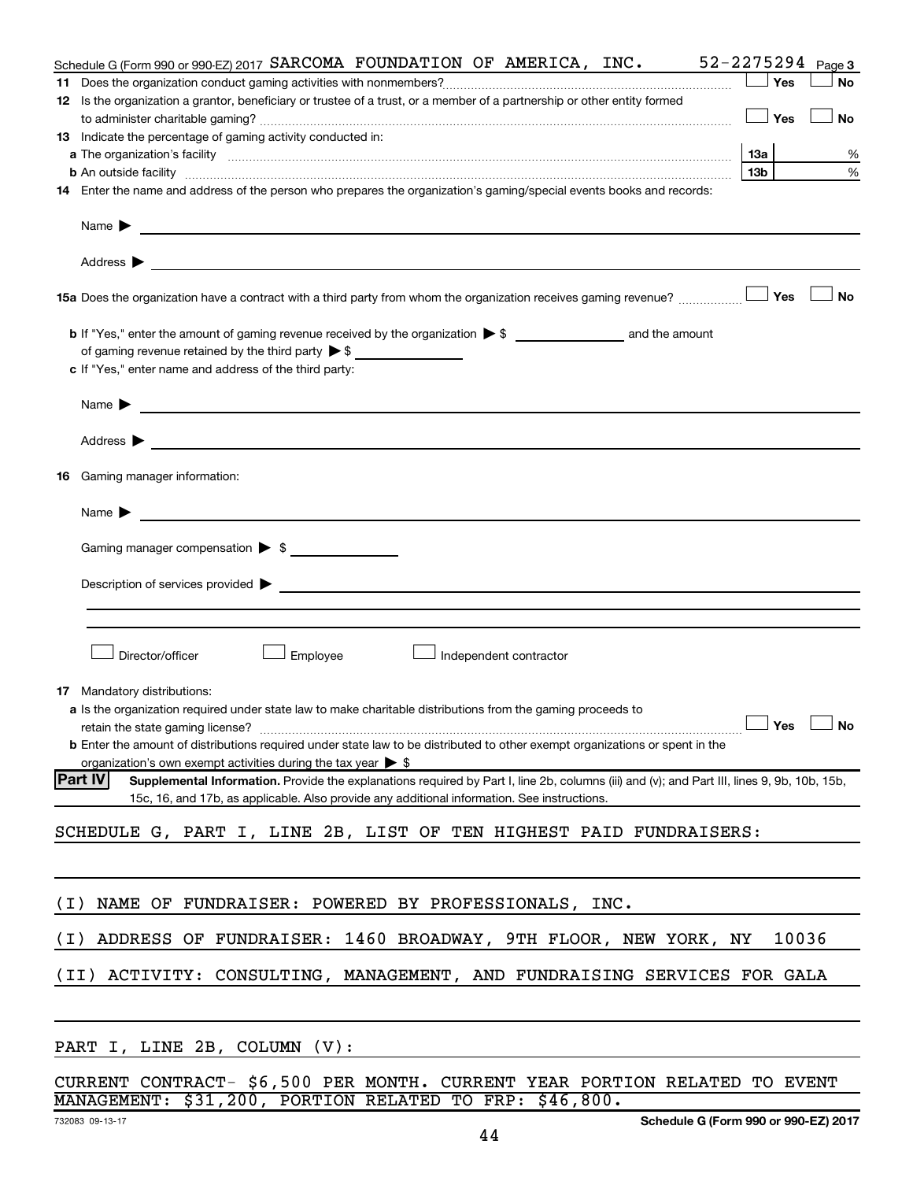Schedule G (Form 990 or 990-EZ) 2017 SARCOMA FOUNDATION OF AMERICA, INC. 52-2275294 Page 3

**11** Does the organization conduct gaming activities with nonmembers? ☐ Yes ☐ No

**12** Is the organization a grantor, beneficiary or trustee of a trust, or a member of a partnership or other entity formed to administer charitable gaming? ☐ Yes ☐ No

**13** Indicate the percentage of gaming activity conducted in:

**a** The organization's facility **13a** %

**b** An outside facility **13b** %

**14** Enter the name and address of the person who prepares the organization's gaming/special events books and records:

Name ▶

Address ▶

**15a** Does the organization have a contract with a third party from whom the organization receives gaming revenue? ☐ Yes ☐ No

**b** If "Yes," enter the amount of gaming revenue received by the organization ▶ $ ______ and the amount of gaming revenue retained by the third party ▶ $ ______

**c** If "Yes," enter name and address of the third party:

Name ▶

Address ▶

**16** Gaming manager information:

Name ▶

Gaming manager compensation ▶ $

Description of services provided ▶

☐ Director/officer ☐ Employee ☐ Independent contractor

**17** Mandatory distributions:

**a** Is the organization required under state law to make charitable distributions from the gaming proceeds to retain the state gaming license? ☐ Yes ☐ No

**b** Enter the amount of distributions required under state law to be distributed to other exempt organizations or spent in the organization's own exempt activities during the tax year ▶ $

**Part IV** **Supplemental Information.** Provide the explanations required by Part I, line 2b, columns (iii) and (v); and Part III, lines 9, 9b, 10b, 15b, 15c, 16, and 17b, as applicable. Also provide any additional information. See instructions.

SCHEDULE G, PART I, LINE 2B, LIST OF TEN HIGHEST PAID FUNDRAISERS:

(I) NAME OF FUNDRAISER: POWERED BY PROFESSIONALS, INC.

(I) ADDRESS OF FUNDRAISER: 1460 BROADWAY, 9TH FLOOR, NEW YORK, NY 10036

(II) ACTIVITY: CONSULTING, MANAGEMENT, AND FUNDRAISING SERVICES FOR GALA

PART I, LINE 2B, COLUMN (V):

CURRENT CONTRACT- $6,500 PER MONTH. CURRENT YEAR PORTION RELATED TO EVENT MANAGEMENT: $31,200, PORTION RELATED TO FRP: $46,800.

732083 09-13-17 **Schedule G (Form 990 or 990-EZ) 2017**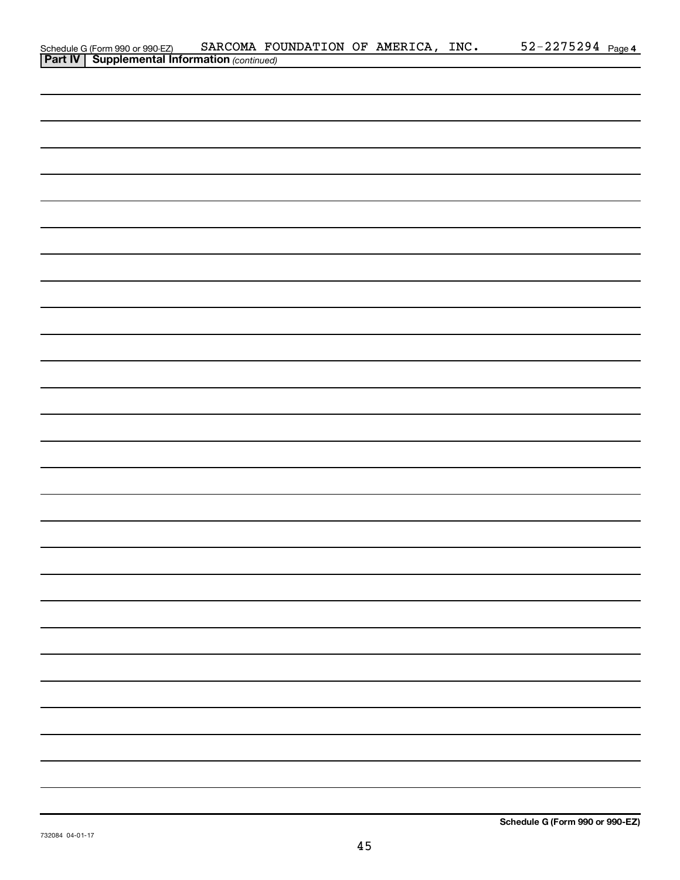Schedule G (Form 990 or 990-EZ) SARCOMA FOUNDATION OF AMERICA, INC. 52-2275294 Page **4**

**Part IV | Supplemental Information** *(continued)*

**Schedule G (Form 990 or 990-EZ)**

732084 04-01-17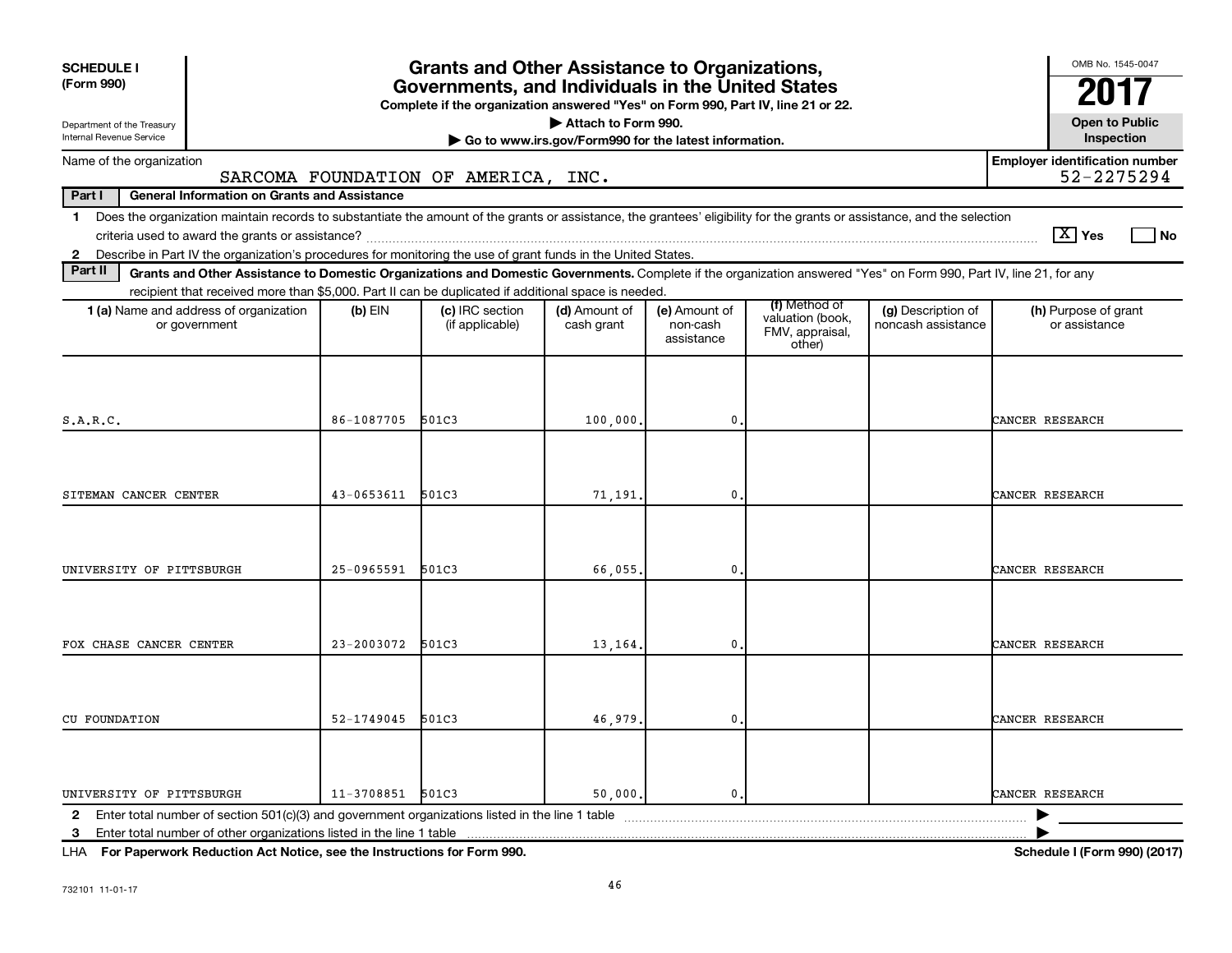**SCHEDULE I (Form 990)**

Department of the Treasury
Internal Revenue Service

# Grants and Other Assistance to Organizations, Governments, and Individuals in the United States

**Complete if the organization answered "Yes" on Form 990, Part IV, line 21 or 22.**

**▶ Attach to Form 990.**

**▶ Go to www.irs.gov/Form990 for the latest information.**

OMB No. 1545-0047

**2017**

**Open to Public Inspection**

Name of the organization: SARCOMA FOUNDATION OF AMERICA, INC.

Employer identification number: 52-2275294

**Part I General Information on Grants and Assistance**

1 Does the organization maintain records to substantiate the amount of the grants or assistance, the grantees' eligibility for the grants or assistance, and the selection criteria used to award the grants or assistance? [X] Yes [ ] No

2 Describe in Part IV the organization's procedures for monitoring the use of grant funds in the United States.

**Part II Grants and Other Assistance to Domestic Organizations and Domestic Governments.** Complete if the organization answered "Yes" on Form 990, Part IV, line 21, for any recipient that received more than $5,000. Part II can be duplicated if additional space is needed.

| 1 (a) Name and address of organization or government | (b) EIN | (c) IRC section (if applicable) | (d) Amount of cash grant | (e) Amount of non-cash assistance | (f) Method of valuation (book, FMV, appraisal, other) | (g) Description of noncash assistance | (h) Purpose of grant or assistance |
|---|---|---|---|---|---|---|---|
| S.A.R.C. | 86-1087705 | 501C3 | 100,000. | 0. | | | CANCER RESEARCH |
| SITEMAN CANCER CENTER | 43-0653611 | 501C3 | 71,191. | 0. | | | CANCER RESEARCH |
| UNIVERSITY OF PITTSBURGH | 25-0965591 | 501C3 | 66,055. | 0. | | | CANCER RESEARCH |
| FOX CHASE CANCER CENTER | 23-2003072 | 501C3 | 13,164. | 0. | | | CANCER RESEARCH |
| CU FOUNDATION | 52-1749045 | 501C3 | 46,979. | 0. | | | CANCER RESEARCH |
| UNIVERSITY OF PITTSBURGH | 11-3708851 | 501C3 | 50,000. | 0. | | | CANCER RESEARCH |

2 Enter total number of section 501(c)(3) and government organizations listed in the line 1 table ▶

3 Enter total number of other organizations listed in the line 1 table ▶

LHA **For Paperwork Reduction Act Notice, see the Instructions for Form 990.** **Schedule I (Form 990) (2017)**

732101 11-01-17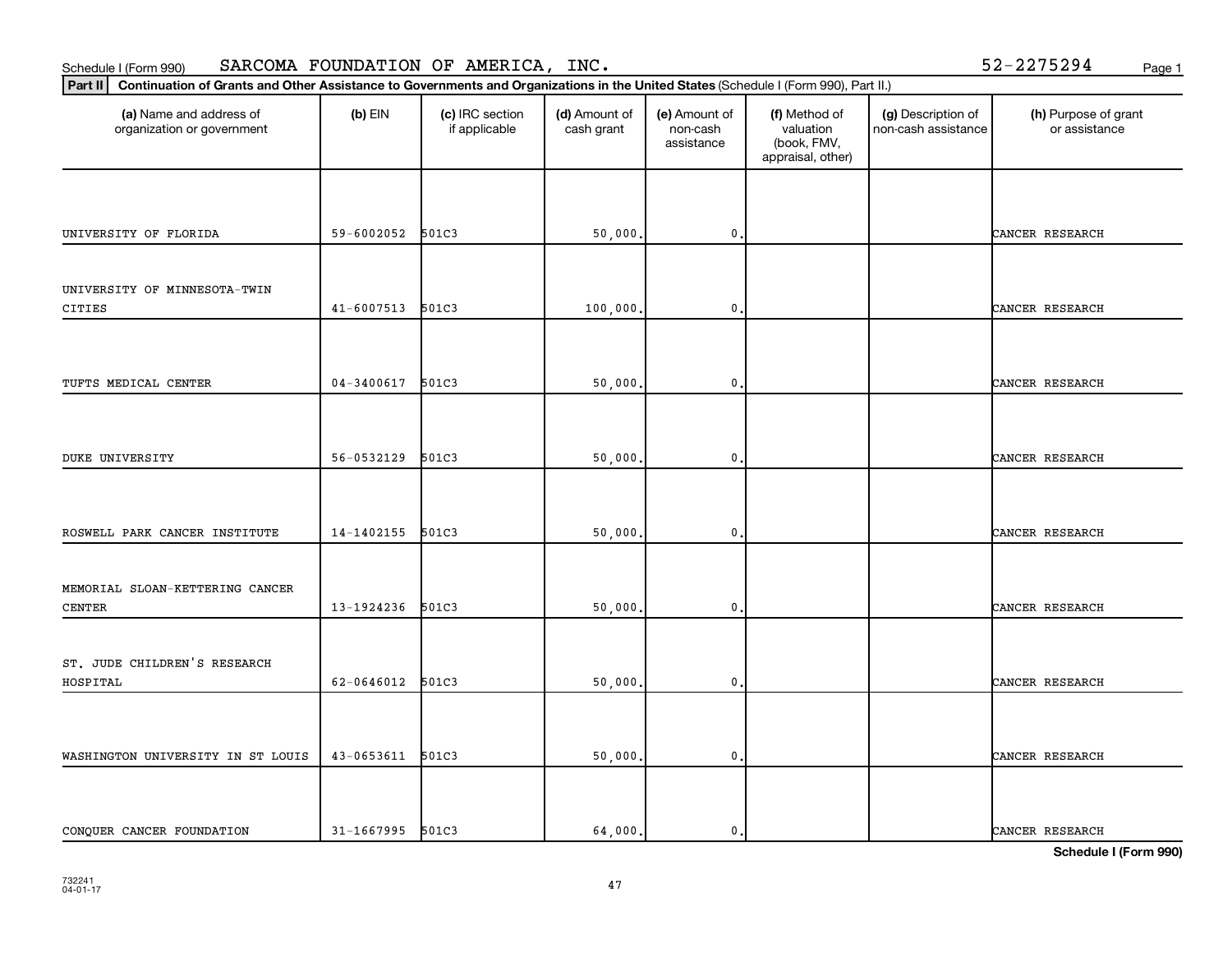Schedule I (Form 990) SARCOMA FOUNDATION OF AMERICA, INC. 52-2275294

**Part II** **Continuation of Grants and Other Assistance to Governments and Organizations in the United States** (Schedule I (Form 990), Part II.)

| (a) Name and address of organization or government | (b) EIN | (c) IRC section if applicable | (d) Amount of cash grant | (e) Amount of non-cash assistance | (f) Method of valuation (book, FMV, appraisal, other) | (g) Description of non-cash assistance | (h) Purpose of grant or assistance |
|---|---|---|---|---|---|---|---|
| UNIVERSITY OF FLORIDA | 59-6002052 | 501C3 | 50,000. | 0. | | | CANCER RESEARCH |
| UNIVERSITY OF MINNESOTA-TWIN CITIES | 41-6007513 | 501C3 | 100,000. | 0. | | | CANCER RESEARCH |
| TUFTS MEDICAL CENTER | 04-3400617 | 501C3 | 50,000. | 0. | | | CANCER RESEARCH |
| DUKE UNIVERSITY | 56-0532129 | 501C3 | 50,000. | 0. | | | CANCER RESEARCH |
| ROSWELL PARK CANCER INSTITUTE | 14-1402155 | 501C3 | 50,000. | 0. | | | CANCER RESEARCH |
| MEMORIAL SLOAN-KETTERING CANCER CENTER | 13-1924236 | 501C3 | 50,000. | 0. | | | CANCER RESEARCH |
| ST. JUDE CHILDREN'S RESEARCH HOSPITAL | 62-0646012 | 501C3 | 50,000. | 0. | | | CANCER RESEARCH |
| WASHINGTON UNIVERSITY IN ST LOUIS | 43-0653611 | 501C3 | 50,000. | 0. | | | CANCER RESEARCH |
| CONQUER CANCER FOUNDATION | 31-1667995 | 501C3 | 64,000. | 0. | | | CANCER RESEARCH |

**Schedule I (Form 990)**

732241
04-01-17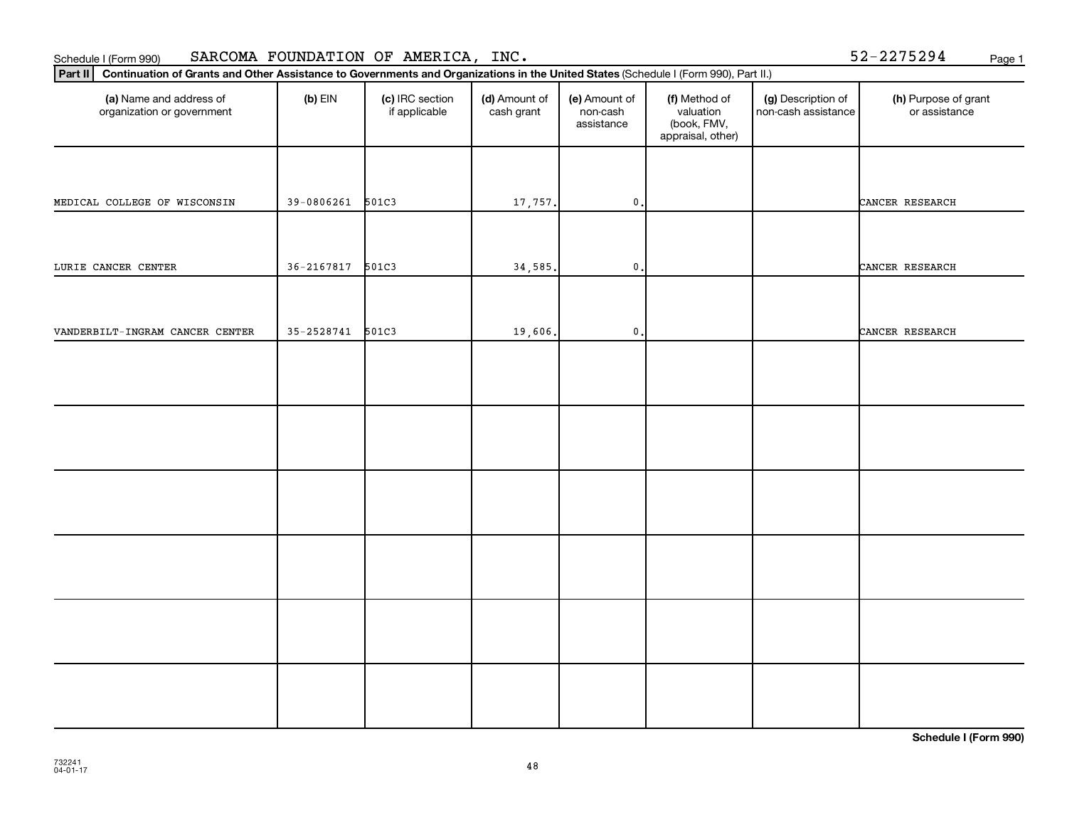Schedule I (Form 990) SARCOMA FOUNDATION OF AMERICA, INC. 52-2275294

**Part II** **Continuation of Grants and Other Assistance to Governments and Organizations in the United States** (Schedule I (Form 990), Part II.)

| (a) Name and address of organization or government | (b) EIN | (c) IRC section if applicable | (d) Amount of cash grant | (e) Amount of non-cash assistance | (f) Method of valuation (book, FMV, appraisal, other) | (g) Description of non-cash assistance | (h) Purpose of grant or assistance |
|---|---|---|---|---|---|---|---|
| MEDICAL COLLEGE OF WISCONSIN | 39-0806261 | 501C3 | 17,757. | 0. | | | CANCER RESEARCH |
| LURIE CANCER CENTER | 36-2167817 | 501C3 | 34,585. | 0. | | | CANCER RESEARCH |
| VANDERBILT-INGRAM CANCER CENTER | 35-2528741 | 501C3 | 19,606. | 0. | | | CANCER RESEARCH |
| | | | | | | | |
| | | | | | | | |
| | | | | | | | |
| | | | | | | | |
| | | | | | | | |
| | | | | | | | |

**Schedule I (Form 990)**

732241
04-01-17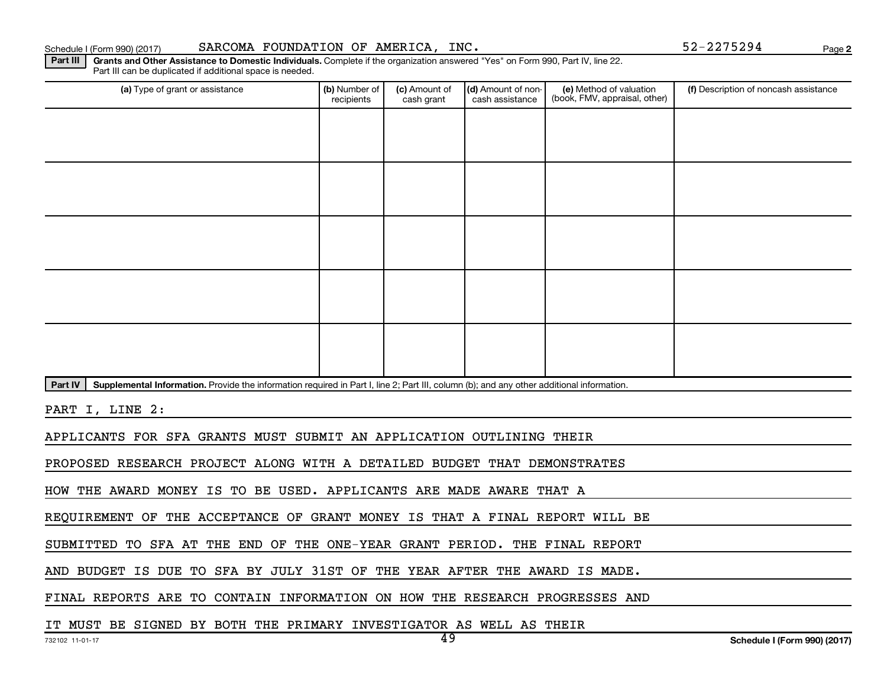Schedule I (Form 990) (2017) SARCOMA FOUNDATION OF AMERICA, INC. 52-2275294

**Part III** **Grants and Other Assistance to Domestic Individuals.** Complete if the organization answered "Yes" on Form 990, Part IV, line 22. Part III can be duplicated if additional space is needed.

| (a) Type of grant or assistance | (b) Number of recipients | (c) Amount of cash grant | (d) Amount of non-cash assistance | (e) Method of valuation (book, FMV, appraisal, other) | (f) Description of noncash assistance |
|---|---|---|---|---|---|
| | | | | | |
| | | | | | |
| | | | | | |
| | | | | | |
| | | | | | |

**Part IV** **Supplemental Information.** Provide the information required in Part I, line 2; Part III, column (b); and any other additional information.

PART I, LINE 2:

APPLICANTS FOR SFA GRANTS MUST SUBMIT AN APPLICATION OUTLINING THEIR PROPOSED RESEARCH PROJECT ALONG WITH A DETAILED BUDGET THAT DEMONSTRATES HOW THE AWARD MONEY IS TO BE USED. APPLICANTS ARE MADE AWARE THAT A REQUIREMENT OF THE ACCEPTANCE OF GRANT MONEY IS THAT A FINAL REPORT WILL BE SUBMITTED TO SFA AT THE END OF THE ONE-YEAR GRANT PERIOD. THE FINAL REPORT AND BUDGET IS DUE TO SFA BY JULY 31ST OF THE YEAR AFTER THE AWARD IS MADE. FINAL REPORTS ARE TO CONTAIN INFORMATION ON HOW THE RESEARCH PROGRESSES AND IT MUST BE SIGNED BY BOTH THE PRIMARY INVESTIGATOR AS WELL AS THEIR

732102 11-01-17 **Schedule I (Form 990) (2017)**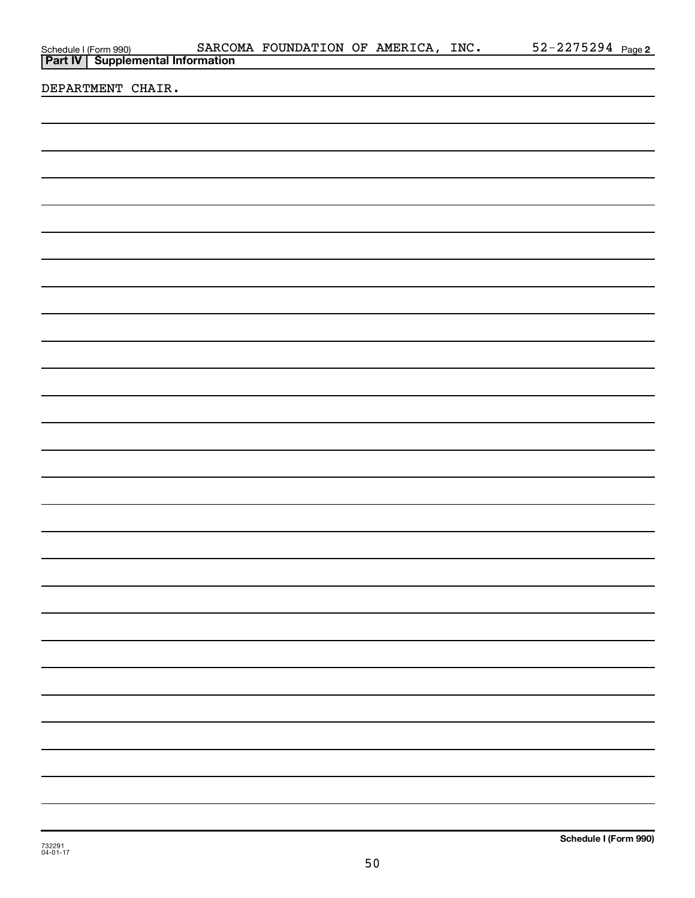Schedule I (Form 990) SARCOMA FOUNDATION OF AMERICA, INC. 52-2275294 Page 2

**Part IV | Supplemental Information**

DEPARTMENT CHAIR.

Schedule I (Form 990)

732291
04-01-17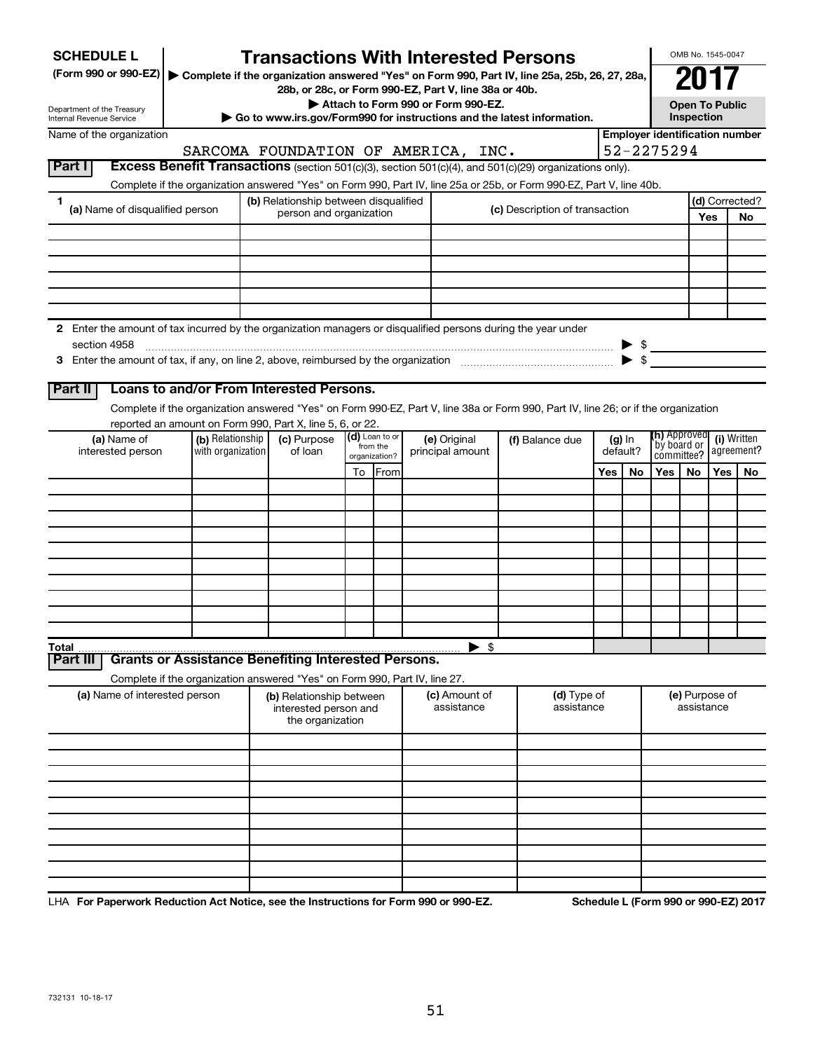**SCHEDULE L**
**(Form 990 or 990-EZ)**

Department of the Treasury
Internal Revenue Service

# Transactions With Interested Persons

▶ **Complete if the organization answered "Yes" on Form 990, Part IV, line 25a, 25b, 26, 27, 28a, 28b, or 28c, or Form 990-EZ, Part V, line 38a or 40b.**
▶ **Attach to Form 990 or Form 990-EZ.**
▶ **Go to www.irs.gov/Form990 for instructions and the latest information.**

OMB No. 1545-0047

**2017**

**Open To Public Inspection**

Name of the organization: SARCOMA FOUNDATION OF AMERICA, INC.

Employer identification number: 52-2275294

## Part I Excess Benefit Transactions (section 501(c)(3), section 501(c)(4), and 501(c)(29) organizations only).

Complete if the organization answered "Yes" on Form 990, Part IV, line 25a or 25b, or Form 990-EZ, Part V, line 40b.

| 1 (a) Name of disqualified person | (b) Relationship between disqualified person and organization | (c) Description of transaction | (d) Corrected? Yes | No |
|---|---|---|---|---|
| | | | | |
| | | | | |
| | | | | |
| | | | | |
| | | | | |
| | | | | |

2 Enter the amount of tax incurred by the organization managers or disqualified persons during the year under section 4958 ▶ $

3 Enter the amount of tax, if any, on line 2, above, reimbursed by the organization ▶ $

## Part II Loans to and/or From Interested Persons.

Complete if the organization answered "Yes" on Form 990-EZ, Part V, line 38a or Form 990, Part IV, line 26; or if the organization reported an amount on Form 990, Part X, line 5, 6, or 22.

| (a) Name of interested person | (b) Relationship with organization | (c) Purpose of loan | (d) Loan to or from the organization? To | From | (e) Original principal amount | (f) Balance due | (g) In default? Yes | No | (h) Approved by board or committee? Yes | No | (i) Written agreement? Yes | No |
|---|---|---|---|---|---|---|---|---|---|---|---|---|
| | | | | | | | | | | | | |
| | | | | | | | | | | | | |
| | | | | | | | | | | | | |
| | | | | | | | | | | | | |
| | | | | | | | | | | | | |
| | | | | | | | | | | | | |
| | | | | | | | | | | | | |
| | | | | | | | | | | | | |
| | | | | | | | | | | | | |
| | | | | | | | | | | | | |
| **Total** | | | | | ▶ $ | | | | | | | |

## Part III Grants or Assistance Benefiting Interested Persons.

Complete if the organization answered "Yes" on Form 990, Part IV, line 27.

| (a) Name of interested person | (b) Relationship between interested person and the organization | (c) Amount of assistance | (d) Type of assistance | (e) Purpose of assistance |
|---|---|---|---|---|
| | | | | |
| | | | | |
| | | | | |
| | | | | |
| | | | | |
| | | | | |
| | | | | |
| | | | | |
| | | | | |
| | | | | |

LHA **For Paperwork Reduction Act Notice, see the Instructions for Form 990 or 990-EZ.** **Schedule L (Form 990 or 990-EZ) 2017**

732131 10-18-17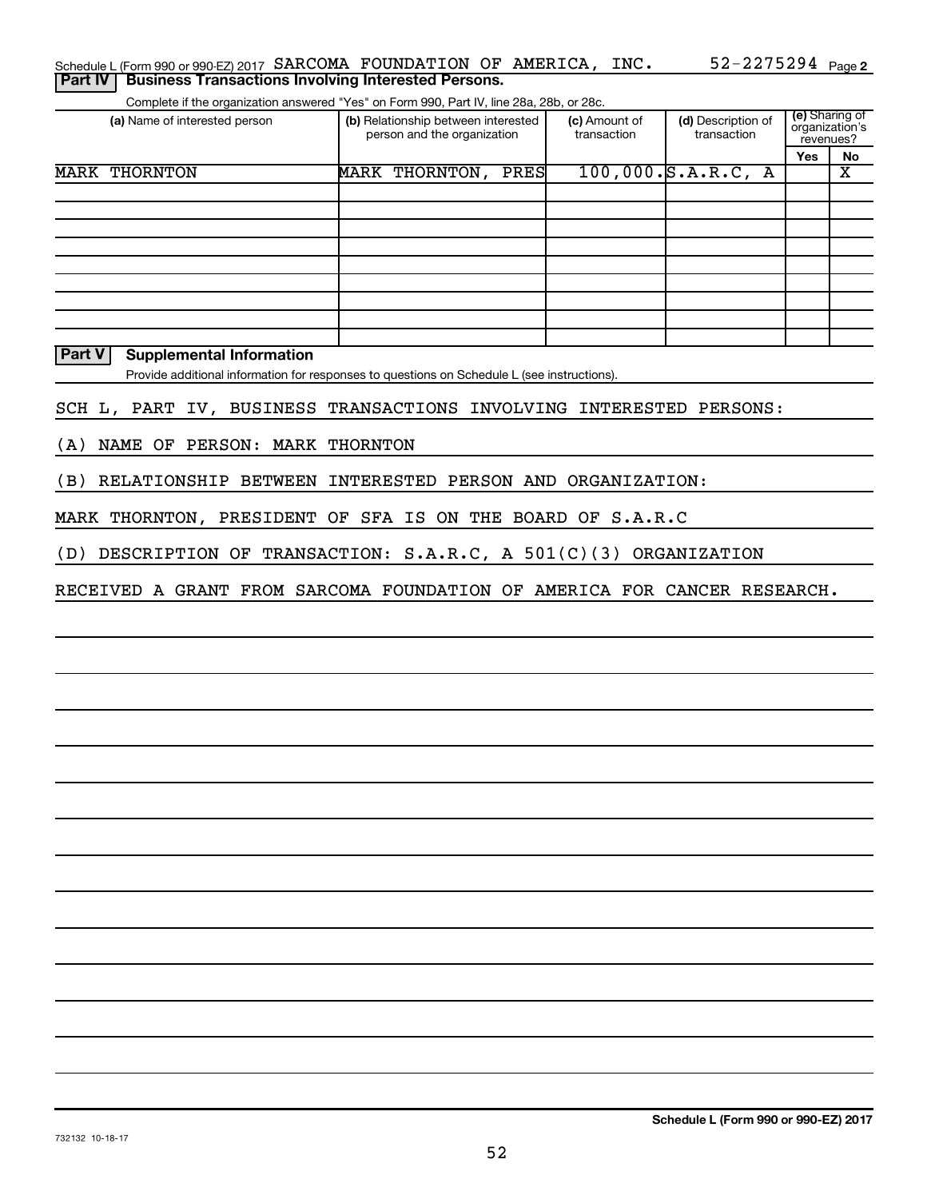Schedule L (Form 990 or 990-EZ) 2017 SARCOMA FOUNDATION OF AMERICA, INC. 52-2275294 Page 2

## Part IV Business Transactions Involving Interested Persons.

Complete if the organization answered "Yes" on Form 990, Part IV, line 28a, 28b, or 28c.

| (a) Name of interested person | (b) Relationship between interested person and the organization | (c) Amount of transaction | (d) Description of transaction | (e) Sharing of organization's revenues? Yes | No |
|---|---|---|---|---|---|
| MARK THORNTON | MARK THORNTON, PRES | 100,000. | S.A.R.C, A | | X |
| | | | | | |
| | | | | | |
| | | | | | |
| | | | | | |
| | | | | | |
| | | | | | |
| | | | | | |
| | | | | | |

## Part V Supplemental Information

Provide additional information for responses to questions on Schedule L (see instructions).

SCH L, PART IV, BUSINESS TRANSACTIONS INVOLVING INTERESTED PERSONS:

(A) NAME OF PERSON: MARK THORNTON

(B) RELATIONSHIP BETWEEN INTERESTED PERSON AND ORGANIZATION:

MARK THORNTON, PRESIDENT OF SFA IS ON THE BOARD OF S.A.R.C

(D) DESCRIPTION OF TRANSACTION: S.A.R.C, A 501(C)(3) ORGANIZATION

RECEIVED A GRANT FROM SARCOMA FOUNDATION OF AMERICA FOR CANCER RESEARCH.

Schedule L (Form 990 or 990-EZ) 2017

732132 10-18-17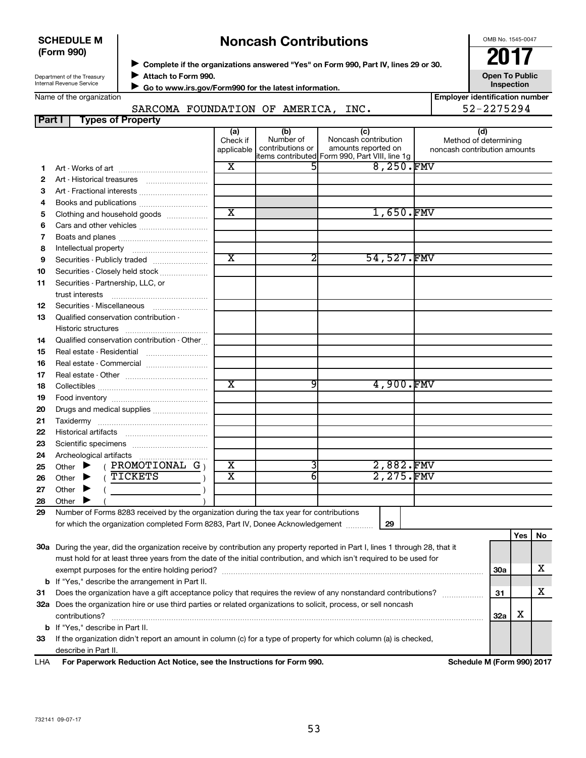**SCHEDULE M (Form 990)**

Department of the Treasury
Internal Revenue Service

# Noncash Contributions

▶ Complete if the organizations answered "Yes" on Form 990, Part IV, lines 29 or 30.
▶ Attach to Form 990.
▶ Go to www.irs.gov/Form990 for the latest information.

OMB No. 1545-0047

**2017**

**Open To Public Inspection**

Name of the organization: SARCOMA FOUNDATION OF AMERICA, INC.

Employer identification number: 52-2275294

**Part I — Types of Property**

| | | (a) Check if applicable | (b) Number of contributions or items contributed | (c) Noncash contribution amounts reported on Form 990, Part VIII, line 1g | (d) Method of determining noncash contribution amounts |
|---|---|---|---|---|---|
| 1 | Art - Works of art | X | 5 | 8,250. | FMV |
| 2 | Art - Historical treasures | | | | |
| 3 | Art - Fractional interests | | | | |
| 4 | Books and publications | | | | |
| 5 | Clothing and household goods | X | | 1,650. | FMV |
| 6 | Cars and other vehicles | | | | |
| 7 | Boats and planes | | | | |
| 8 | Intellectual property | | | | |
| 9 | Securities - Publicly traded | X | 2 | 54,527. | FMV |
| 10 | Securities - Closely held stock | | | | |
| 11 | Securities - Partnership, LLC, or trust interests | | | | |
| 12 | Securities - Miscellaneous | | | | |
| 13 | Qualified conservation contribution - Historic structures | | | | |
| 14 | Qualified conservation contribution - Other | | | | |
| 15 | Real estate - Residential | | | | |
| 16 | Real estate - Commercial | | | | |
| 17 | Real estate - Other | | | | |
| 18 | Collectibles | X | 9 | 4,900. | FMV |
| 19 | Food inventory | | | | |
| 20 | Drugs and medical supplies | | | | |
| 21 | Taxidermy | | | | |
| 22 | Historical artifacts | | | | |
| 23 | Scientific specimens | | | | |
| 24 | Archeological artifacts | | | | |
| 25 | Other ▶ ( PROMOTIONAL G ) | X | 3 | 2,882. | FMV |
| 26 | Other ▶ ( TICKETS ) | X | 6 | 2,275. | FMV |
| 27 | Other ▶ ( ) | | | | |
| 28 | Other ▶ ( ) | | | | |

29 Number of Forms 8283 received by the organization during the tax year for contributions for which the organization completed Form 8283, Part IV, Donee Acknowledgement ..... 29

| | | | Yes | No |
|---|---|---|---|---|
| 30a | During the year, did the organization receive by contribution any property reported in Part I, lines 1 through 28, that it must hold for at least three years from the date of the initial contribution, and which isn't required to be used for exempt purposes for the entire holding period? | 30a | | X |
| b | If "Yes," describe the arrangement in Part II. | | | |
| 31 | Does the organization have a gift acceptance policy that requires the review of any nonstandard contributions? | 31 | | X |
| 32a | Does the organization hire or use third parties or related organizations to solicit, process, or sell noncash contributions? | 32a | X | |
| b | If "Yes," describe in Part II. | | | |
| 33 | If the organization didn't report an amount in column (c) for a type of property for which column (a) is checked, describe in Part II. | | | |

LHA **For Paperwork Reduction Act Notice, see the Instructions for Form 990.** **Schedule M (Form 990) 2017**

732141 09-07-17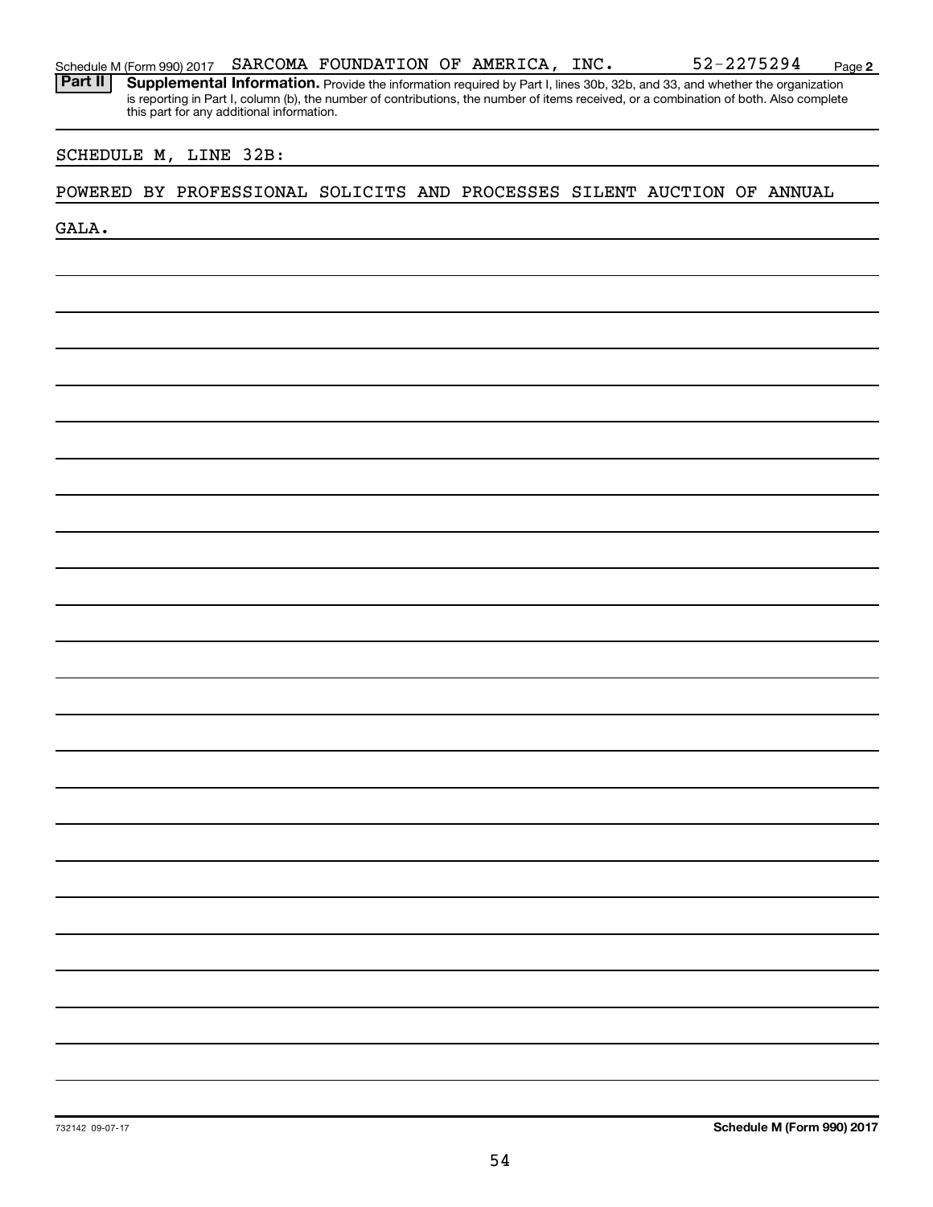Schedule M (Form 990) 2017 SARCOMA FOUNDATION OF AMERICA, INC. 52-2275294 Page 2

**Part II** **Supplemental Information.** Provide the information required by Part I, lines 30b, 32b, and 33, and whether the organization is reporting in Part I, column (b), the number of contributions, the number of items received, or a combination of both. Also complete this part for any additional information.

SCHEDULE M, LINE 32B:

POWERED BY PROFESSIONAL SOLICITS AND PROCESSES SILENT AUCTION OF ANNUAL GALA.

732142 09-07-17

**Schedule M (Form 990) 2017**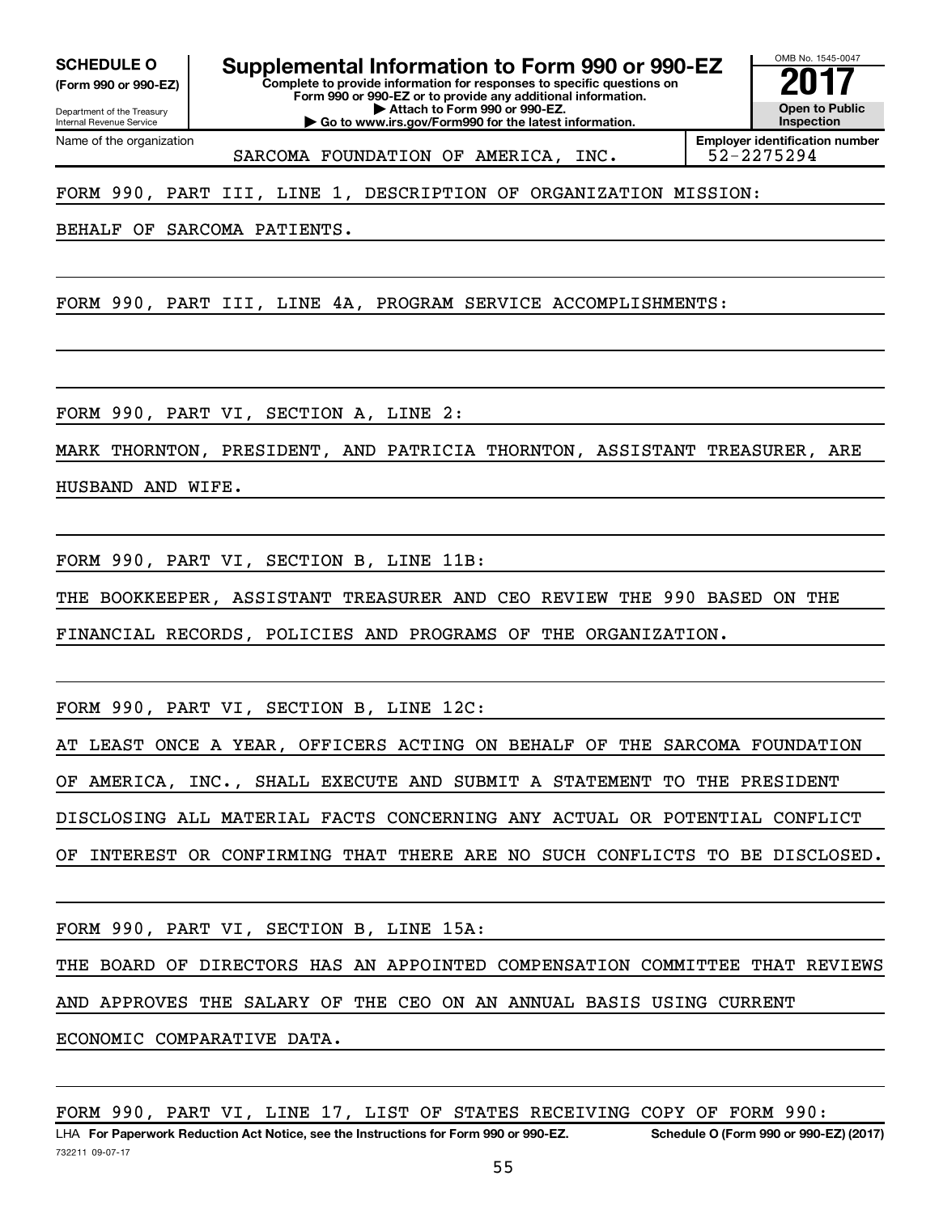**SCHEDULE O**
**(Form 990 or 990-EZ)**

Department of the Treasury
Internal Revenue Service

# Supplemental Information to Form 990 or 990-EZ

**Complete to provide information for responses to specific questions on Form 990 or 990-EZ or to provide any additional information.**
**▶ Attach to Form 990 or 990-EZ.**
**▶ Go to www.irs.gov/Form990 for the latest information.**

OMB No. 1545-0047

**2017**

**Open to Public Inspection**

| Name of the organization | Employer identification number |
|---|---|
| SARCOMA FOUNDATION OF AMERICA, INC. | 52-2275294 |

FORM 990, PART III, LINE 1, DESCRIPTION OF ORGANIZATION MISSION:

BEHALF OF SARCOMA PATIENTS.

FORM 990, PART III, LINE 4A, PROGRAM SERVICE ACCOMPLISHMENTS:

FORM 990, PART VI, SECTION A, LINE 2:

MARK THORNTON, PRESIDENT, AND PATRICIA THORNTON, ASSISTANT TREASURER, ARE HUSBAND AND WIFE.

FORM 990, PART VI, SECTION B, LINE 11B:

THE BOOKKEEPER, ASSISTANT TREASURER AND CEO REVIEW THE 990 BASED ON THE FINANCIAL RECORDS, POLICIES AND PROGRAMS OF THE ORGANIZATION.

FORM 990, PART VI, SECTION B, LINE 12C:

AT LEAST ONCE A YEAR, OFFICERS ACTING ON BEHALF OF THE SARCOMA FOUNDATION OF AMERICA, INC., SHALL EXECUTE AND SUBMIT A STATEMENT TO THE PRESIDENT DISCLOSING ALL MATERIAL FACTS CONCERNING ANY ACTUAL OR POTENTIAL CONFLICT OF INTEREST OR CONFIRMING THAT THERE ARE NO SUCH CONFLICTS TO BE DISCLOSED.

FORM 990, PART VI, SECTION B, LINE 15A:

THE BOARD OF DIRECTORS HAS AN APPOINTED COMPENSATION COMMITTEE THAT REVIEWS AND APPROVES THE SALARY OF THE CEO ON AN ANNUAL BASIS USING CURRENT ECONOMIC COMPARATIVE DATA.

FORM 990, PART VI, LINE 17, LIST OF STATES RECEIVING COPY OF FORM 990:

LHA **For Paperwork Reduction Act Notice, see the Instructions for Form 990 or 990-EZ.** **Schedule O (Form 990 or 990-EZ) (2017)**

732211 09-07-17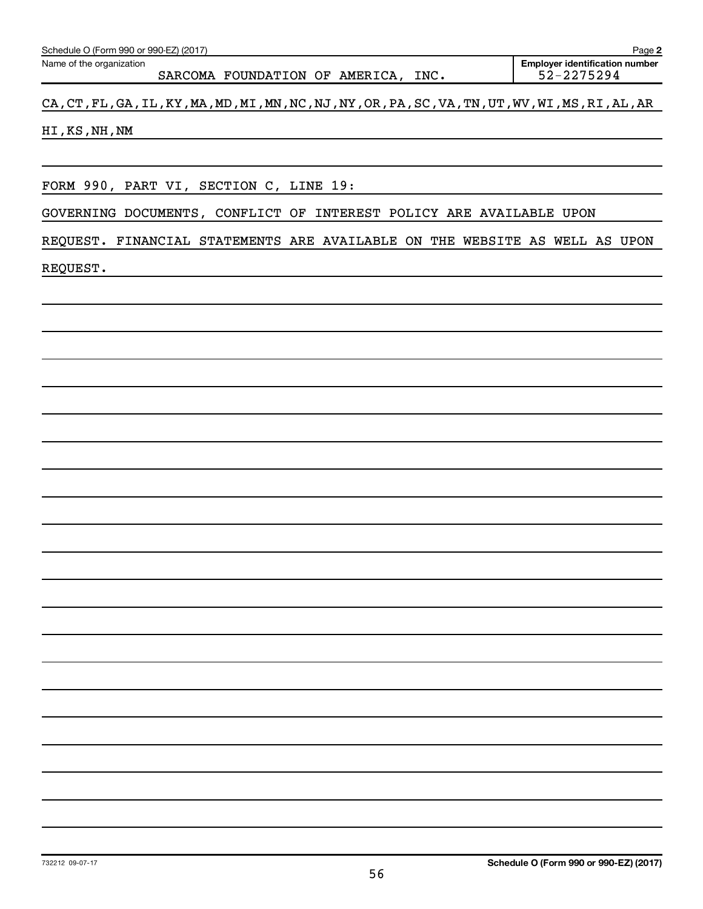Schedule O (Form 990 or 990-EZ) (2017)

Name of the organization: SARCOMA FOUNDATION OF AMERICA, INC.

Employer identification number: 52-2275294

CA,CT,FL,GA,IL,KY,MA,MD,MI,MN,NC,NJ,NY,OR,PA,SC,VA,TN,UT,WV,WI,MS,RI,AL,AR
HI,KS,NH,NM

FORM 990, PART VI, SECTION C, LINE 19:

GOVERNING DOCUMENTS, CONFLICT OF INTEREST POLICY ARE AVAILABLE UPON REQUEST. FINANCIAL STATEMENTS ARE AVAILABLE ON THE WEBSITE AS WELL AS UPON REQUEST.

732212 09-07-17

Schedule O (Form 990 or 990-EZ) (2017)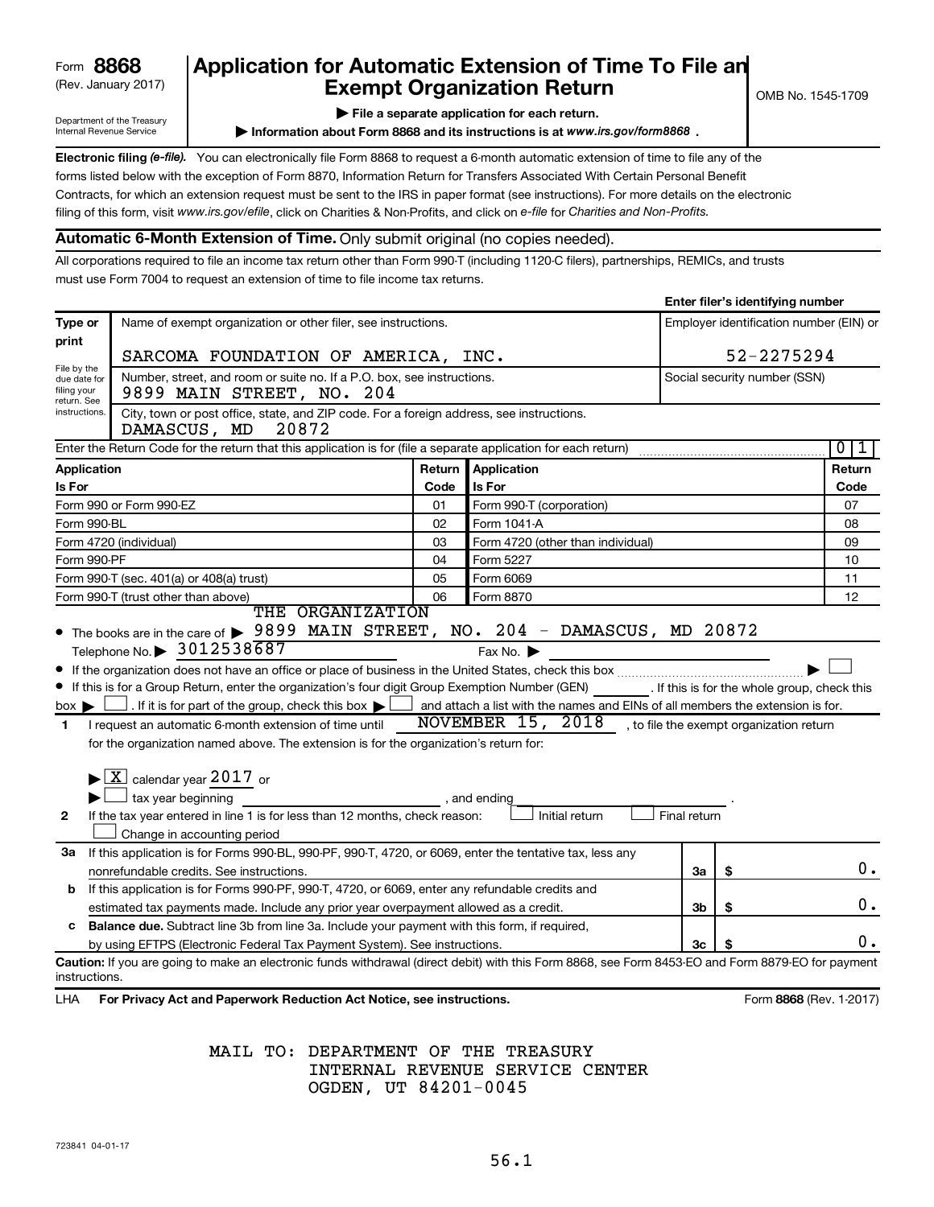Form **8868** (Rev. January 2017)

Department of the Treasury
Internal Revenue Service

# Application for Automatic Extension of Time To File an Exempt Organization Return

▶ **File a separate application for each return.**

▶ **Information about Form 8868 and its instructions is at *www.irs.gov/form8868*.**

OMB No. 1545-1709

**Electronic filing *(e-file)*.** You can electronically file Form 8868 to request a 6-month automatic extension of time to file any of the forms listed below with the exception of Form 8870, Information Return for Transfers Associated With Certain Personal Benefit Contracts, for which an extension request must be sent to the IRS in paper format (see instructions). For more details on the electronic filing of this form, visit *www.irs.gov/efile*, click on Charities & Non-Profits, and click on *e-file* for *Charities and Non-Profits.*

**Automatic 6-Month Extension of Time.** Only submit original (no copies needed).

All corporations required to file an income tax return other than Form 990-T (including 1120-C filers), partnerships, REMICs, and trusts must use Form 7004 to request an extension of time to file income tax returns.

**Enter filer's identifying number**

| Type or print | | |
|---|---|---|
| File by the due date for filing your return. See instructions. | Name of exempt organization or other filer, see instructions.<br>SARCOMA FOUNDATION OF AMERICA, INC. | Employer identification number (EIN) or<br>52-2275294 |
| | Number, street, and room or suite no. If a P.O. box, see instructions.<br>9899 MAIN STREET, NO. 204 | Social security number (SSN) |
| | City, town or post office, state, and ZIP code. For a foreign address, see instructions.<br>DAMASCUS, MD 20872 | |

Enter the Return Code for the return that this application is for (file a separate application for each return) ..... 0 1

| Application Is For | Return Code | Application Is For | Return Code |
|---|---|---|---|
| Form 990 or Form 990-EZ | 01 | Form 990-T (corporation) | 07 |
| Form 990-BL | 02 | Form 1041-A | 08 |
| Form 4720 (individual) | 03 | Form 4720 (other than individual) | 09 |
| Form 990-PF | 04 | Form 5227 | 10 |
| Form 990-T (sec. 401(a) or 408(a) trust) | 05 | Form 6069 | 11 |
| Form 990-T (trust other than above) | 06 | Form 8870 | 12 |

- The books are in the care of ▶ THE ORGANIZATION 9899 MAIN STREET, NO. 204 - DAMASCUS, MD 20872
  Telephone No. ▶ 3012538687 Fax No. ▶
- If the organization does not have an office or place of business in the United States, check this box ..... ▶ ☐
- If this is for a Group Return, enter the organization's four digit Group Exemption Number (GEN) ______. If this is for the whole group, check this box ▶ ☐. If it is for part of the group, check this box ▶ ☐ and attach a list with the names and EINs of all members the extension is for.

**1** I request an automatic 6-month extension of time until NOVEMBER 15, 2018, to file the exempt organization return for the organization named above. The extension is for the organization's return for:

▶ ☒ calendar year 2017 or
▶ ☐ tax year beginning ______, and ending ______.

**2** If the tax year entered in line 1 is for less than 12 months, check reason: ☐ Initial return ☐ Final return ☐ Change in accounting period

| | | | |
|---|---|---|---|
| **3a** | If this application is for Forms 990-BL, 990-PF, 990-T, 4720, or 6069, enter the tentative tax, less any nonrefundable credits. See instructions. | 3a | $ 0. |
| **b** | If this application is for Forms 990-PF, 990-T, 4720, or 6069, enter any refundable credits and estimated tax payments made. Include any prior year overpayment allowed as a credit. | 3b | $ 0. |
| **c** | **Balance due.** Subtract line 3b from line 3a. Include your payment with this form, if required, by using EFTPS (Electronic Federal Tax Payment System). See instructions. | 3c | $ 0. |

**Caution:** If you are going to make an electronic funds withdrawal (direct debit) with this Form 8868, see Form 8453-EO and Form 8879-EO for payment instructions.

LHA **For Privacy Act and Paperwork Reduction Act Notice, see instructions.** Form **8868** (Rev. 1-2017)

MAIL TO: DEPARTMENT OF THE TREASURY
INTERNAL REVENUE SERVICE CENTER
OGDEN, UT 84201-0045

723841 04-01-17

56.1